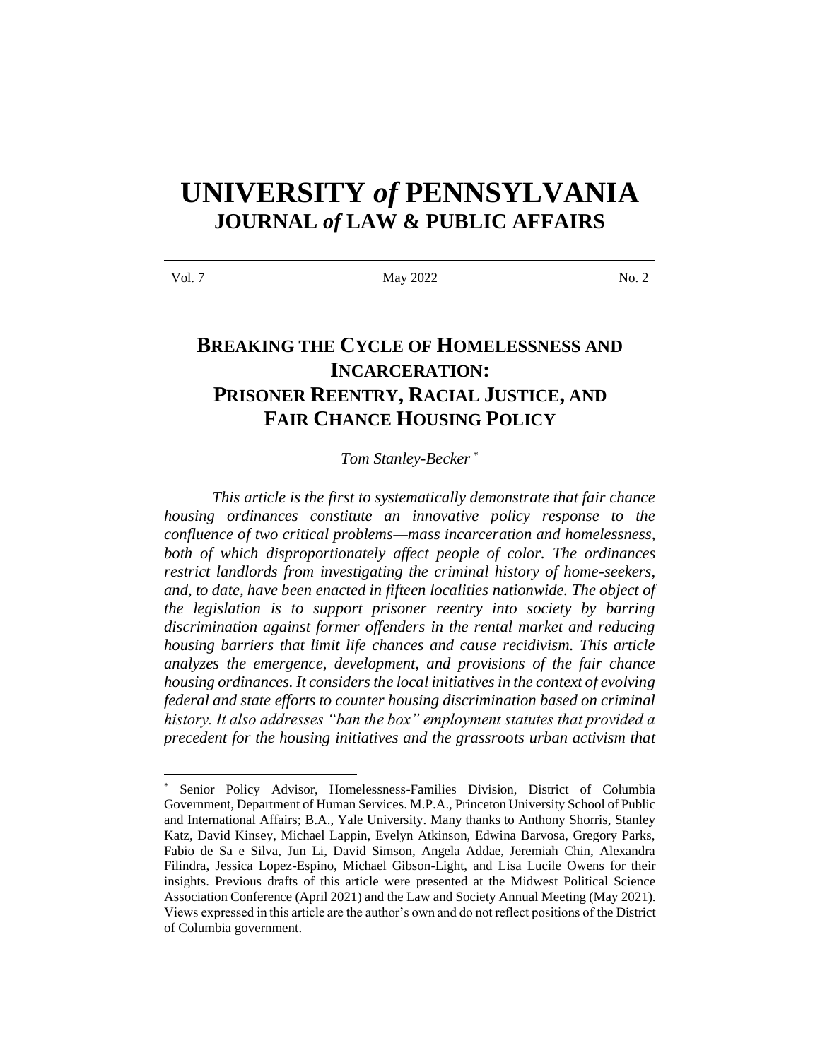# UNIVERSITY *of* PENNSYLVANIA
## JOURNAL *of* LAW & PUBLIC AFFAIRS

| Vol. 7 | May 2022 | No. 2 |
|---|---|---|

## BREAKING THE CYCLE OF HOMELESSNESS AND INCARCERATION: PRISONER REENTRY, RACIAL JUSTICE, AND FAIR CHANCE HOUSING POLICY

*Tom Stanley-Becker* [*]

*This article is the first to systematically demonstrate that fair chance housing ordinances constitute an innovative policy response to the confluence of two critical problems—mass incarceration and homelessness, both of which disproportionately affect people of color. The ordinances restrict landlords from investigating the criminal history of home-seekers, and, to date, have been enacted in fifteen localities nationwide. The object of the legislation is to support prisoner reentry into society by barring discrimination against former offenders in the rental market and reducing housing barriers that limit life chances and cause recidivism. This article analyzes the emergence, development, and provisions of the fair chance housing ordinances. It considers the local initiatives in the context of evolving federal and state efforts to counter housing discrimination based on criminal history. It also addresses "ban the box" employment statutes that provided a precedent for the housing initiatives and the grassroots urban activism that*

---

[*] Senior Policy Advisor, Homelessness-Families Division, District of Columbia Government, Department of Human Services. M.P.A., Princeton University School of Public and International Affairs; B.A., Yale University. Many thanks to Anthony Shorris, Stanley Katz, David Kinsey, Michael Lappin, Evelyn Atkinson, Edwina Barvosa, Gregory Parks, Fabio de Sa e Silva, Jun Li, David Simson, Angela Addae, Jeremiah Chin, Alexandra Filindra, Jessica Lopez-Espino, Michael Gibson-Light, and Lisa Lucile Owens for their insights. Previous drafts of this article were presented at the Midwest Political Science Association Conference (April 2021) and the Law and Society Annual Meeting (May 2021). Views expressed in this article are the author's own and do not reflect positions of the District of Columbia government.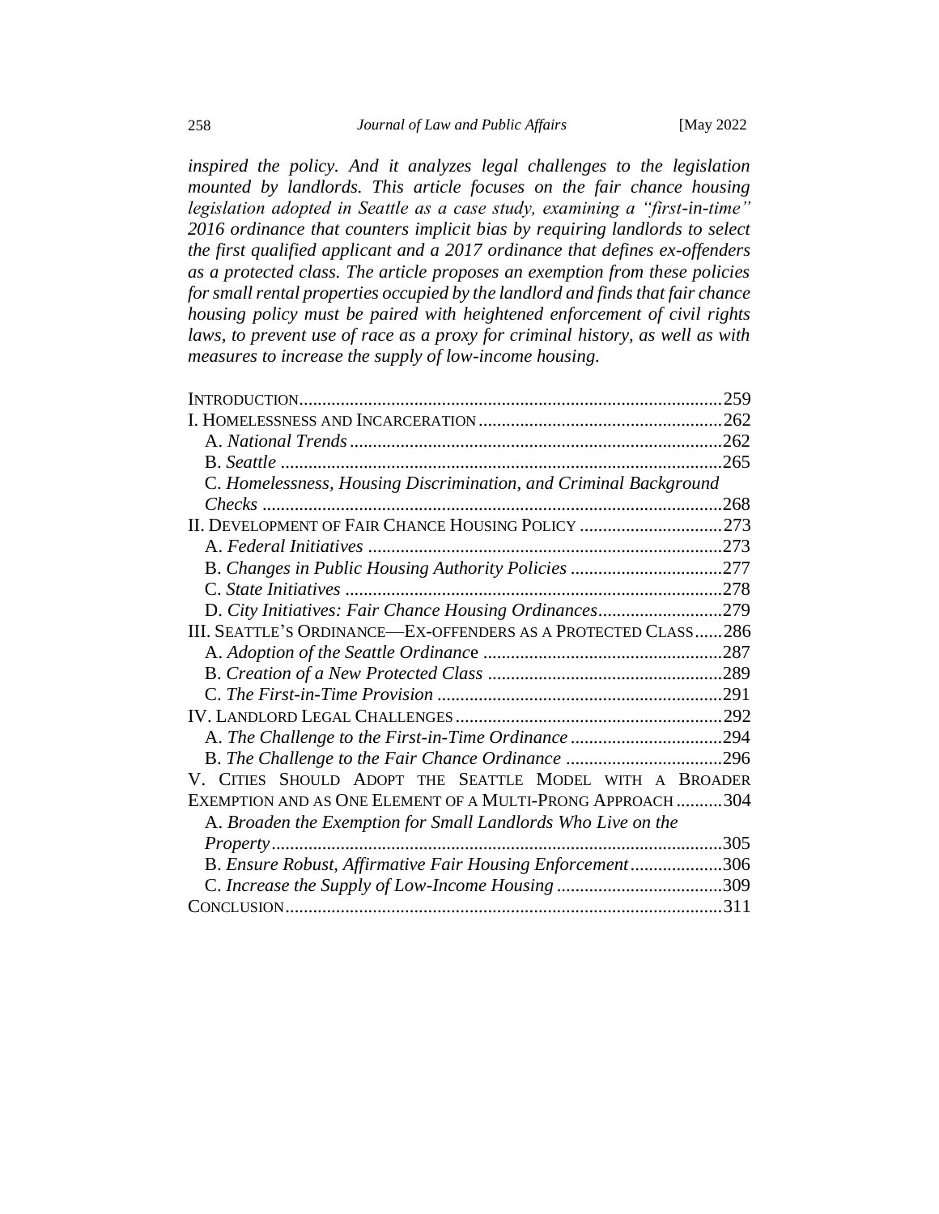*inspired the policy. And it analyzes legal challenges to the legislation mounted by landlords. This article focuses on the fair chance housing legislation adopted in Seattle as a case study, examining a "first-in-time" 2016 ordinance that counters implicit bias by requiring landlords to select the first qualified applicant and a 2017 ordinance that defines ex-offenders as a protected class. The article proposes an exemption from these policies for small rental properties occupied by the landlord and finds that fair chance housing policy must be paired with heightened enforcement of civil rights laws, to prevent use of race as a proxy for criminal history, as well as with measures to increase the supply of low-income housing.*

- INTRODUCTION ........ 259
- I. HOMELESSNESS AND INCARCERATION ........ 262
  - A. *National Trends* ........ 262
  - B. *Seattle* ........ 265
  - C. *Homelessness, Housing Discrimination, and Criminal Background Checks* ........ 268
- II. DEVELOPMENT OF FAIR CHANCE HOUSING POLICY ........ 273
  - A. *Federal Initiatives* ........ 273
  - B. *Changes in Public Housing Authority Policies* ........ 277
  - C. *State Initiatives* ........ 278
  - D. *City Initiatives: Fair Chance Housing Ordinances* ........ 279
- III. SEATTLE'S ORDINANCE—EX-OFFENDERS AS A PROTECTED CLASS ........ 286
  - A. *Adoption of the Seattle Ordinance* ........ 287
  - B. *Creation of a New Protected Class* ........ 289
  - C. *The First-in-Time Provision* ........ 291
- IV. LANDLORD LEGAL CHALLENGES ........ 292
  - A. *The Challenge to the First-in-Time Ordinance* ........ 294
  - B. *The Challenge to the Fair Chance Ordinance* ........ 296
- V. CITIES SHOULD ADOPT THE SEATTLE MODEL WITH A BROADER EXEMPTION AND AS ONE ELEMENT OF A MULTI-PRONG APPROACH ........ 304
  - A. *Broaden the Exemption for Small Landlords Who Live on the Property* ........ 305
  - B. *Ensure Robust, Affirmative Fair Housing Enforcement* ........ 306
  - C. *Increase the Supply of Low-Income Housing* ........ 309
- CONCLUSION ........ 311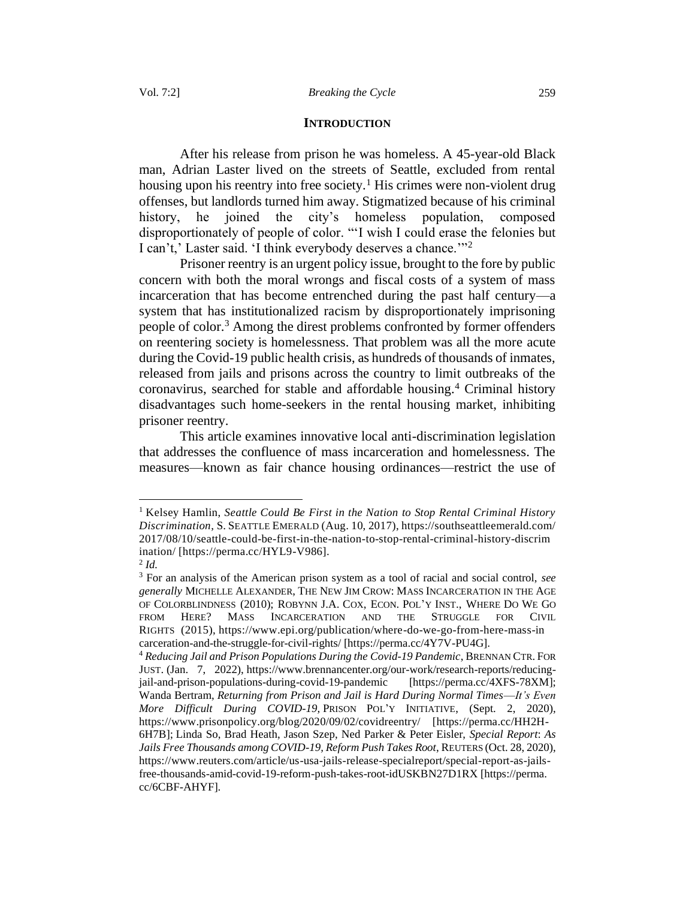## INTRODUCTION

After his release from prison he was homeless. A 45-year-old Black man, Adrian Laster lived on the streets of Seattle, excluded from rental housing upon his reentry into free society.[1] His crimes were non-violent drug offenses, but landlords turned him away. Stigmatized because of his criminal history, he joined the city's homeless population, composed disproportionately of people of color. "'I wish I could erase the felonies but I can't,' Laster said. 'I think everybody deserves a chance.'"[2]

Prisoner reentry is an urgent policy issue, brought to the fore by public concern with both the moral wrongs and fiscal costs of a system of mass incarceration that has become entrenched during the past half century—a system that has institutionalized racism by disproportionately imprisoning people of color.[3] Among the direst problems confronted by former offenders on reentering society is homelessness. That problem was all the more acute during the Covid-19 public health crisis, as hundreds of thousands of inmates, released from jails and prisons across the country to limit outbreaks of the coronavirus, searched for stable and affordable housing.[4] Criminal history disadvantages such home-seekers in the rental housing market, inhibiting prisoner reentry.

This article examines innovative local anti-discrimination legislation that addresses the confluence of mass incarceration and homelessness. The measures—known as fair chance housing ordinances—restrict the use of

---

[1] Kelsey Hamlin, *Seattle Could Be First in the Nation to Stop Rental Criminal History Discrimination*, S. SEATTLE EMERALD (Aug. 10, 2017), https://southseattleemerald.com/2017/08/10/seattle-could-be-first-in-the-nation-to-stop-rental-criminal-history-discrimination/ [https://perma.cc/HYL9-V986].

[2] *Id.*

[3] For an analysis of the American prison system as a tool of racial and social control, *see generally* MICHELLE ALEXANDER, THE NEW JIM CROW: MASS INCARCERATION IN THE AGE OF COLORBLINDNESS (2010); ROBYNN J.A. COX, ECON. POL'Y INST., WHERE DO WE GO FROM HERE? MASS INCARCERATION AND THE STRUGGLE FOR CIVIL RIGHTS (2015), https://www.epi.org/publication/where-do-we-go-from-here-mass-incarceration-and-the-struggle-for-civil-rights/ [https://perma.cc/4Y7V-PU4G].

[4] *Reducing Jail and Prison Populations During the Covid-19 Pandemic*, BRENNAN CTR. FOR JUST. (Jan. 7, 2022), https://www.brennancenter.org/our-work/research-reports/reducing-jail-and-prison-populations-during-covid-19-pandemic [https://perma.cc/4XFS-78XM]; Wanda Bertram, *Returning from Prison and Jail is Hard During Normal Times—It's Even More Difficult During COVID-19*, PRISON POL'Y INITIATIVE, (Sept. 2, 2020), https://www.prisonpolicy.org/blog/2020/09/02/covidreentry/ [https://perma.cc/HH2H-6H7B]; Linda So, Brad Heath, Jason Szep, Ned Parker & Peter Eisler, *Special Report*: *As Jails Free Thousands among COVID-19, Reform Push Takes Root*, REUTERS (Oct. 28, 2020), https://www.reuters.com/article/us-usa-jails-release-specialreport/special-report-as-jails-free-thousands-amid-covid-19-reform-push-takes-root-idUSKBN27D1RX [https://perma.cc/6CBF-AHYF].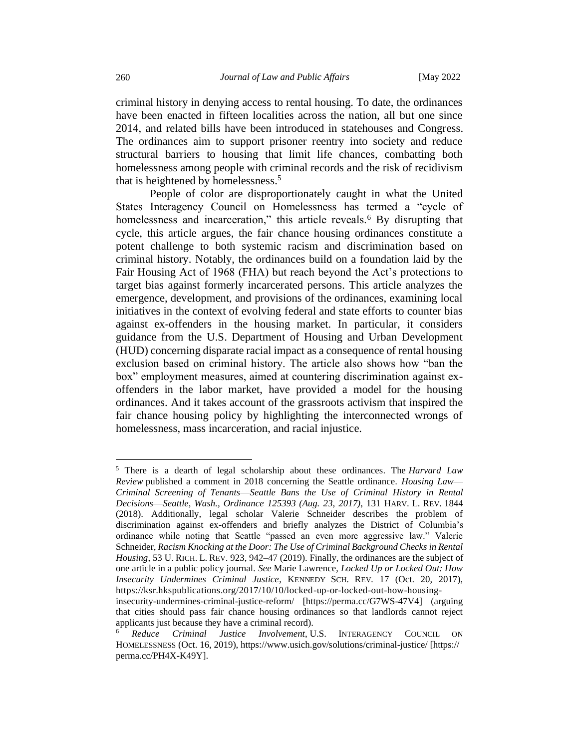criminal history in denying access to rental housing. To date, the ordinances have been enacted in fifteen localities across the nation, all but one since 2014, and related bills have been introduced in statehouses and Congress. The ordinances aim to support prisoner reentry into society and reduce structural barriers to housing that limit life chances, combatting both homelessness among people with criminal records and the risk of recidivism that is heightened by homelessness.[5]

People of color are disproportionately caught in what the United States Interagency Council on Homelessness has termed a "cycle of homelessness and incarceration," this article reveals.[6] By disrupting that cycle, this article argues, the fair chance housing ordinances constitute a potent challenge to both systemic racism and discrimination based on criminal history. Notably, the ordinances build on a foundation laid by the Fair Housing Act of 1968 (FHA) but reach beyond the Act's protections to target bias against formerly incarcerated persons. This article analyzes the emergence, development, and provisions of the ordinances, examining local initiatives in the context of evolving federal and state efforts to counter bias against ex-offenders in the housing market. In particular, it considers guidance from the U.S. Department of Housing and Urban Development (HUD) concerning disparate racial impact as a consequence of rental housing exclusion based on criminal history. The article also shows how "ban the box" employment measures, aimed at countering discrimination against ex-offenders in the labor market, have provided a model for the housing ordinances. And it takes account of the grassroots activism that inspired the fair chance housing policy by highlighting the interconnected wrongs of homelessness, mass incarceration, and racial injustice.

---

[5] There is a dearth of legal scholarship about these ordinances. The *Harvard Law Review* published a comment in 2018 concerning the Seattle ordinance. *Housing Law—Criminal Screening of Tenants—Seattle Bans the Use of Criminal History in Rental Decisions—Seattle, Wash., Ordinance 125393 (Aug. 23, 2017)*, 131 HARV. L. REV. 1844 (2018). Additionally, legal scholar Valerie Schneider describes the problem of discrimination against ex-offenders and briefly analyzes the District of Columbia's ordinance while noting that Seattle "passed an even more aggressive law." Valerie Schneider, *Racism Knocking at the Door: The Use of Criminal Background Checks in Rental Housing*, 53 U. RICH. L. REV. 923, 942–47 (2019). Finally, the ordinances are the subject of one article in a public policy journal. *See* Marie Lawrence, *Locked Up or Locked Out: How Insecurity Undermines Criminal Justice*, KENNEDY SCH. REV. 17 (Oct. 20, 2017), https://ksr.hkspublications.org/2017/10/10/locked-up-or-locked-out-how-housing-insecurity-undermines-criminal-justice-reform/ [https://perma.cc/G7WS-47V4] (arguing that cities should pass fair chance housing ordinances so that landlords cannot reject applicants just because they have a criminal record).

[6] *Reduce Criminal Justice Involvement*, U.S. INTERAGENCY COUNCIL ON HOMELESSNESS (Oct. 16, 2019), https://www.usich.gov/solutions/criminal-justice/ [https://perma.cc/PH4X-K49Y].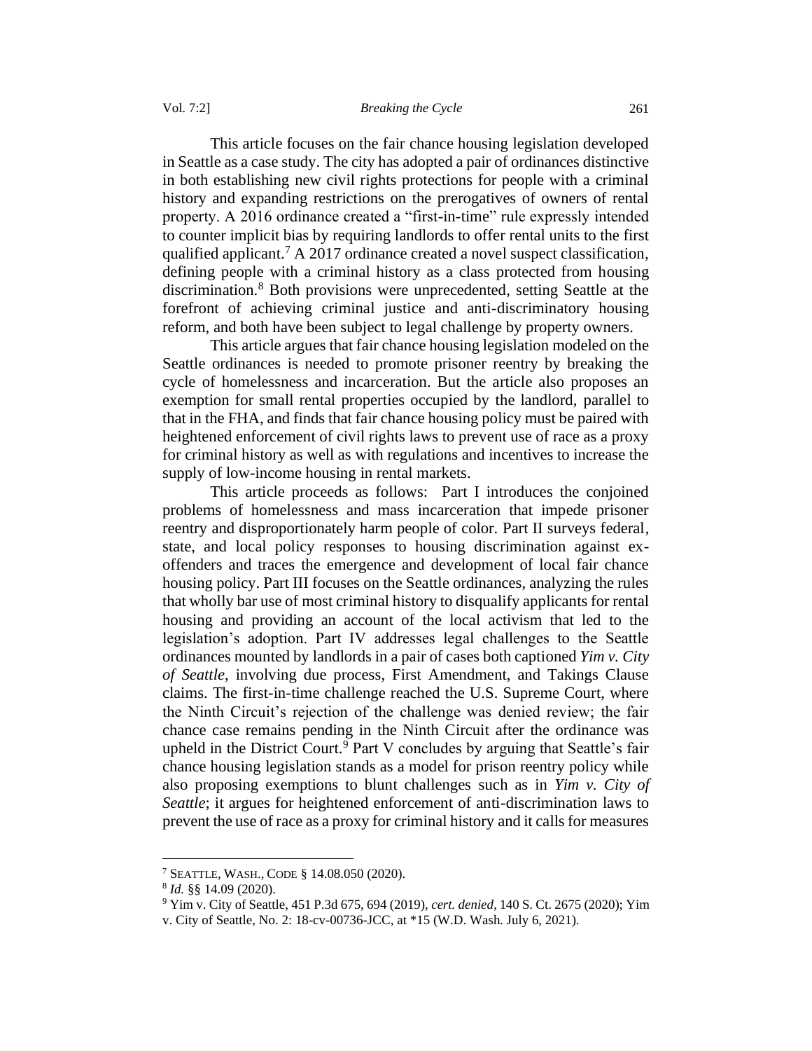This article focuses on the fair chance housing legislation developed in Seattle as a case study. The city has adopted a pair of ordinances distinctive in both establishing new civil rights protections for people with a criminal history and expanding restrictions on the prerogatives of owners of rental property. A 2016 ordinance created a "first-in-time" rule expressly intended to counter implicit bias by requiring landlords to offer rental units to the first qualified applicant.[7] A 2017 ordinance created a novel suspect classification, defining people with a criminal history as a class protected from housing discrimination.[8] Both provisions were unprecedented, setting Seattle at the forefront of achieving criminal justice and anti-discriminatory housing reform, and both have been subject to legal challenge by property owners.

This article argues that fair chance housing legislation modeled on the Seattle ordinances is needed to promote prisoner reentry by breaking the cycle of homelessness and incarceration. But the article also proposes an exemption for small rental properties occupied by the landlord, parallel to that in the FHA, and finds that fair chance housing policy must be paired with heightened enforcement of civil rights laws to prevent use of race as a proxy for criminal history as well as with regulations and incentives to increase the supply of low-income housing in rental markets.

This article proceeds as follows: Part I introduces the conjoined problems of homelessness and mass incarceration that impede prisoner reentry and disproportionately harm people of color. Part II surveys federal, state, and local policy responses to housing discrimination against ex-offenders and traces the emergence and development of local fair chance housing policy. Part III focuses on the Seattle ordinances, analyzing the rules that wholly bar use of most criminal history to disqualify applicants for rental housing and providing an account of the local activism that led to the legislation's adoption. Part IV addresses legal challenges to the Seattle ordinances mounted by landlords in a pair of cases both captioned *Yim v. City of Seattle*, involving due process, First Amendment, and Takings Clause claims. The first-in-time challenge reached the U.S. Supreme Court, where the Ninth Circuit's rejection of the challenge was denied review; the fair chance case remains pending in the Ninth Circuit after the ordinance was upheld in the District Court.[9] Part V concludes by arguing that Seattle's fair chance housing legislation stands as a model for prison reentry policy while also proposing exemptions to blunt challenges such as in *Yim v. City of Seattle*; it argues for heightened enforcement of anti-discrimination laws to prevent the use of race as a proxy for criminal history and it calls for measures

---

[7] SEATTLE, WASH., CODE § 14.08.050 (2020).

[8] *Id.* §§ 14.09 (2020).

[9] Yim v. City of Seattle, 451 P.3d 675, 694 (2019), *cert. denied*, 140 S. Ct. 2675 (2020); Yim v. City of Seattle, No. 2: 18-cv-00736-JCC, at *15 (W.D. Wash. July 6, 2021).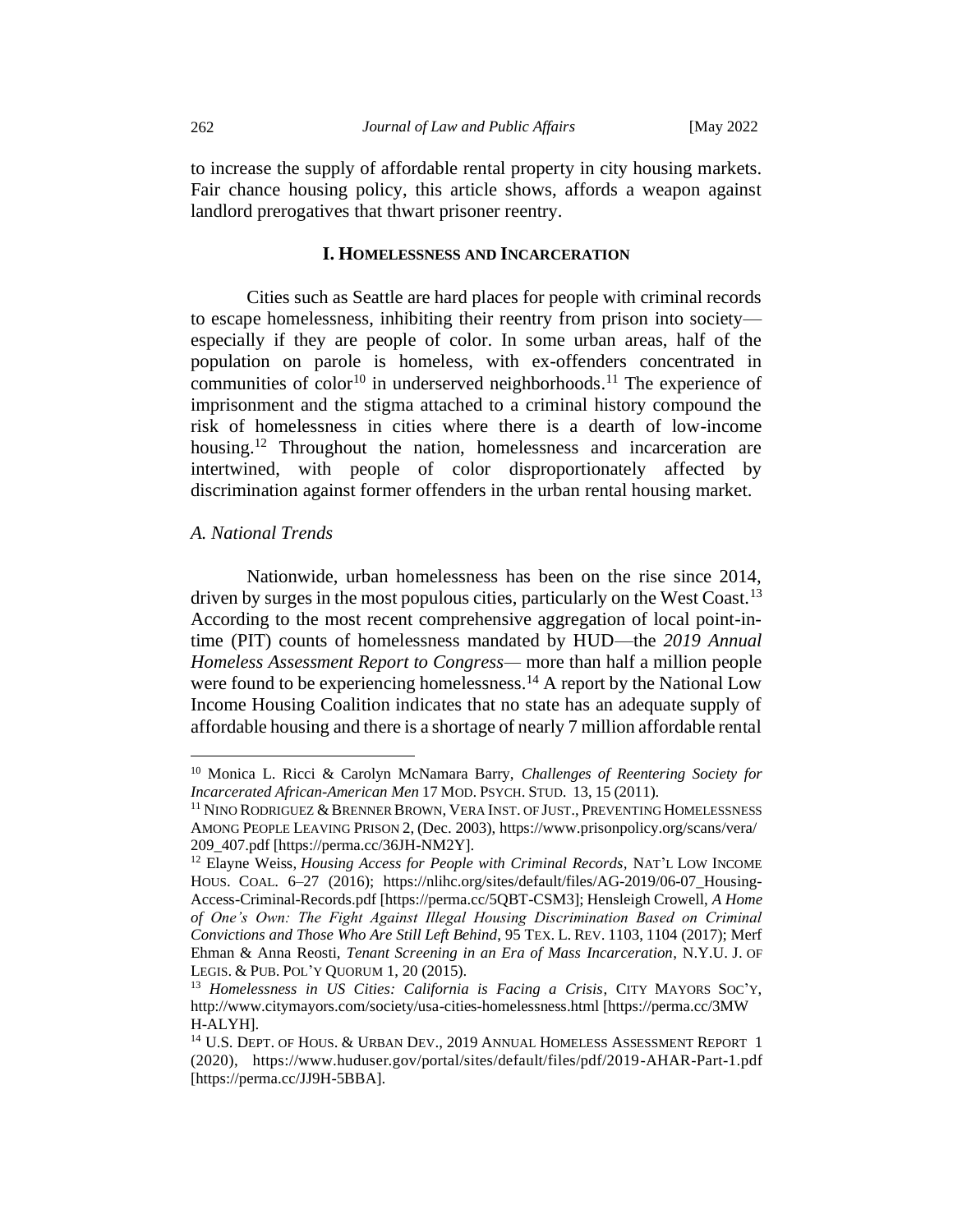to increase the supply of affordable rental property in city housing markets. Fair chance housing policy, this article shows, affords a weapon against landlord prerogatives that thwart prisoner reentry.

## I. HOMELESSNESS AND INCARCERATION

Cities such as Seattle are hard places for people with criminal records to escape homelessness, inhibiting their reentry from prison into society—especially if they are people of color. In some urban areas, half of the population on parole is homeless, with ex-offenders concentrated in communities of color[10] in underserved neighborhoods.[11] The experience of imprisonment and the stigma attached to a criminal history compound the risk of homelessness in cities where there is a dearth of low-income housing.[12] Throughout the nation, homelessness and incarceration are intertwined, with people of color disproportionately affected by discrimination against former offenders in the urban rental housing market.

### *A. National Trends*

Nationwide, urban homelessness has been on the rise since 2014, driven by surges in the most populous cities, particularly on the West Coast.[13] According to the most recent comprehensive aggregation of local point-in-time (PIT) counts of homelessness mandated by HUD—the *2019 Annual Homeless Assessment Report to Congress*— more than half a million people were found to be experiencing homelessness.[14] A report by the National Low Income Housing Coalition indicates that no state has an adequate supply of affordable housing and there is a shortage of nearly 7 million affordable rental

---

[10] Monica L. Ricci & Carolyn McNamara Barry, *Challenges of Reentering Society for Incarcerated African-American Men* 17 MOD. PSYCH. STUD. 13, 15 (2011).

[11] NINO RODRIGUEZ & BRENNER BROWN, VERA INST. OF JUST., PREVENTING HOMELESSNESS AMONG PEOPLE LEAVING PRISON 2, (Dec. 2003), https://www.prisonpolicy.org/scans/vera/209_407.pdf [https://perma.cc/36JH-NM2Y].

[12] Elayne Weiss, *Housing Access for People with Criminal Records*, NAT'L LOW INCOME HOUS. COAL. 6–27 (2016); https://nlihc.org/sites/default/files/AG-2019/06-07_Housing-Access-Criminal-Records.pdf [https://perma.cc/5QBT-CSM3]; Hensleigh Crowell, *A Home of One's Own: The Fight Against Illegal Housing Discrimination Based on Criminal Convictions and Those Who Are Still Left Behind*, 95 TEX. L. REV. 1103, 1104 (2017); Merf Ehman & Anna Reosti, *Tenant Screening in an Era of Mass Incarceration*, N.Y.U. J. OF LEGIS. & PUB. POL'Y QUORUM 1, 20 (2015).

[13] *Homelessness in US Cities: California is Facing a Crisis*, CITY MAYORS SOC'Y, http://www.citymayors.com/society/usa-cities-homelessness.html [https://perma.cc/3MWH-ALYH].

[14] U.S. DEPT. OF HOUS. & URBAN DEV., 2019 ANNUAL HOMELESS ASSESSMENT REPORT 1 (2020), https://www.huduser.gov/portal/sites/default/files/pdf/2019-AHAR-Part-1.pdf [https://perma.cc/JJ9H-5BBA].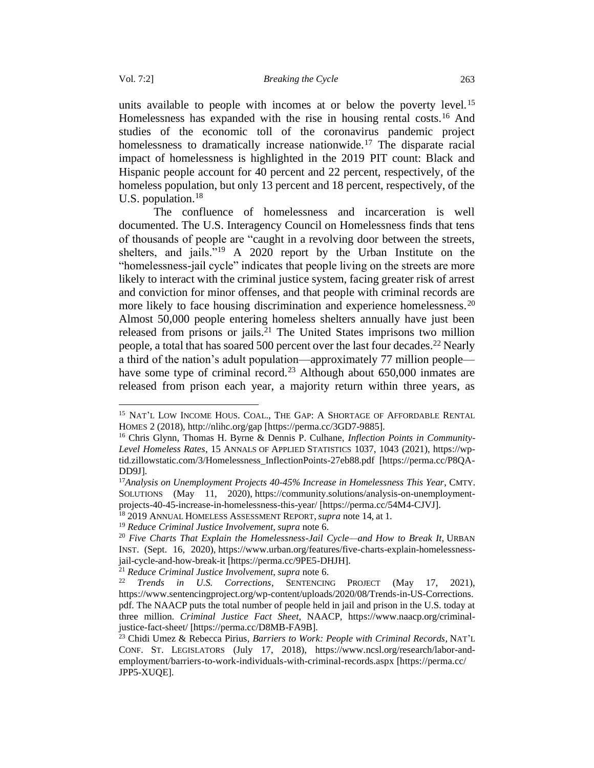units available to people with incomes at or below the poverty level.[15] Homelessness has expanded with the rise in housing rental costs.[16] And studies of the economic toll of the coronavirus pandemic project homelessness to dramatically increase nationwide.[17] The disparate racial impact of homelessness is highlighted in the 2019 PIT count: Black and Hispanic people account for 40 percent and 22 percent, respectively, of the homeless population, but only 13 percent and 18 percent, respectively, of the U.S. population.[18]

The confluence of homelessness and incarceration is well documented. The U.S. Interagency Council on Homelessness finds that tens of thousands of people are "caught in a revolving door between the streets, shelters, and jails."[19] A 2020 report by the Urban Institute on the "homelessness-jail cycle" indicates that people living on the streets are more likely to interact with the criminal justice system, facing greater risk of arrest and conviction for minor offenses, and that people with criminal records are more likely to face housing discrimination and experience homelessness.[20] Almost 50,000 people entering homeless shelters annually have just been released from prisons or jails.[21] The United States imprisons two million people, a total that has soared 500 percent over the last four decades.[22] Nearly a third of the nation's adult population—approximately 77 million people—have some type of criminal record.[23] Although about 650,000 inmates are released from prison each year, a majority return within three years, as

---

[15] NAT'L LOW INCOME HOUS. COAL., THE GAP: A SHORTAGE OF AFFORDABLE RENTAL HOMES 2 (2018), http://nlihc.org/gap [https://perma.cc/3GD7-9885].

[16] Chris Glynn, Thomas H. Byrne & Dennis P. Culhane, *Inflection Points in Community-Level Homeless Rates*, 15 ANNALS OF APPLIED STATISTICS 1037, 1043 (2021), https://wp-tid.zillowstatic.com/3/Homelessness_InflectionPoints-27eb88.pdf [https://perma.cc/P8QA-DD9J].

[17] *Analysis on Unemployment Projects 40-45% Increase in Homelessness This Year*, CMTY. SOLUTIONS (May 11, 2020), https://community.solutions/analysis-on-unemployment-projects-40-45-increase-in-homelessness-this-year/ [https://perma.cc/54M4-CJVJ].

[18] 2019 ANNUAL HOMELESS ASSESSMENT REPORT, *supra* note 14, at 1.

[19] *Reduce Criminal Justice Involvement*, *supra* note 6.

[20] *Five Charts That Explain the Homelessness-Jail Cycle—and How to Break It*, URBAN INST. (Sept. 16, 2020), https://www.urban.org/features/five-charts-explain-homelessness-jail-cycle-and-how-break-it [https://perma.cc/9PE5-DHJH].

[21] *Reduce Criminal Justice Involvement*, *supra* note 6.

[22] *Trends in U.S. Corrections*, SENTENCING PROJECT (May 17, 2021), https://www.sentencingproject.org/wp-content/uploads/2020/08/Trends-in-US-Corrections.pdf. The NAACP puts the total number of people held in jail and prison in the U.S. today at three million. *Criminal Justice Fact Sheet*, NAACP, https://www.naacp.org/criminal-justice-fact-sheet/ [https://perma.cc/D8MB-FA9B].

[23] Chidi Umez & Rebecca Pirius, *Barriers to Work: People with Criminal Records*, NAT'L CONF. ST. LEGISLATORS (July 17, 2018), https://www.ncsl.org/research/labor-and-employment/barriers-to-work-individuals-with-criminal-records.aspx [https://perma.cc/JPP5-XUQE].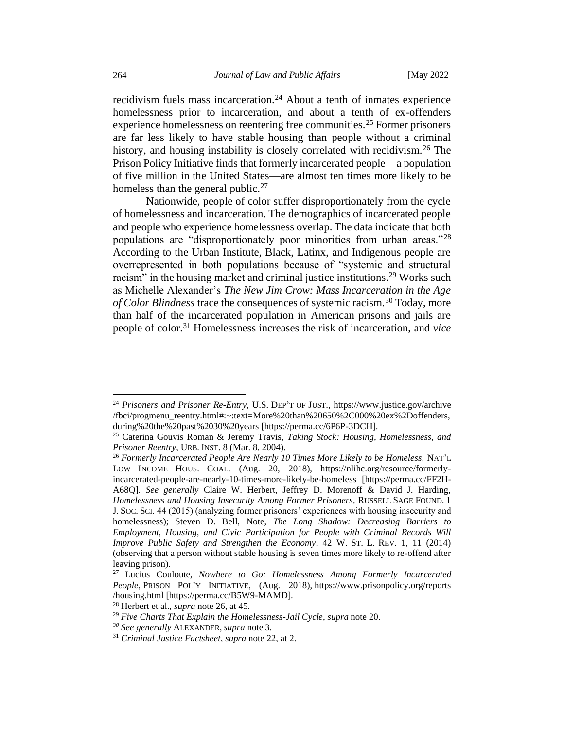recidivism fuels mass incarceration.[24] About a tenth of inmates experience homelessness prior to incarceration, and about a tenth of ex-offenders experience homelessness on reentering free communities.[25] Former prisoners are far less likely to have stable housing than people without a criminal history, and housing instability is closely correlated with recidivism.[26] The Prison Policy Initiative finds that formerly incarcerated people—a population of five million in the United States—are almost ten times more likely to be homeless than the general public.[27]

Nationwide, people of color suffer disproportionately from the cycle of homelessness and incarceration. The demographics of incarcerated people and people who experience homelessness overlap. The data indicate that both populations are "disproportionately poor minorities from urban areas."[28] According to the Urban Institute, Black, Latinx, and Indigenous people are overrepresented in both populations because of "systemic and structural racism" in the housing market and criminal justice institutions.[29] Works such as Michelle Alexander's *The New Jim Crow: Mass Incarceration in the Age of Color Blindness* trace the consequences of systemic racism.[30] Today, more than half of the incarcerated population in American prisons and jails are people of color.[31] Homelessness increases the risk of incarceration, and *vice*

---

[24] *Prisoners and Prisoner Re-Entry*, U.S. DEP'T OF JUST., https://www.justice.gov/archive/fbci/progmenu_reentry.html#:~:text=More%20than%20650%2C000%20ex%2Doffenders,during%20the%20past%2030%20years [https://perma.cc/6P6P-3DCH].

[25] Caterina Gouvis Roman & Jeremy Travis, *Taking Stock: Housing, Homelessness, and Prisoner Reentry*, URB. INST. 8 (Mar. 8, 2004).

[26] *Formerly Incarcerated People Are Nearly 10 Times More Likely to be Homeless*, NAT'L LOW INCOME HOUS. COAL. (Aug. 20, 2018), https://nlihc.org/resource/formerly-incarcerated-people-are-nearly-10-times-more-likely-be-homeless [https://perma.cc/FF2H-A68Q]. *See generally* Claire W. Herbert, Jeffrey D. Morenoff & David J. Harding, *Homelessness and Housing Insecurity Among Former Prisoners*, RUSSELL SAGE FOUND. 1 J. SOC. SCI. 44 (2015) (analyzing former prisoners' experiences with housing insecurity and homelessness); Steven D. Bell, Note, *The Long Shadow: Decreasing Barriers to Employment, Housing, and Civic Participation for People with Criminal Records Will Improve Public Safety and Strengthen the Economy*, 42 W. ST. L. REV. 1, 11 (2014) (observing that a person without stable housing is seven times more likely to re-offend after leaving prison).

[27] Lucius Couloute, *Nowhere to Go: Homelessness Among Formerly Incarcerated People*, PRISON POL'Y INITIATIVE, (Aug. 2018), https://www.prisonpolicy.org/reports/housing.html [https://perma.cc/B5W9-MAMD].

[28] Herbert et al., *supra* note 26, at 45.

[29] *Five Charts That Explain the Homelessness-Jail Cycle*, *supra* note 20.

[30] *See generally* ALEXANDER, *supra* note 3.

[31] *Criminal Justice Factsheet*, *supra* note 22, at 2.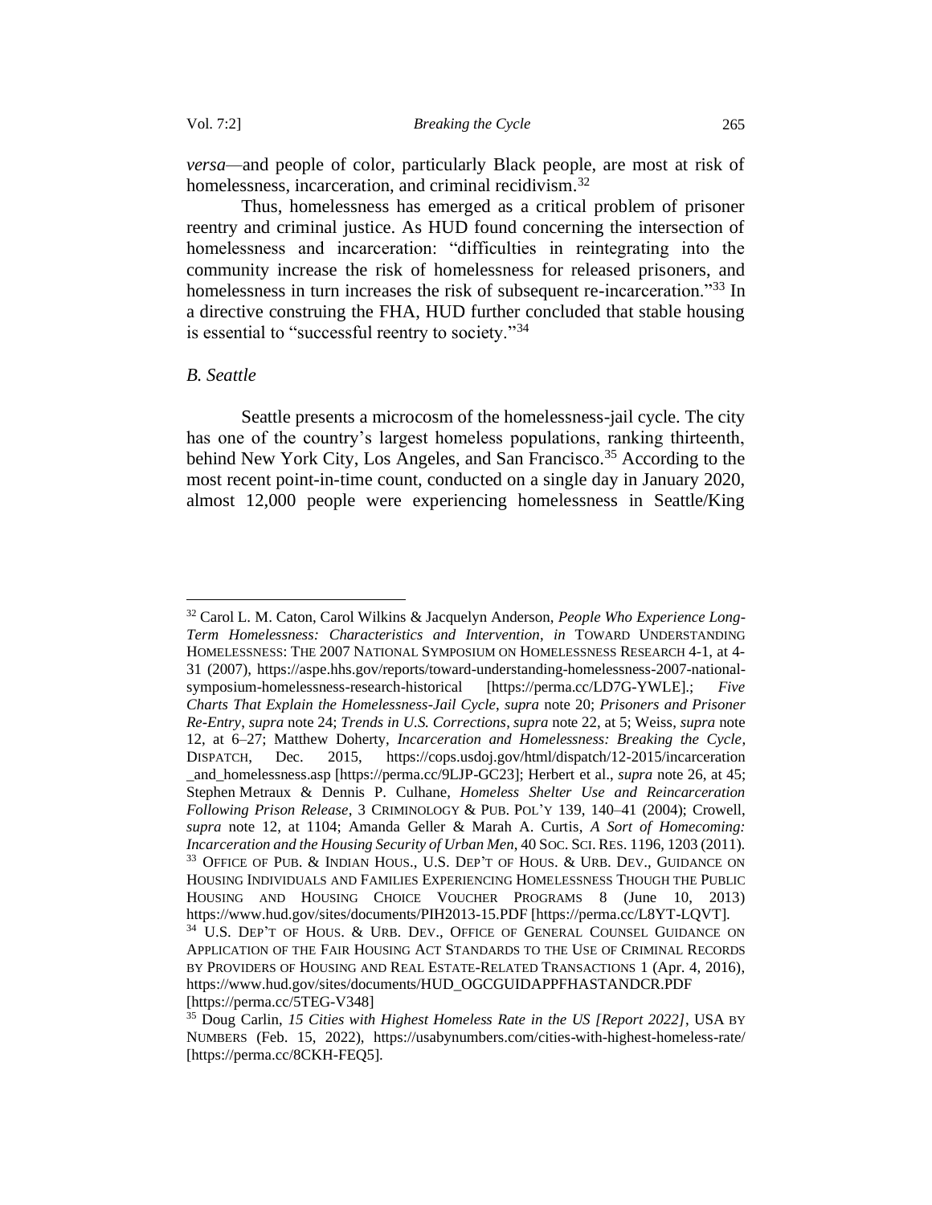*versa*—and people of color, particularly Black people, are most at risk of homelessness, incarceration, and criminal recidivism.[32]

Thus, homelessness has emerged as a critical problem of prisoner reentry and criminal justice. As HUD found concerning the intersection of homelessness and incarceration: "difficulties in reintegrating into the community increase the risk of homelessness for released prisoners, and homelessness in turn increases the risk of subsequent re-incarceration."[33] In a directive construing the FHA, HUD further concluded that stable housing is essential to "successful reentry to society."[34]

### *B. Seattle*

Seattle presents a microcosm of the homelessness-jail cycle. The city has one of the country's largest homeless populations, ranking thirteenth, behind New York City, Los Angeles, and San Francisco.[35] According to the most recent point-in-time count, conducted on a single day in January 2020, almost 12,000 people were experiencing homelessness in Seattle/King

---

[32] Carol L. M. Caton, Carol Wilkins & Jacquelyn Anderson, *People Who Experience Long-Term Homelessness: Characteristics and Intervention*, *in* TOWARD UNDERSTANDING HOMELESSNESS: THE 2007 NATIONAL SYMPOSIUM ON HOMELESSNESS RESEARCH 4-1, at 4-31 (2007), https://aspe.hhs.gov/reports/toward-understanding-homelessness-2007-national-symposium-homelessness-research-historical [https://perma.cc/LD7G-YWLE].; *Five Charts That Explain the Homelessness-Jail Cycle*, *supra* note 20; *Prisoners and Prisoner Re-Entry*, *supra* note 24; *Trends in U.S. Corrections*, *supra* note 22, at 5; Weiss, *supra* note 12, at 6–27; Matthew Doherty, *Incarceration and Homelessness: Breaking the Cycle*, DISPATCH, Dec. 2015, https://cops.usdoj.gov/html/dispatch/12-2015/incarceration_and_homelessness.asp [https://perma.cc/9LJP-GC23]; Herbert et al., *supra* note 26, at 45; Stephen Metraux & Dennis P. Culhane, *Homeless Shelter Use and Reincarceration Following Prison Release*, 3 CRIMINOLOGY & PUB. POL'Y 139, 140–41 (2004); Crowell, *supra* note 12, at 1104; Amanda Geller & Marah A. Curtis, *A Sort of Homecoming: Incarceration and the Housing Security of Urban Men*, 40 SOC. SCI. RES. 1196, 1203 (2011).

[33] OFFICE OF PUB. & INDIAN HOUS., U.S. DEP'T OF HOUS. & URB. DEV., GUIDANCE ON HOUSING INDIVIDUALS AND FAMILIES EXPERIENCING HOMELESSNESS THOUGH THE PUBLIC HOUSING AND HOUSING CHOICE VOUCHER PROGRAMS 8 (June 10, 2013) https://www.hud.gov/sites/documents/PIH2013-15.PDF [https://perma.cc/L8YT-LQVT].

[34] U.S. DEP'T OF HOUS. & URB. DEV., OFFICE OF GENERAL COUNSEL GUIDANCE ON APPLICATION OF THE FAIR HOUSING ACT STANDARDS TO THE USE OF CRIMINAL RECORDS BY PROVIDERS OF HOUSING AND REAL ESTATE-RELATED TRANSACTIONS 1 (Apr. 4, 2016), https://www.hud.gov/sites/documents/HUD_OGCGUIDAPPFHASTANDCR.PDF [https://perma.cc/5TEG-V348]

[35] Doug Carlin, *15 Cities with Highest Homeless Rate in the US [Report 2022]*, USA BY NUMBERS (Feb. 15, 2022), https://usabynumbers.com/cities-with-highest-homeless-rate/ [https://perma.cc/8CKH-FEQ5].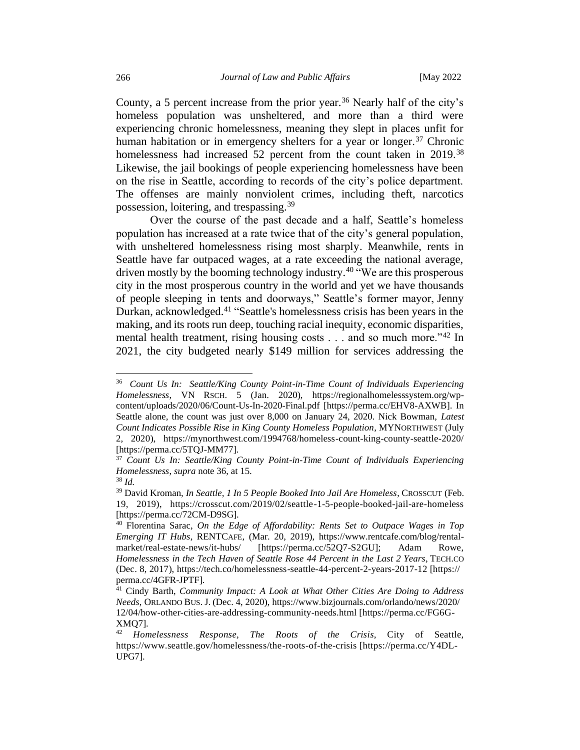County, a 5 percent increase from the prior year.[36] Nearly half of the city's homeless population was unsheltered, and more than a third were experiencing chronic homelessness, meaning they slept in places unfit for human habitation or in emergency shelters for a year or longer.[37] Chronic homelessness had increased 52 percent from the count taken in 2019.[38] Likewise, the jail bookings of people experiencing homelessness have been on the rise in Seattle, according to records of the city's police department. The offenses are mainly nonviolent crimes, including theft, narcotics possession, loitering, and trespassing.[39]

Over the course of the past decade and a half, Seattle's homeless population has increased at a rate twice that of the city's general population, with unsheltered homelessness rising most sharply. Meanwhile, rents in Seattle have far outpaced wages, at a rate exceeding the national average, driven mostly by the booming technology industry.[40] "We are this prosperous city in the most prosperous country in the world and yet we have thousands of people sleeping in tents and doorways," Seattle's former mayor, Jenny Durkan, acknowledged.[41] "Seattle's homelessness crisis has been years in the making, and its roots run deep, touching racial inequity, economic disparities, mental health treatment, rising housing costs . . . and so much more."[42] In 2021, the city budgeted nearly $149 million for services addressing the

---

[36] *Count Us In: Seattle/King County Point-in-Time Count of Individuals Experiencing Homelessness*, VN RSCH. 5 (Jan. 2020), https://regionalhomelesssystem.org/wp-content/uploads/2020/06/Count-Us-In-2020-Final.pdf [https://perma.cc/EHV8-AXWB]. In Seattle alone, the count was just over 8,000 on January 24, 2020. Nick Bowman, *Latest Count Indicates Possible Rise in King County Homeless Population*, MYNORTHWEST (July 2, 2020), https://mynorthwest.com/1994768/homeless-count-king-county-seattle-2020/ [https://perma.cc/5TQJ-MM77].

[37] *Count Us In: Seattle/King County Point-in-Time Count of Individuals Experiencing Homelessness*, *supra* note 36, at 15.

[38] *Id.*

[39] David Kroman, *In Seattle, 1 In 5 People Booked Into Jail Are Homeless*, CROSSCUT (Feb. 19, 2019), https://crosscut.com/2019/02/seattle-1-5-people-booked-jail-are-homeless [https://perma.cc/72CM-D9SG].

[40] Florentina Sarac, *On the Edge of Affordability: Rents Set to Outpace Wages in Top Emerging IT Hubs*, RENTCAFE, (Mar. 20, 2019), https://www.rentcafe.com/blog/rental-market/real-estate-news/it-hubs/ [https://perma.cc/52Q7-S2GU]; Adam Rowe, *Homelessness in the Tech Haven of Seattle Rose 44 Percent in the Last 2 Years*, TECH.CO (Dec. 8, 2017), https://tech.co/homelessness-seattle-44-percent-2-years-2017-12 [https://perma.cc/4GFR-JPTF].

[41] Cindy Barth, *Community Impact: A Look at What Other Cities Are Doing to Address Needs*, ORLANDO BUS. J. (Dec. 4, 2020), https://www.bizjournals.com/orlando/news/2020/12/04/how-other-cities-are-addressing-community-needs.html [https://perma.cc/FG6G-XMQ7].

[42] *Homelessness Response, The Roots of the Crisis*, City of Seattle, https://www.seattle.gov/homelessness/the-roots-of-the-crisis [https://perma.cc/Y4DL-UPG7].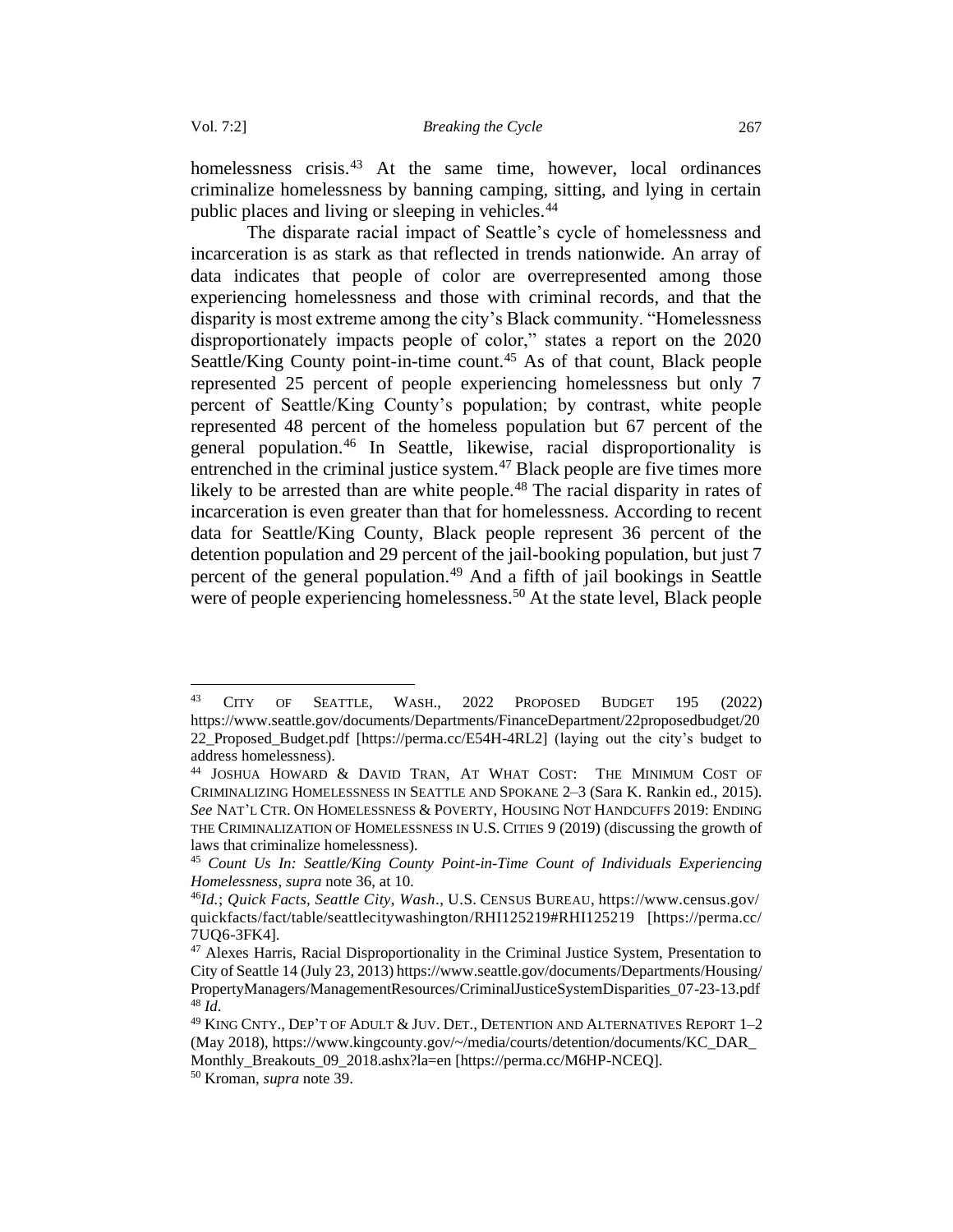homelessness crisis.[43] At the same time, however, local ordinances criminalize homelessness by banning camping, sitting, and lying in certain public places and living or sleeping in vehicles.[44]

The disparate racial impact of Seattle's cycle of homelessness and incarceration is as stark as that reflected in trends nationwide. An array of data indicates that people of color are overrepresented among those experiencing homelessness and those with criminal records, and that the disparity is most extreme among the city's Black community. "Homelessness disproportionately impacts people of color," states a report on the 2020 Seattle/King County point-in-time count.[45] As of that count, Black people represented 25 percent of people experiencing homelessness but only 7 percent of Seattle/King County's population; by contrast, white people represented 48 percent of the homeless population but 67 percent of the general population.[46] In Seattle, likewise, racial disproportionality is entrenched in the criminal justice system.[47] Black people are five times more likely to be arrested than are white people.[48] The racial disparity in rates of incarceration is even greater than that for homelessness. According to recent data for Seattle/King County, Black people represent 36 percent of the detention population and 29 percent of the jail-booking population, but just 7 percent of the general population.[49] And a fifth of jail bookings in Seattle were of people experiencing homelessness.[50] At the state level, Black people

---

[43] CITY OF SEATTLE, WASH., 2022 PROPOSED BUDGET 195 (2022) https://www.seattle.gov/documents/Departments/FinanceDepartment/22proposedbudget/2022_Proposed_Budget.pdf [https://perma.cc/E54H-4RL2] (laying out the city's budget to address homelessness).

[44] JOSHUA HOWARD & DAVID TRAN, AT WHAT COST: THE MINIMUM COST OF CRIMINALIZING HOMELESSNESS IN SEATTLE AND SPOKANE 2–3 (Sara K. Rankin ed., 2015). *See* NAT'L CTR. ON HOMELESSNESS & POVERTY, HOUSING NOT HANDCUFFS 2019: ENDING THE CRIMINALIZATION OF HOMELESSNESS IN U.S. CITIES 9 (2019) (discussing the growth of laws that criminalize homelessness).

[45] *Count Us In: Seattle/King County Point-in-Time Count of Individuals Experiencing Homelessness*, *supra* note 36, at 10.

[46] *Id.*; *Quick Facts, Seattle City, Wash*., U.S. CENSUS BUREAU, https://www.census.gov/quickfacts/fact/table/seattlecitywashington/RHI125219#RHI125219 [https://perma.cc/7UQ6-3FK4].

[47] Alexes Harris, Racial Disproportionality in the Criminal Justice System, Presentation to City of Seattle 14 (July 23, 2013) https://www.seattle.gov/documents/Departments/Housing/PropertyManagers/ManagementResources/CriminalJusticeSystemDisparities_07-23-13.pdf

[48] *Id*.

[49] KING CNTY., DEP'T OF ADULT & JUV. DET., DETENTION AND ALTERNATIVES REPORT 1–2 (May 2018), https://www.kingcounty.gov/~/media/courts/detention/documents/KC_DAR_Monthly_Breakouts_09_2018.ashx?la=en [https://perma.cc/M6HP-NCEQ].

[50] Kroman, *supra* note 39.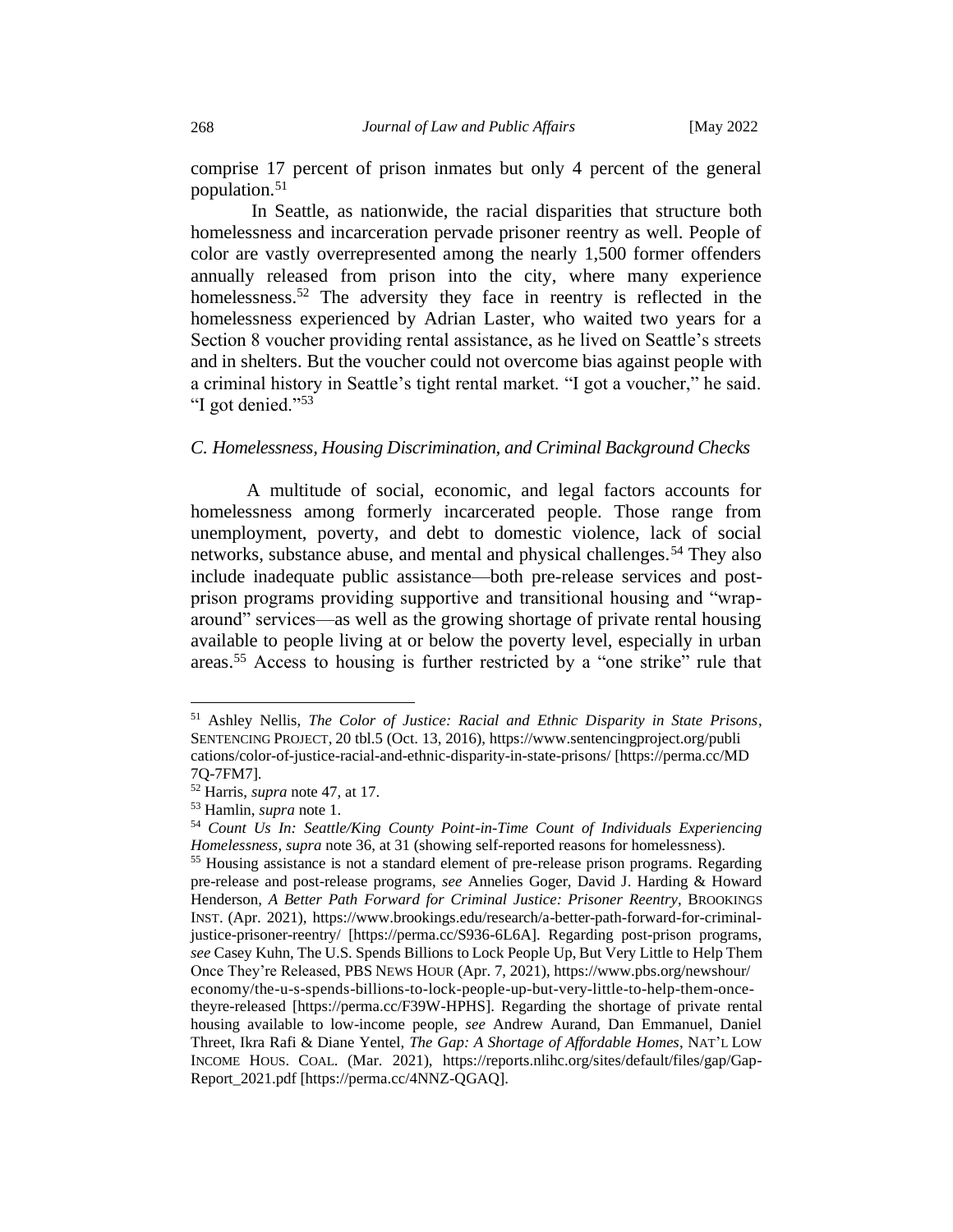comprise 17 percent of prison inmates but only 4 percent of the general population.[51]

In Seattle, as nationwide, the racial disparities that structure both homelessness and incarceration pervade prisoner reentry as well. People of color are vastly overrepresented among the nearly 1,500 former offenders annually released from prison into the city, where many experience homelessness.[52] The adversity they face in reentry is reflected in the homelessness experienced by Adrian Laster, who waited two years for a Section 8 voucher providing rental assistance, as he lived on Seattle's streets and in shelters. But the voucher could not overcome bias against people with a criminal history in Seattle's tight rental market. "I got a voucher," he said. "I got denied."[53]

### *C. Homelessness, Housing Discrimination, and Criminal Background Checks*

A multitude of social, economic, and legal factors accounts for homelessness among formerly incarcerated people. Those range from unemployment, poverty, and debt to domestic violence, lack of social networks, substance abuse, and mental and physical challenges.[54] They also include inadequate public assistance—both pre-release services and post-prison programs providing supportive and transitional housing and "wrap-around" services—as well as the growing shortage of private rental housing available to people living at or below the poverty level, especially in urban areas.[55] Access to housing is further restricted by a "one strike" rule that

---

[51] Ashley Nellis, *The Color of Justice: Racial and Ethnic Disparity in State Prisons*, SENTENCING PROJECT, 20 tbl.5 (Oct. 13, 2016), https://www.sentencingproject.org/publications/color-of-justice-racial-and-ethnic-disparity-in-state-prisons/ [https://perma.cc/MD7Q-7FM7].

[52] Harris, *supra* note 47, at 17.

[53] Hamlin, *supra* note 1.

[54] *Count Us In: Seattle/King County Point-in-Time Count of Individuals Experiencing Homelessness*, *supra* note 36, at 31 (showing self-reported reasons for homelessness).

[55] Housing assistance is not a standard element of pre-release prison programs. Regarding pre-release and post-release programs, *see* Annelies Goger, David J. Harding & Howard Henderson, *A Better Path Forward for Criminal Justice: Prisoner Reentry*, BROOKINGS INST. (Apr. 2021), https://www.brookings.edu/research/a-better-path-forward-for-criminal-justice-prisoner-reentry/ [https://perma.cc/S936-6L6A]. Regarding post-prison programs, *see* Casey Kuhn, The U.S. Spends Billions to Lock People Up, But Very Little to Help Them Once They're Released, PBS NEWS HOUR (Apr. 7, 2021), https://www.pbs.org/newshour/economy/the-u-s-spends-billions-to-lock-people-up-but-very-little-to-help-them-once-theyre-released [https://perma.cc/F39W-HPHS]. Regarding the shortage of private rental housing available to low-income people, *see* Andrew Aurand, Dan Emmanuel, Daniel Threet, Ikra Rafi & Diane Yentel, *The Gap: A Shortage of Affordable Homes*, NAT'L LOW INCOME HOUS. COAL. (Mar. 2021), https://reports.nlihc.org/sites/default/files/gap/Gap-Report_2021.pdf [https://perma.cc/4NNZ-QGAQ].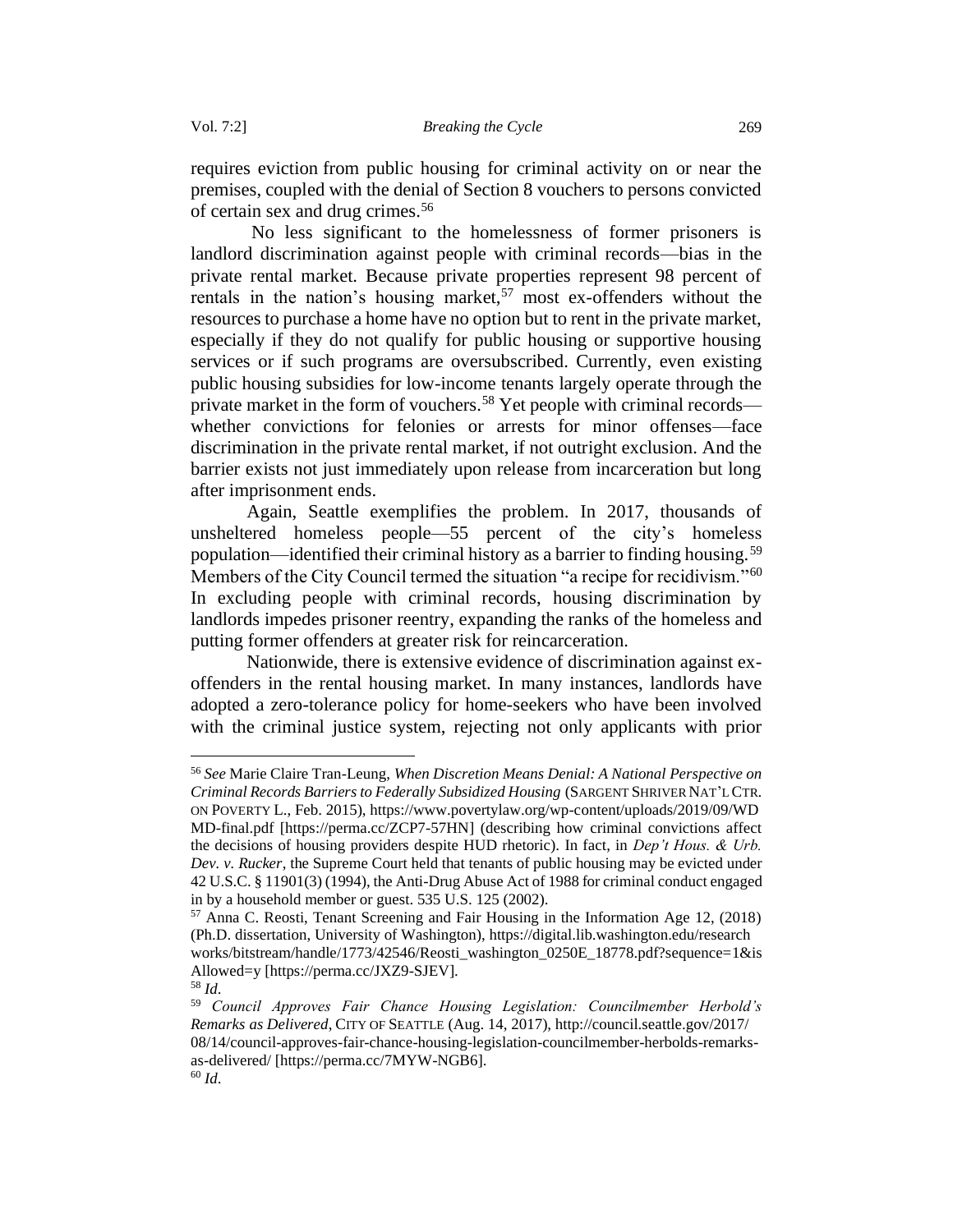requires eviction from public housing for criminal activity on or near the premises, coupled with the denial of Section 8 vouchers to persons convicted of certain sex and drug crimes.[56]

No less significant to the homelessness of former prisoners is landlord discrimination against people with criminal records—bias in the private rental market. Because private properties represent 98 percent of rentals in the nation's housing market,[57] most ex-offenders without the resources to purchase a home have no option but to rent in the private market, especially if they do not qualify for public housing or supportive housing services or if such programs are oversubscribed. Currently, even existing public housing subsidies for low-income tenants largely operate through the private market in the form of vouchers.[58] Yet people with criminal records—whether convictions for felonies or arrests for minor offenses—face discrimination in the private rental market, if not outright exclusion. And the barrier exists not just immediately upon release from incarceration but long after imprisonment ends.

Again, Seattle exemplifies the problem. In 2017, thousands of unsheltered homeless people—55 percent of the city's homeless population—identified their criminal history as a barrier to finding housing.[59] Members of the City Council termed the situation "a recipe for recidivism."[60] In excluding people with criminal records, housing discrimination by landlords impedes prisoner reentry, expanding the ranks of the homeless and putting former offenders at greater risk for reincarceration.

Nationwide, there is extensive evidence of discrimination against ex-offenders in the rental housing market. In many instances, landlords have adopted a zero-tolerance policy for home-seekers who have been involved with the criminal justice system, rejecting not only applicants with prior

---

[56] *See* Marie Claire Tran-Leung, *When Discretion Means Denial: A National Perspective on Criminal Records Barriers to Federally Subsidized Housing* (SARGENT SHRIVER NAT'L CTR. ON POVERTY L., Feb. 2015), https://www.povertylaw.org/wp-content/uploads/2019/09/WDMD-final.pdf [https://perma.cc/ZCP7-57HN] (describing how criminal convictions affect the decisions of housing providers despite HUD rhetoric). In fact, in *Dep't Hous. & Urb. Dev. v. Rucker*, the Supreme Court held that tenants of public housing may be evicted under 42 U.S.C. § 11901(3) (1994), the Anti-Drug Abuse Act of 1988 for criminal conduct engaged in by a household member or guest. 535 U.S. 125 (2002).

[57] Anna C. Reosti, Tenant Screening and Fair Housing in the Information Age 12, (2018) (Ph.D. dissertation, University of Washington), https://digital.lib.washington.edu/researchworks/bitstream/handle/1773/42546/Reosti_washington_0250E_18778.pdf?sequence=1&isAllowed=y [https://perma.cc/JXZ9-SJEV].

[58] *Id*.

[59] *Council Approves Fair Chance Housing Legislation: Councilmember Herbold's Remarks as Delivered*, CITY OF SEATTLE (Aug. 14, 2017), http://council.seattle.gov/2017/08/14/council-approves-fair-chance-housing-legislation-councilmember-herbolds-remarks-as-delivered/ [https://perma.cc/7MYW-NGB6].

[60] *Id*.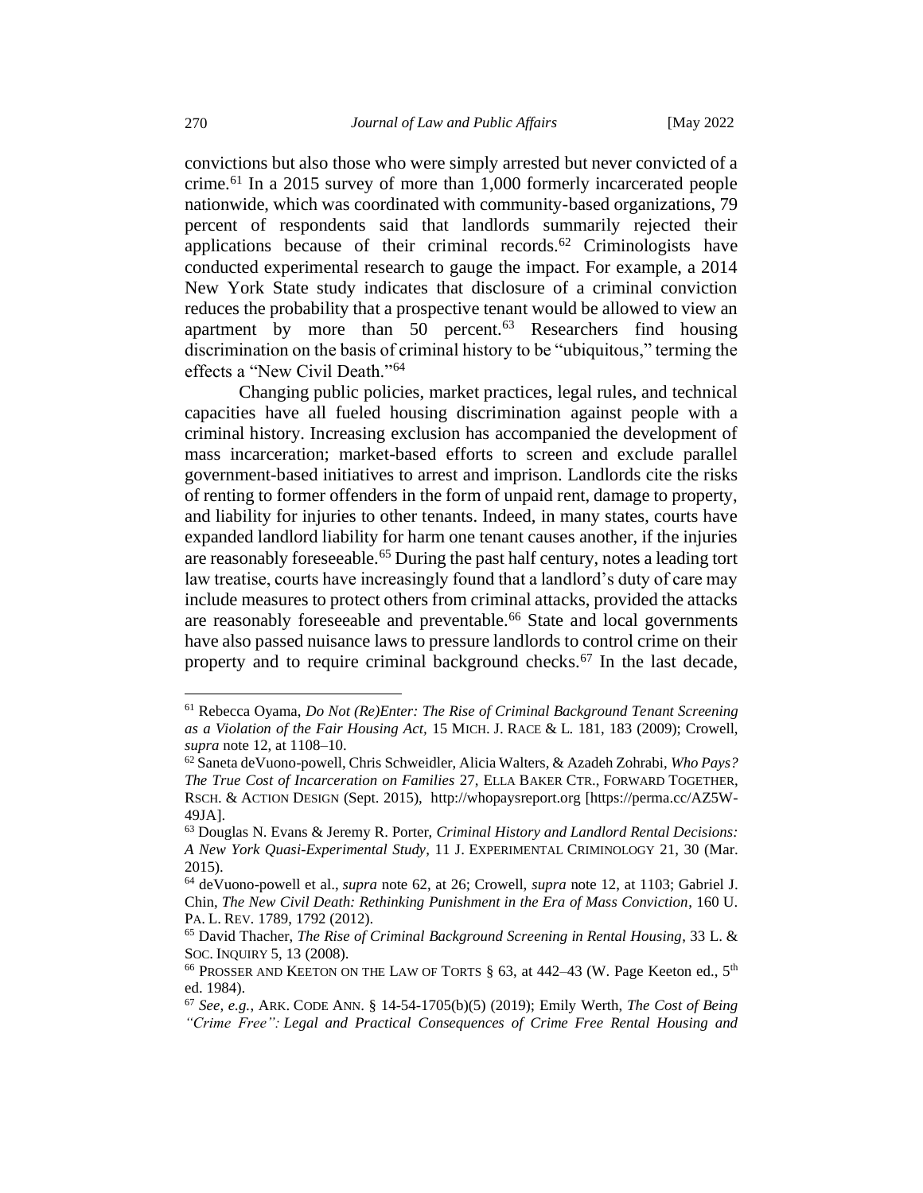convictions but also those who were simply arrested but never convicted of a crime.[61] In a 2015 survey of more than 1,000 formerly incarcerated people nationwide, which was coordinated with community-based organizations, 79 percent of respondents said that landlords summarily rejected their applications because of their criminal records.[62] Criminologists have conducted experimental research to gauge the impact. For example, a 2014 New York State study indicates that disclosure of a criminal conviction reduces the probability that a prospective tenant would be allowed to view an apartment by more than 50 percent.[63] Researchers find housing discrimination on the basis of criminal history to be "ubiquitous," terming the effects a "New Civil Death."[64]

Changing public policies, market practices, legal rules, and technical capacities have all fueled housing discrimination against people with a criminal history. Increasing exclusion has accompanied the development of mass incarceration; market-based efforts to screen and exclude parallel government-based initiatives to arrest and imprison. Landlords cite the risks of renting to former offenders in the form of unpaid rent, damage to property, and liability for injuries to other tenants. Indeed, in many states, courts have expanded landlord liability for harm one tenant causes another, if the injuries are reasonably foreseeable.[65] During the past half century, notes a leading tort law treatise, courts have increasingly found that a landlord's duty of care may include measures to protect others from criminal attacks, provided the attacks are reasonably foreseeable and preventable.[66] State and local governments have also passed nuisance laws to pressure landlords to control crime on their property and to require criminal background checks.[67] In the last decade,

---

[61] Rebecca Oyama, *Do Not (Re)Enter: The Rise of Criminal Background Tenant Screening as a Violation of the Fair Housing Act*, 15 MICH. J. RACE & L. 181, 183 (2009); Crowell, *supra* note 12, at 1108–10.

[62] Saneta deVuono-powell, Chris Schweidler, Alicia Walters, & Azadeh Zohrabi, *Who Pays? The True Cost of Incarceration on Families* 27, ELLA BAKER CTR., FORWARD TOGETHER, RSCH. & ACTION DESIGN (Sept. 2015), http://whopaysreport.org [https://perma.cc/AZ5W-49JA].

[63] Douglas N. Evans & Jeremy R. Porter, *Criminal History and Landlord Rental Decisions: A New York Quasi-Experimental Study*, 11 J. EXPERIMENTAL CRIMINOLOGY 21, 30 (Mar. 2015).

[64] deVuono-powell et al., *supra* note 62, at 26; Crowell, *supra* note 12, at 1103; Gabriel J. Chin, *The New Civil Death: Rethinking Punishment in the Era of Mass Conviction*, 160 U. PA. L. REV. 1789, 1792 (2012).

[65] David Thacher, *The Rise of Criminal Background Screening in Rental Housing*, 33 L. & SOC. INQUIRY 5, 13 (2008).

[66] PROSSER AND KEETON ON THE LAW OF TORTS § 63, at 442–43 (W. Page Keeton ed., 5th ed. 1984).

[67] *See, e.g.*, ARK. CODE ANN. § 14-54-1705(b)(5) (2019); Emily Werth, *The Cost of Being "Crime Free": Legal and Practical Consequences of Crime Free Rental Housing and*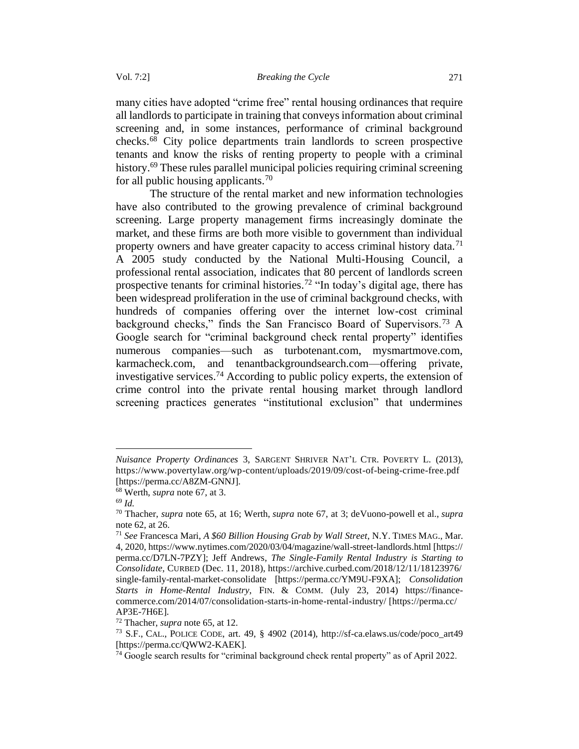many cities have adopted "crime free" rental housing ordinances that require all landlords to participate in training that conveys information about criminal screening and, in some instances, performance of criminal background checks.[68] City police departments train landlords to screen prospective tenants and know the risks of renting property to people with a criminal history.[69] These rules parallel municipal policies requiring criminal screening for all public housing applicants.[70]

The structure of the rental market and new information technologies have also contributed to the growing prevalence of criminal background screening. Large property management firms increasingly dominate the market, and these firms are both more visible to government than individual property owners and have greater capacity to access criminal history data.[71] A 2005 study conducted by the National Multi-Housing Council, a professional rental association, indicates that 80 percent of landlords screen prospective tenants for criminal histories.[72] "In today's digital age, there has been widespread proliferation in the use of criminal background checks, with hundreds of companies offering over the internet low-cost criminal background checks," finds the San Francisco Board of Supervisors.[73] A Google search for "criminal background check rental property" identifies numerous companies—such as turbotenant.com, mysmartmove.com, karmacheck.com, and tenantbackgroundsearch.com—offering private, investigative services.[74] According to public policy experts, the extension of crime control into the private rental housing market through landlord screening practices generates "institutional exclusion" that undermines

---

*Nuisance Property Ordinances* 3, SARGENT SHRIVER NAT'L CTR. POVERTY L. (2013), https://www.povertylaw.org/wp-content/uploads/2019/09/cost-of-being-crime-free.pdf [https://perma.cc/A8ZM-GNNJ].

[68] Werth, *supra* note 67, at 3.

[69] *Id.*

[70] Thacher, *supra* note 65, at 16; Werth, *supra* note 67, at 3; deVuono-powell et al., *supra* note 62, at 26.

[71] *See* Francesca Mari, *A $60 Billion Housing Grab by Wall Street*, N.Y. TIMES MAG., Mar. 4, 2020, https://www.nytimes.com/2020/03/04/magazine/wall-street-landlords.html [https://perma.cc/D7LN-7PZY]; Jeff Andrews, *The Single-Family Rental Industry is Starting to Consolidate*, CURBED (Dec. 11, 2018), https://archive.curbed.com/2018/12/11/18123976/single-family-rental-market-consolidate [https://perma.cc/YM9U-F9XA]; *Consolidation Starts in Home-Rental Industry*, FIN. & COMM. (July 23, 2014) https://finance-commerce.com/2014/07/consolidation-starts-in-home-rental-industry/ [https://perma.cc/AP3E-7H6E].

[72] Thacher, *supra* note 65, at 12.

[73] S.F., CAL., POLICE CODE, art. 49, § 4902 (2014), http://sf-ca.elaws.us/code/poco_art49 [https://perma.cc/QWW2-KAEK].

[74] Google search results for "criminal background check rental property" as of April 2022.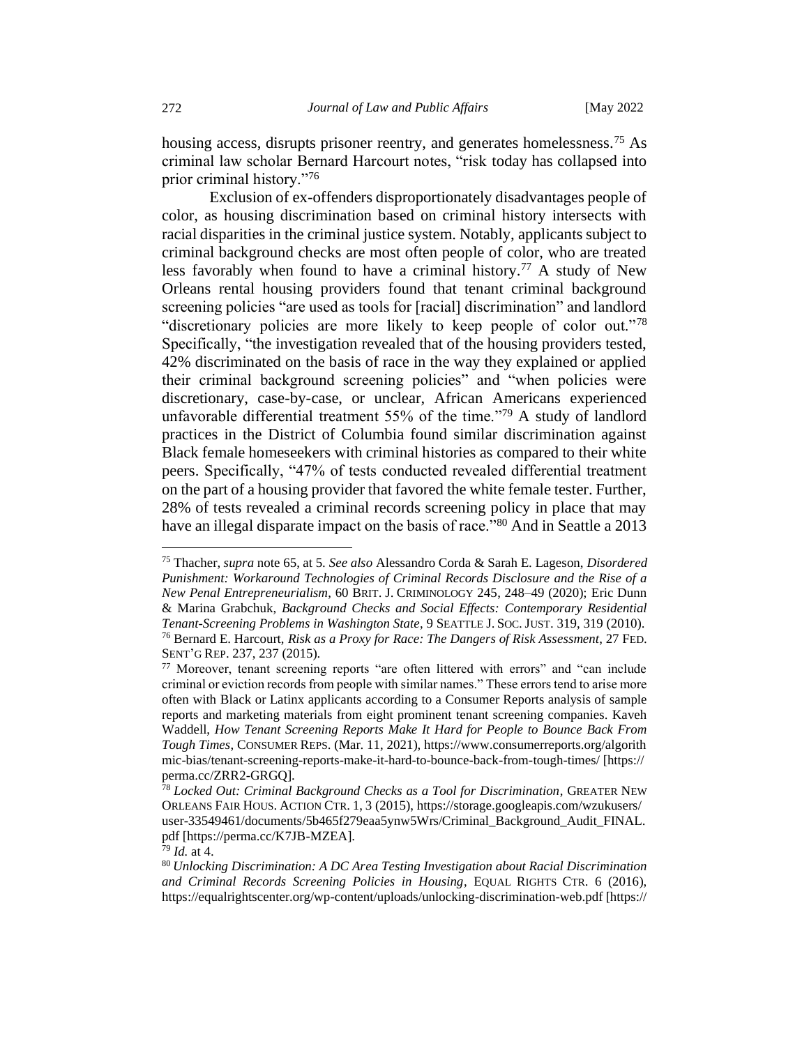housing access, disrupts prisoner reentry, and generates homelessness.[75] As criminal law scholar Bernard Harcourt notes, "risk today has collapsed into prior criminal history."[76]

Exclusion of ex-offenders disproportionately disadvantages people of color, as housing discrimination based on criminal history intersects with racial disparities in the criminal justice system. Notably, applicants subject to criminal background checks are most often people of color, who are treated less favorably when found to have a criminal history.[77] A study of New Orleans rental housing providers found that tenant criminal background screening policies "are used as tools for [racial] discrimination" and landlord "discretionary policies are more likely to keep people of color out."[78] Specifically, "the investigation revealed that of the housing providers tested, 42% discriminated on the basis of race in the way they explained or applied their criminal background screening policies" and "when policies were discretionary, case-by-case, or unclear, African Americans experienced unfavorable differential treatment 55% of the time."[79] A study of landlord practices in the District of Columbia found similar discrimination against Black female homeseekers with criminal histories as compared to their white peers. Specifically, "47% of tests conducted revealed differential treatment on the part of a housing provider that favored the white female tester. Further, 28% of tests revealed a criminal records screening policy in place that may have an illegal disparate impact on the basis of race."[80] And in Seattle a 2013

---

[75] Thacher, *supra* note 65, at 5. *See also* Alessandro Corda & Sarah E. Lageson, *Disordered Punishment: Workaround Technologies of Criminal Records Disclosure and the Rise of a New Penal Entrepreneurialism*, 60 BRIT. J. CRIMINOLOGY 245, 248–49 (2020); Eric Dunn & Marina Grabchuk, *Background Checks and Social Effects: Contemporary Residential Tenant-Screening Problems in Washington State*, 9 SEATTLE J. SOC. JUST. 319, 319 (2010).

[76] Bernard E. Harcourt, *Risk as a Proxy for Race: The Dangers of Risk Assessment*, 27 FED. SENT'G REP. 237, 237 (2015).

[77] Moreover, tenant screening reports "are often littered with errors" and "can include criminal or eviction records from people with similar names." These errors tend to arise more often with Black or Latinx applicants according to a Consumer Reports analysis of sample reports and marketing materials from eight prominent tenant screening companies. Kaveh Waddell, *How Tenant Screening Reports Make It Hard for People to Bounce Back From Tough Times*, CONSUMER REPS. (Mar. 11, 2021), https://www.consumerreports.org/algorithmic-bias/tenant-screening-reports-make-it-hard-to-bounce-back-from-tough-times/ [https://perma.cc/ZRR2-GRGQ].

[78] *Locked Out: Criminal Background Checks as a Tool for Discrimination*, GREATER NEW ORLEANS FAIR HOUS. ACTION CTR. 1, 3 (2015), https://storage.googleapis.com/wzukusers/user-33549461/documents/5b465f279eaa5ynw5Wrs/Criminal_Background_Audit_FINAL.pdf [https://perma.cc/K7JB-MZEA].

[79] *Id.* at 4.

[80] *Unlocking Discrimination: A DC Area Testing Investigation about Racial Discrimination and Criminal Records Screening Policies in Housing*, EQUAL RIGHTS CTR. 6 (2016), https://equalrightscenter.org/wp-content/uploads/unlocking-discrimination-web.pdf [https://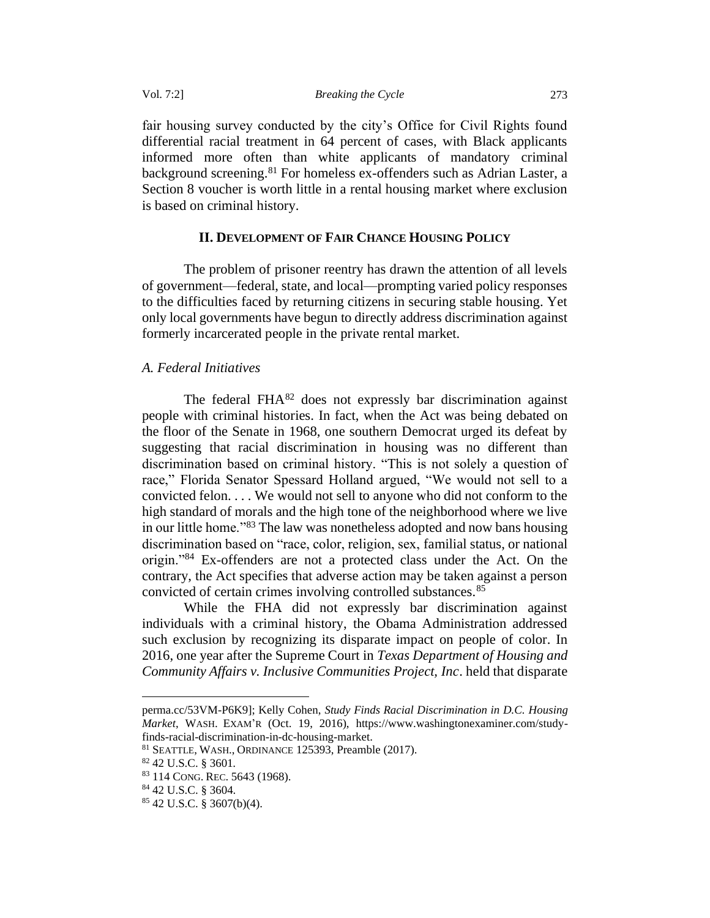fair housing survey conducted by the city's Office for Civil Rights found differential racial treatment in 64 percent of cases, with Black applicants informed more often than white applicants of mandatory criminal background screening.[81] For homeless ex-offenders such as Adrian Laster, a Section 8 voucher is worth little in a rental housing market where exclusion is based on criminal history.

## II. Development of Fair Chance Housing Policy

The problem of prisoner reentry has drawn the attention of all levels of government—federal, state, and local—prompting varied policy responses to the difficulties faced by returning citizens in securing stable housing. Yet only local governments have begun to directly address discrimination against formerly incarcerated people in the private rental market.

### *A. Federal Initiatives*

The federal FHA[82] does not expressly bar discrimination against people with criminal histories. In fact, when the Act was being debated on the floor of the Senate in 1968, one southern Democrat urged its defeat by suggesting that racial discrimination in housing was no different than discrimination based on criminal history. "This is not solely a question of race," Florida Senator Spessard Holland argued, "We would not sell to a convicted felon. . . . We would not sell to anyone who did not conform to the high standard of morals and the high tone of the neighborhood where we live in our little home."[83] The law was nonetheless adopted and now bans housing discrimination based on "race, color, religion, sex, familial status, or national origin."[84] Ex-offenders are not a protected class under the Act. On the contrary, the Act specifies that adverse action may be taken against a person convicted of certain crimes involving controlled substances.[85]

While the FHA did not expressly bar discrimination against individuals with a criminal history, the Obama Administration addressed such exclusion by recognizing its disparate impact on people of color. In 2016, one year after the Supreme Court in *Texas Department of Housing and Community Affairs v. Inclusive Communities Project, Inc*. held that disparate

---

perma.cc/53VM-P6K9]; Kelly Cohen, *Study Finds Racial Discrimination in D.C. Housing Market*, WASH. EXAM'R (Oct. 19, 2016), https://www.washingtonexaminer.com/study-finds-racial-discrimination-in-dc-housing-market.

[81] SEATTLE, WASH., ORDINANCE 125393, Preamble (2017).

[82] 42 U.S.C. § 3601.

[83] 114 CONG. REC. 5643 (1968).

[84] 42 U.S.C. § 3604.

[85] 42 U.S.C. § 3607(b)(4).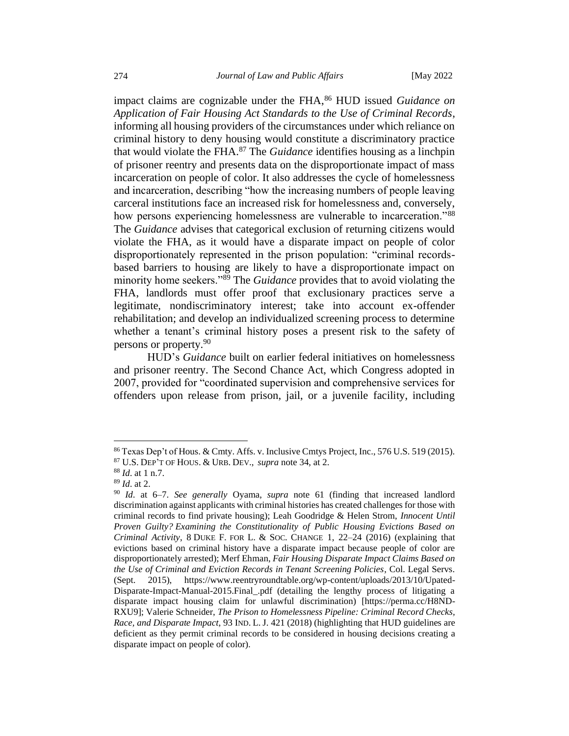impact claims are cognizable under the FHA,[86] HUD issued *Guidance on Application of Fair Housing Act Standards to the Use of Criminal Records*, informing all housing providers of the circumstances under which reliance on criminal history to deny housing would constitute a discriminatory practice that would violate the FHA.[87] The *Guidance* identifies housing as a linchpin of prisoner reentry and presents data on the disproportionate impact of mass incarceration on people of color. It also addresses the cycle of homelessness and incarceration, describing "how the increasing numbers of people leaving carceral institutions face an increased risk for homelessness and, conversely, how persons experiencing homelessness are vulnerable to incarceration."[88] The *Guidance* advises that categorical exclusion of returning citizens would violate the FHA, as it would have a disparate impact on people of color disproportionately represented in the prison population: "criminal records-based barriers to housing are likely to have a disproportionate impact on minority home seekers."[89] The *Guidance* provides that to avoid violating the FHA, landlords must offer proof that exclusionary practices serve a legitimate, nondiscriminatory interest; take into account ex-offender rehabilitation; and develop an individualized screening process to determine whether a tenant's criminal history poses a present risk to the safety of persons or property.[90]

HUD's *Guidance* built on earlier federal initiatives on homelessness and prisoner reentry. The Second Chance Act, which Congress adopted in 2007, provided for "coordinated supervision and comprehensive services for offenders upon release from prison, jail, or a juvenile facility, including

---

[86] Texas Dep't of Hous. & Cmty. Affs. v. Inclusive Cmtys Project, Inc., 576 U.S. 519 (2015).

[87] U.S. DEP'T OF HOUS. & URB. DEV., *supra* note 34, at 2.

[88] *Id*. at 1 n.7.

[89] *Id*. at 2.

[90] *Id*. at 6–7. *See generally* Oyama, *supra* note 61 (finding that increased landlord discrimination against applicants with criminal histories has created challenges for those with criminal records to find private housing); Leah Goodridge & Helen Strom, *Innocent Until Proven Guilty? Examining the Constitutionality of Public Housing Evictions Based on Criminal Activity*, 8 DUKE F. FOR L. & SOC. CHANGE 1, 22–24 (2016) (explaining that evictions based on criminal history have a disparate impact because people of color are disproportionately arrested); Merf Ehman, *Fair Housing Disparate Impact Claims Based on the Use of Criminal and Eviction Records in Tenant Screening Policies*, Col. Legal Servs. (Sept. 2015), https://www.reentryroundtable.org/wp-content/uploads/2013/10/Upated-Disparate-Impact-Manual-2015.Final_.pdf (detailing the lengthy process of litigating a disparate impact housing claim for unlawful discrimination) [https://perma.cc/H8ND-RXU9]; Valerie Schneider, *The Prison to Homelessness Pipeline: Criminal Record Checks, Race, and Disparate Impact*, 93 IND. L. J. 421 (2018) (highlighting that HUD guidelines are deficient as they permit criminal records to be considered in housing decisions creating a disparate impact on people of color).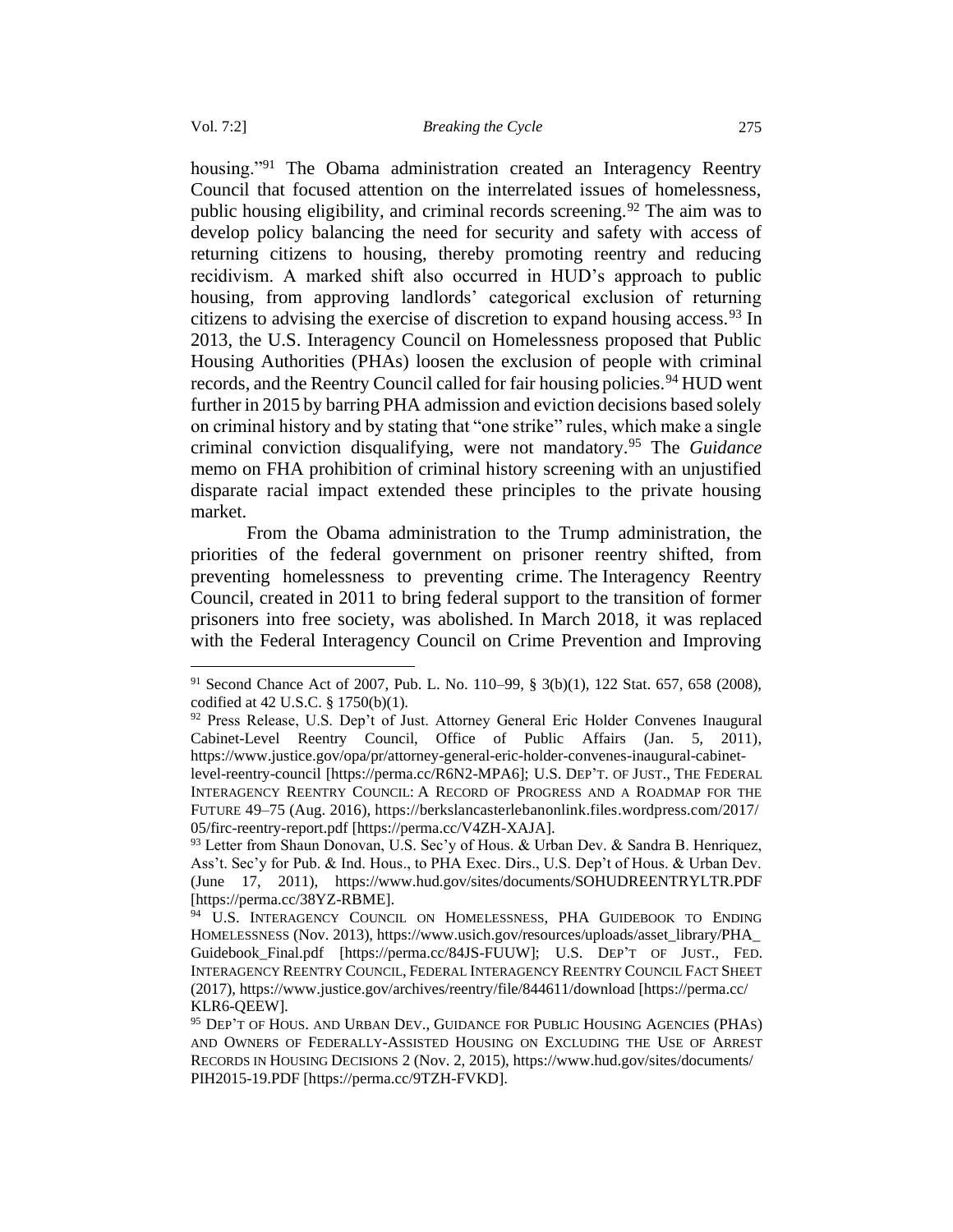housing."[91] The Obama administration created an Interagency Reentry Council that focused attention on the interrelated issues of homelessness, public housing eligibility, and criminal records screening.[92] The aim was to develop policy balancing the need for security and safety with access of returning citizens to housing, thereby promoting reentry and reducing recidivism. A marked shift also occurred in HUD's approach to public housing, from approving landlords' categorical exclusion of returning citizens to advising the exercise of discretion to expand housing access.[93] In 2013, the U.S. Interagency Council on Homelessness proposed that Public Housing Authorities (PHAs) loosen the exclusion of people with criminal records, and the Reentry Council called for fair housing policies.[94] HUD went further in 2015 by barring PHA admission and eviction decisions based solely on criminal history and by stating that "one strike" rules, which make a single criminal conviction disqualifying, were not mandatory.[95] The *Guidance* memo on FHA prohibition of criminal history screening with an unjustified disparate racial impact extended these principles to the private housing market.

From the Obama administration to the Trump administration, the priorities of the federal government on prisoner reentry shifted, from preventing homelessness to preventing crime. The Interagency Reentry Council, created in 2011 to bring federal support to the transition of former prisoners into free society, was abolished. In March 2018, it was replaced with the Federal Interagency Council on Crime Prevention and Improving

---

[91] Second Chance Act of 2007, Pub. L. No. 110–99, § 3(b)(1), 122 Stat. 657, 658 (2008), codified at 42 U.S.C. § 1750(b)(1).

[92] Press Release, U.S. Dep't of Just. Attorney General Eric Holder Convenes Inaugural Cabinet-Level Reentry Council, Office of Public Affairs (Jan. 5, 2011), https://www.justice.gov/opa/pr/attorney-general-eric-holder-convenes-inaugural-cabinet-level-reentry-council [https://perma.cc/R6N2-MPA6]; U.S. DEP'T. OF JUST., THE FEDERAL INTERAGENCY REENTRY COUNCIL: A RECORD OF PROGRESS AND A ROADMAP FOR THE FUTURE 49–75 (Aug. 2016), https://berkslancasterlebanonlink.files.wordpress.com/2017/05/firc-reentry-report.pdf [https://perma.cc/V4ZH-XAJA].

[93] Letter from Shaun Donovan, U.S. Sec'y of Hous. & Urban Dev. & Sandra B. Henriquez, Ass't. Sec'y for Pub. & Ind. Hous., to PHA Exec. Dirs., U.S. Dep't of Hous. & Urban Dev. (June 17, 2011), https://www.hud.gov/sites/documents/SOHUDREENTRYLTR.PDF [https://perma.cc/38YZ-RBME].

[94] U.S. INTERAGENCY COUNCIL ON HOMELESSNESS, PHA GUIDEBOOK TO ENDING HOMELESSNESS (Nov. 2013), https://www.usich.gov/resources/uploads/asset_library/PHA_Guidebook_Final.pdf [https://perma.cc/84JS-FUUW]; U.S. DEP'T OF JUST., FED. INTERAGENCY REENTRY COUNCIL, FEDERAL INTERAGENCY REENTRY COUNCIL FACT SHEET (2017), https://www.justice.gov/archives/reentry/file/844611/download [https://perma.cc/KLR6-QEEW].

[95] DEP'T OF HOUS. AND URBAN DEV., GUIDANCE FOR PUBLIC HOUSING AGENCIES (PHAS) AND OWNERS OF FEDERALLY-ASSISTED HOUSING ON EXCLUDING THE USE OF ARREST RECORDS IN HOUSING DECISIONS 2 (Nov. 2, 2015), https://www.hud.gov/sites/documents/PIH2015-19.PDF [https://perma.cc/9TZH-FVKD].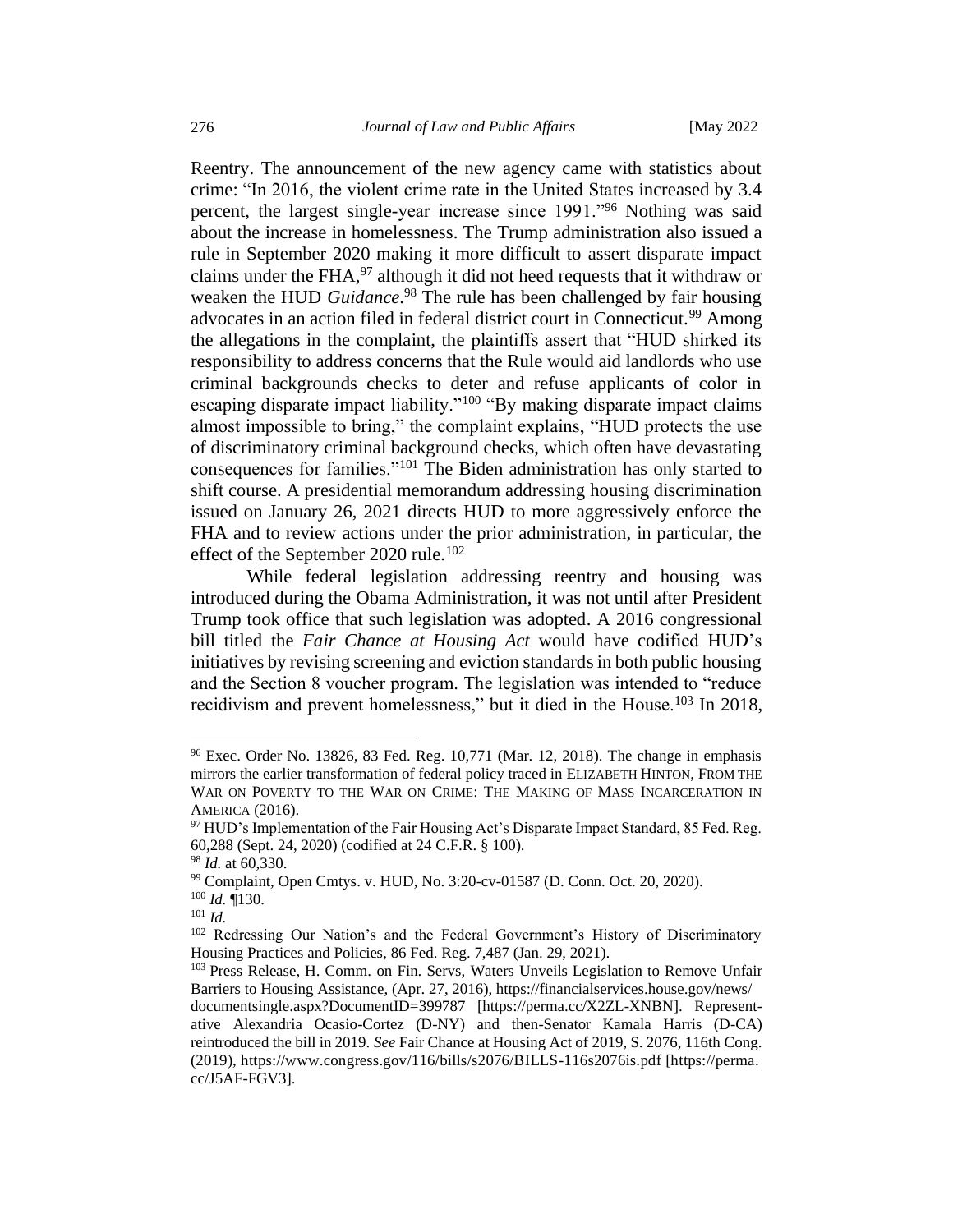Reentry. The announcement of the new agency came with statistics about crime: "In 2016, the violent crime rate in the United States increased by 3.4 percent, the largest single-year increase since 1991."[96] Nothing was said about the increase in homelessness. The Trump administration also issued a rule in September 2020 making it more difficult to assert disparate impact claims under the FHA,[97] although it did not heed requests that it withdraw or weaken the HUD *Guidance*.[98] The rule has been challenged by fair housing advocates in an action filed in federal district court in Connecticut.[99] Among the allegations in the complaint, the plaintiffs assert that "HUD shirked its responsibility to address concerns that the Rule would aid landlords who use criminal backgrounds checks to deter and refuse applicants of color in escaping disparate impact liability."[100] "By making disparate impact claims almost impossible to bring," the complaint explains, "HUD protects the use of discriminatory criminal background checks, which often have devastating consequences for families."[101] The Biden administration has only started to shift course. A presidential memorandum addressing housing discrimination issued on January 26, 2021 directs HUD to more aggressively enforce the FHA and to review actions under the prior administration, in particular, the effect of the September 2020 rule.[102]

While federal legislation addressing reentry and housing was introduced during the Obama Administration, it was not until after President Trump took office that such legislation was adopted. A 2016 congressional bill titled the *Fair Chance at Housing Act* would have codified HUD's initiatives by revising screening and eviction standards in both public housing and the Section 8 voucher program. The legislation was intended to "reduce recidivism and prevent homelessness," but it died in the House.[103] In 2018,

---

[96] Exec. Order No. 13826, 83 Fed. Reg. 10,771 (Mar. 12, 2018). The change in emphasis mirrors the earlier transformation of federal policy traced in ELIZABETH HINTON, FROM THE WAR ON POVERTY TO THE WAR ON CRIME: THE MAKING OF MASS INCARCERATION IN AMERICA (2016).

[97] HUD's Implementation of the Fair Housing Act's Disparate Impact Standard, 85 Fed. Reg. 60,288 (Sept. 24, 2020) (codified at 24 C.F.R. § 100).

[98] *Id.* at 60,330.

[99] Complaint, Open Cmtys. v. HUD, No. 3:20-cv-01587 (D. Conn. Oct. 20, 2020).

[100] *Id.* ¶130.

[101] *Id.*

[102] Redressing Our Nation's and the Federal Government's History of Discriminatory Housing Practices and Policies, 86 Fed. Reg. 7,487 (Jan. 29, 2021).

[103] Press Release, H. Comm. on Fin. Servs, Waters Unveils Legislation to Remove Unfair Barriers to Housing Assistance, (Apr. 27, 2016), https://financialservices.house.gov/news/documentsingle.aspx?DocumentID=399787 [https://perma.cc/X2ZL-XNBN]. Representative Alexandria Ocasio-Cortez (D-NY) and then-Senator Kamala Harris (D-CA) reintroduced the bill in 2019. *See* Fair Chance at Housing Act of 2019, S. 2076, 116th Cong. (2019), https://www.congress.gov/116/bills/s2076/BILLS-116s2076is.pdf [https://perma.cc/J5AF-FGV3].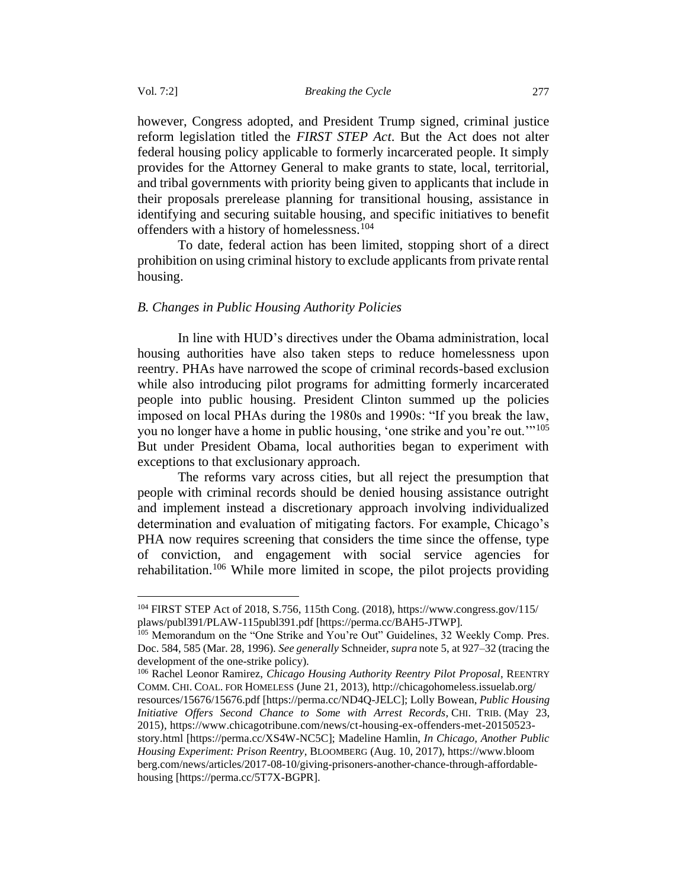however, Congress adopted, and President Trump signed, criminal justice reform legislation titled the *FIRST STEP Act*. But the Act does not alter federal housing policy applicable to formerly incarcerated people. It simply provides for the Attorney General to make grants to state, local, territorial, and tribal governments with priority being given to applicants that include in their proposals prerelease planning for transitional housing, assistance in identifying and securing suitable housing, and specific initiatives to benefit offenders with a history of homelessness.[104]

To date, federal action has been limited, stopping short of a direct prohibition on using criminal history to exclude applicants from private rental housing.

### *B. Changes in Public Housing Authority Policies*

In line with HUD's directives under the Obama administration, local housing authorities have also taken steps to reduce homelessness upon reentry. PHAs have narrowed the scope of criminal records-based exclusion while also introducing pilot programs for admitting formerly incarcerated people into public housing. President Clinton summed up the policies imposed on local PHAs during the 1980s and 1990s: "If you break the law, you no longer have a home in public housing, 'one strike and you're out.'"[105] But under President Obama, local authorities began to experiment with exceptions to that exclusionary approach.

The reforms vary across cities, but all reject the presumption that people with criminal records should be denied housing assistance outright and implement instead a discretionary approach involving individualized determination and evaluation of mitigating factors. For example, Chicago's PHA now requires screening that considers the time since the offense, type of conviction, and engagement with social service agencies for rehabilitation.[106] While more limited in scope, the pilot projects providing

---

[104] FIRST STEP Act of 2018, S.756, 115th Cong. (2018), https://www.congress.gov/115/plaws/publ391/PLAW-115publ391.pdf [https://perma.cc/BAH5-JTWP].

[105] Memorandum on the "One Strike and You're Out" Guidelines, 32 Weekly Comp. Pres. Doc. 584, 585 (Mar. 28, 1996). *See generally* Schneider, *supra* note 5, at 927–32 (tracing the development of the one-strike policy).

[106] Rachel Leonor Ramirez, *Chicago Housing Authority Reentry Pilot Proposal*, REENTRY COMM. CHI. COAL. FOR HOMELESS (June 21, 2013), http://chicagohomeless.issuelab.org/resources/15676/15676.pdf [https://perma.cc/ND4Q-JELC]; Lolly Bowean, *Public Housing Initiative Offers Second Chance to Some with Arrest Records*, CHI. TRIB. (May 23, 2015), https://www.chicagotribune.com/news/ct-housing-ex-offenders-met-20150523-story.html [https://perma.cc/XS4W-NC5C]; Madeline Hamlin, *In Chicago, Another Public Housing Experiment: Prison Reentry*, BLOOMBERG (Aug. 10, 2017), https://www.bloomberg.com/news/articles/2017-08-10/giving-prisoners-another-chance-through-affordable-housing [https://perma.cc/5T7X-BGPR].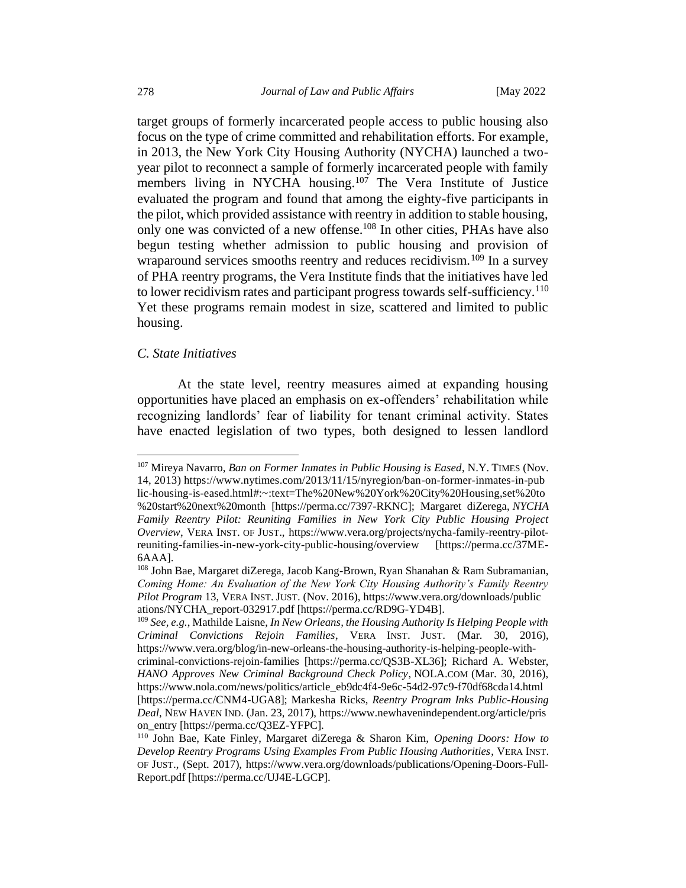target groups of formerly incarcerated people access to public housing also focus on the type of crime committed and rehabilitation efforts. For example, in 2013, the New York City Housing Authority (NYCHA) launched a two-year pilot to reconnect a sample of formerly incarcerated people with family members living in NYCHA housing.[107] The Vera Institute of Justice evaluated the program and found that among the eighty-five participants in the pilot, which provided assistance with reentry in addition to stable housing, only one was convicted of a new offense.[108] In other cities, PHAs have also begun testing whether admission to public housing and provision of wraparound services smooths reentry and reduces recidivism.[109] In a survey of PHA reentry programs, the Vera Institute finds that the initiatives have led to lower recidivism rates and participant progress towards self-sufficiency.[110] Yet these programs remain modest in size, scattered and limited to public housing.

### *C. State Initiatives*

At the state level, reentry measures aimed at expanding housing opportunities have placed an emphasis on ex-offenders' rehabilitation while recognizing landlords' fear of liability for tenant criminal activity. States have enacted legislation of two types, both designed to lessen landlord

---

[107] Mireya Navarro, *Ban on Former Inmates in Public Housing is Eased*, N.Y. TIMES (Nov. 14, 2013) https://www.nytimes.com/2013/11/15/nyregion/ban-on-former-inmates-in-public-housing-is-eased.html#:~:text=The%20New%20York%20City%20Housing,set%20to%20start%20next%20month [https://perma.cc/7397-RKNC]; Margaret diZerega, *NYCHA Family Reentry Pilot: Reuniting Families in New York City Public Housing Project Overview*, VERA INST. OF JUST., https://www.vera.org/projects/nycha-family-reentry-pilot-reuniting-families-in-new-york-city-public-housing/overview [https://perma.cc/37ME-6AAA].

[108] John Bae, Margaret diZerega, Jacob Kang-Brown, Ryan Shanahan & Ram Subramanian, *Coming Home: An Evaluation of the New York City Housing Authority's Family Reentry Pilot Program* 13, VERA INST. JUST. (Nov. 2016), https://www.vera.org/downloads/publications/NYCHA_report-032917.pdf [https://perma.cc/RD9G-YD4B].

[109] *See, e.g.*, Mathilde Laisne, *In New Orleans, the Housing Authority Is Helping People with Criminal Convictions Rejoin Families*, VERA INST. JUST. (Mar. 30, 2016), https://www.vera.org/blog/in-new-orleans-the-housing-authority-is-helping-people-with-criminal-convictions-rejoin-families [https://perma.cc/QS3B-XL36]; Richard A. Webster, *HANO Approves New Criminal Background Check Policy*, NOLA.COM (Mar. 30, 2016), https://www.nola.com/news/politics/article_eb9dc4f4-9e6c-54d2-97c9-f70df68cda14.html [https://perma.cc/CNM4-UGA8]; Markesha Ricks, *Reentry Program Inks Public-Housing Deal*, NEW HAVEN IND. (Jan. 23, 2017), https://www.newhavenindependent.org/article/prison_entry [https://perma.cc/Q3EZ-YFPC].

[110] John Bae, Kate Finley, Margaret diZerega & Sharon Kim, *Opening Doors: How to Develop Reentry Programs Using Examples From Public Housing Authorities*, VERA INST. OF JUST., (Sept. 2017), https://www.vera.org/downloads/publications/Opening-Doors-Full-Report.pdf [https://perma.cc/UJ4E-LGCP].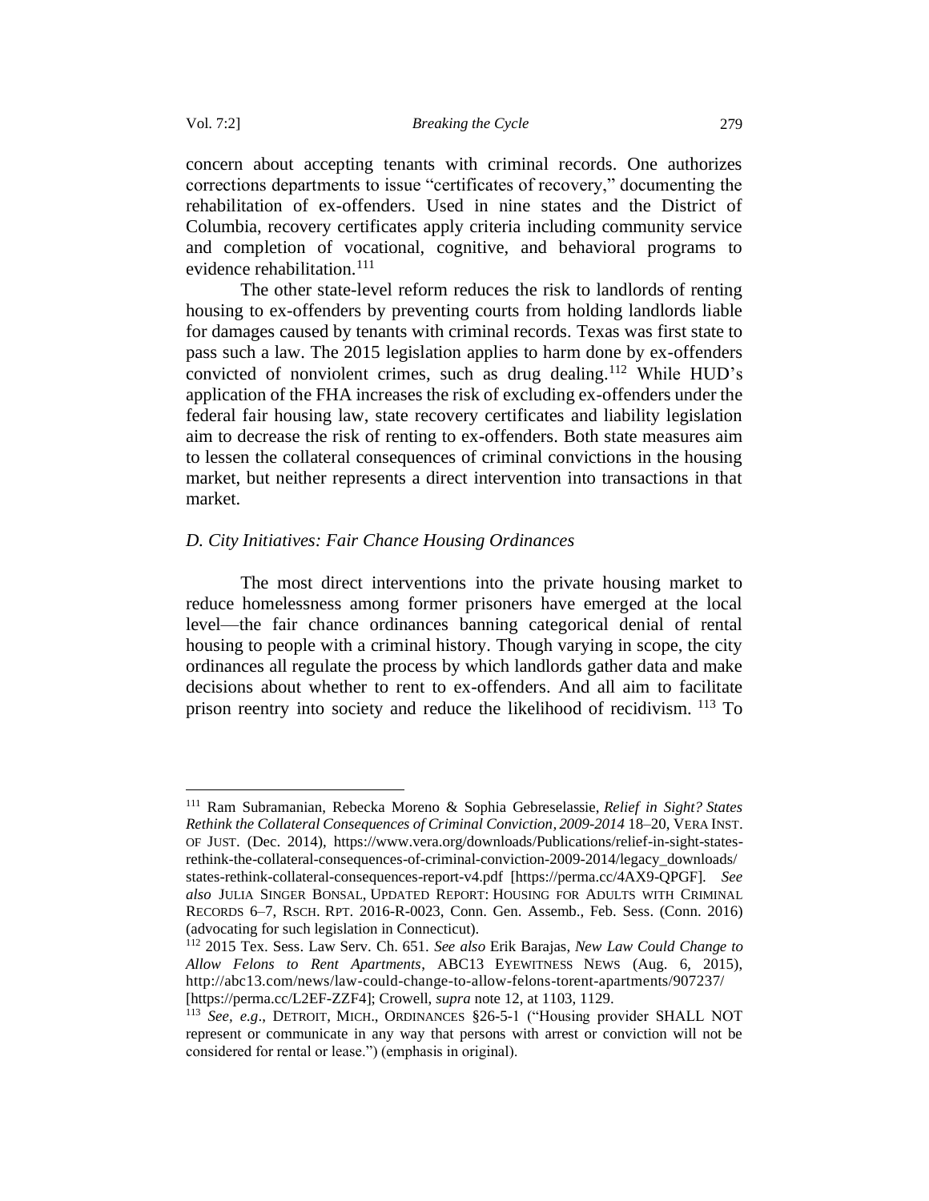concern about accepting tenants with criminal records. One authorizes corrections departments to issue "certificates of recovery," documenting the rehabilitation of ex-offenders. Used in nine states and the District of Columbia, recovery certificates apply criteria including community service and completion of vocational, cognitive, and behavioral programs to evidence rehabilitation.[111]

The other state-level reform reduces the risk to landlords of renting housing to ex-offenders by preventing courts from holding landlords liable for damages caused by tenants with criminal records. Texas was first state to pass such a law. The 2015 legislation applies to harm done by ex-offenders convicted of nonviolent crimes, such as drug dealing.[112] While HUD's application of the FHA increases the risk of excluding ex-offenders under the federal fair housing law, state recovery certificates and liability legislation aim to decrease the risk of renting to ex-offenders. Both state measures aim to lessen the collateral consequences of criminal convictions in the housing market, but neither represents a direct intervention into transactions in that market.

### *D. City Initiatives: Fair Chance Housing Ordinances*

The most direct interventions into the private housing market to reduce homelessness among former prisoners have emerged at the local level—the fair chance ordinances banning categorical denial of rental housing to people with a criminal history. Though varying in scope, the city ordinances all regulate the process by which landlords gather data and make decisions about whether to rent to ex-offenders. And all aim to facilitate prison reentry into society and reduce the likelihood of recidivism.[113] To

---

[111] Ram Subramanian, Rebecka Moreno & Sophia Gebreselassie, *Relief in Sight? States Rethink the Collateral Consequences of Criminal Conviction, 2009-2014* 18–20, VERA INST. OF JUST. (Dec. 2014), https://www.vera.org/downloads/Publications/relief-in-sight-states-rethink-the-collateral-consequences-of-criminal-conviction-2009-2014/legacy_downloads/states-rethink-collateral-consequences-report-v4.pdf [https://perma.cc/4AX9-QPGF]. *See also* JULIA SINGER BONSAL, UPDATED REPORT: HOUSING FOR ADULTS WITH CRIMINAL RECORDS 6–7, RSCH. RPT. 2016-R-0023, Conn. Gen. Assemb., Feb. Sess. (Conn. 2016) (advocating for such legislation in Connecticut).

[112] 2015 Tex. Sess. Law Serv. Ch. 651. *See also* Erik Barajas, *New Law Could Change to Allow Felons to Rent Apartments*, ABC13 EYEWITNESS NEWS (Aug. 6, 2015), http://abc13.com/news/law-could-change-to-allow-felons-torent-apartments/907237/ [https://perma.cc/L2EF-ZZF4]; Crowell, *supra* note 12, at 1103, 1129.

[113] *See, e.g*., DETROIT, MICH., ORDINANCES §26-5-1 ("Housing provider SHALL NOT represent or communicate in any way that persons with arrest or conviction will not be considered for rental or lease.") (emphasis in original).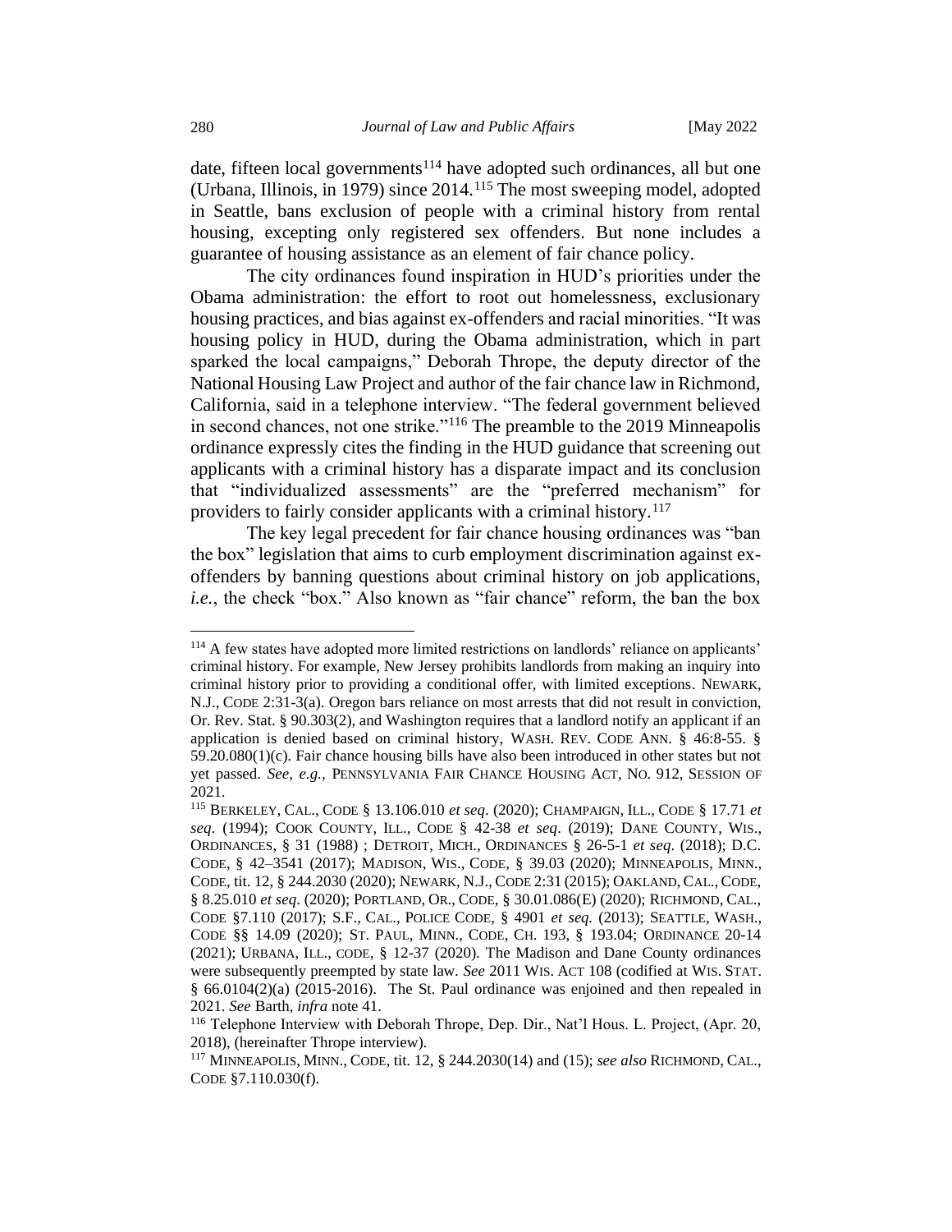date, fifteen local governments[114] have adopted such ordinances, all but one (Urbana, Illinois, in 1979) since 2014.[115] The most sweeping model, adopted in Seattle, bans exclusion of people with a criminal history from rental housing, excepting only registered sex offenders. But none includes a guarantee of housing assistance as an element of fair chance policy.

The city ordinances found inspiration in HUD's priorities under the Obama administration: the effort to root out homelessness, exclusionary housing practices, and bias against ex-offenders and racial minorities. "It was housing policy in HUD, during the Obama administration, which in part sparked the local campaigns," Deborah Thrope, the deputy director of the National Housing Law Project and author of the fair chance law in Richmond, California, said in a telephone interview. "The federal government believed in second chances, not one strike."[116] The preamble to the 2019 Minneapolis ordinance expressly cites the finding in the HUD guidance that screening out applicants with a criminal history has a disparate impact and its conclusion that "individualized assessments" are the "preferred mechanism" for providers to fairly consider applicants with a criminal history.[117]

The key legal precedent for fair chance housing ordinances was "ban the box" legislation that aims to curb employment discrimination against ex-offenders by banning questions about criminal history on job applications, *i.e.*, the check "box." Also known as "fair chance" reform, the ban the box

---

[114] A few states have adopted more limited restrictions on landlords' reliance on applicants' criminal history. For example, New Jersey prohibits landlords from making an inquiry into criminal history prior to providing a conditional offer, with limited exceptions. NEWARK, N.J., CODE 2:31-3(a). Oregon bars reliance on most arrests that did not result in conviction, Or. Rev. Stat. § 90.303(2), and Washington requires that a landlord notify an applicant if an application is denied based on criminal history, WASH. REV. CODE ANN. § 46:8-55. § 59.20.080(1)(c). Fair chance housing bills have also been introduced in other states but not yet passed. *See, e.g.,* PENNSYLVANIA FAIR CHANCE HOUSING ACT, NO. 912, SESSION OF 2021.

[115] BERKELEY, CAL., CODE § 13.106.010 *et seq*. (2020); CHAMPAIGN, ILL., CODE § 17.71 *et seq*. (1994); COOK COUNTY, ILL., CODE § 42-38 *et seq*. (2019); DANE COUNTY, WIS., ORDINANCES, § 31 (1988) ; DETROIT, MICH., ORDINANCES § 26-5-1 *et seq*. (2018); D.C. CODE, § 42–3541 (2017); MADISON, WIS., CODE, § 39.03 (2020); MINNEAPOLIS, MINN., CODE, tit. 12, § 244.2030 (2020); NEWARK, N.J., CODE 2:31 (2015); OAKLAND, CAL., CODE, § 8.25.010 *et seq*. (2020); PORTLAND, OR., CODE, § 30.01.086(E) (2020); RICHMOND, CAL., CODE §7.110 (2017); S.F., CAL., POLICE CODE, § 4901 *et seq.* (2013); SEATTLE, WASH., CODE §§ 14.09 (2020); ST. PAUL, MINN., CODE, CH. 193, § 193.04; ORDINANCE 20-14 (2021); URBANA, ILL., CODE, § 12-37 (2020). The Madison and Dane County ordinances were subsequently preempted by state law. *See* 2011 WIS. ACT 108 (codified at WIS. STAT. § 66.0104(2)(a) (2015-2016). The St. Paul ordinance was enjoined and then repealed in 2021. *See* Barth, *infra* note 41.

[116] Telephone Interview with Deborah Thrope, Dep. Dir., Nat'l Hous. L. Project, (Apr. 20, 2018), (hereinafter Thrope interview).

[117] MINNEAPOLIS, MINN., CODE, tit. 12, § 244.2030(14) and (15); *see also* RICHMOND, CAL., CODE §7.110.030(f).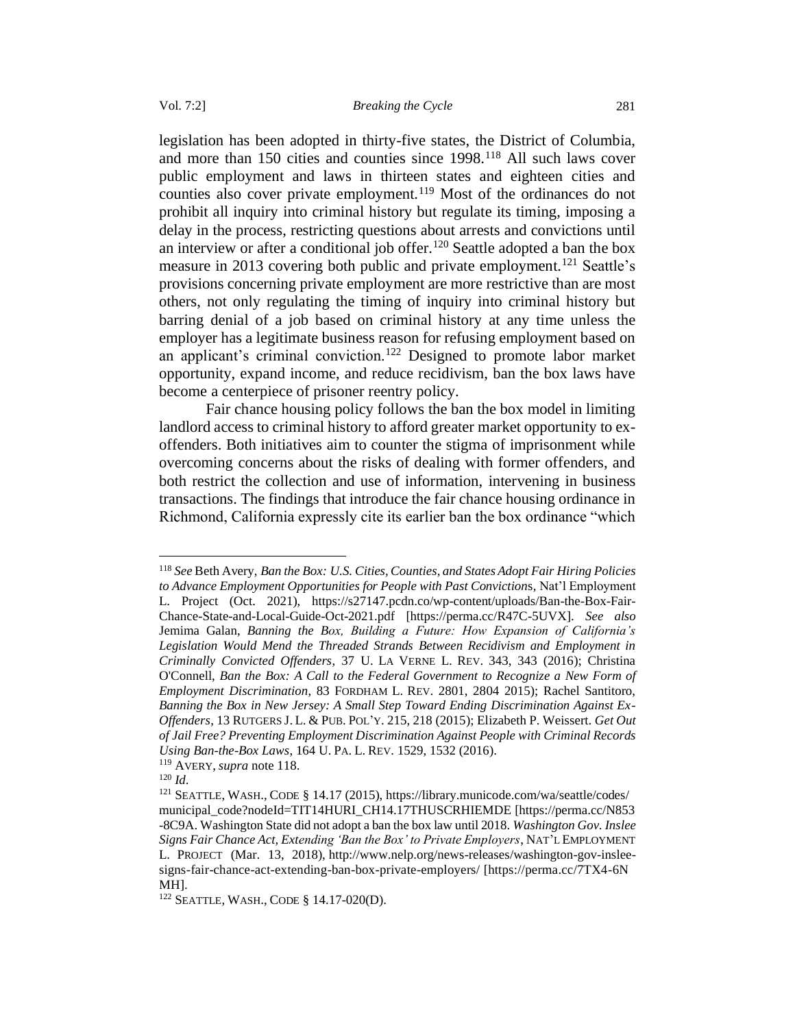legislation has been adopted in thirty-five states, the District of Columbia, and more than 150 cities and counties since 1998.[118] All such laws cover public employment and laws in thirteen states and eighteen cities and counties also cover private employment.[119] Most of the ordinances do not prohibit all inquiry into criminal history but regulate its timing, imposing a delay in the process, restricting questions about arrests and convictions until an interview or after a conditional job offer.[120] Seattle adopted a ban the box measure in 2013 covering both public and private employment.[121] Seattle's provisions concerning private employment are more restrictive than are most others, not only regulating the timing of inquiry into criminal history but barring denial of a job based on criminal history at any time unless the employer has a legitimate business reason for refusing employment based on an applicant's criminal conviction.[122] Designed to promote labor market opportunity, expand income, and reduce recidivism, ban the box laws have become a centerpiece of prisoner reentry policy.

Fair chance housing policy follows the ban the box model in limiting landlord access to criminal history to afford greater market opportunity to ex-offenders. Both initiatives aim to counter the stigma of imprisonment while overcoming concerns about the risks of dealing with former offenders, and both restrict the collection and use of information, intervening in business transactions. The findings that introduce the fair chance housing ordinance in Richmond, California expressly cite its earlier ban the box ordinance "which

---

[118] *See* Beth Avery, *Ban the Box: U.S. Cities, Counties, and States Adopt Fair Hiring Policies to Advance Employment Opportunities for People with Past Convictions*, Nat'l Employment L. Project (Oct. 2021), https://s27147.pcdn.co/wp-content/uploads/Ban-the-Box-Fair-Chance-State-and-Local-Guide-Oct-2021.pdf [https://perma.cc/R47C-5UVX]. *See also* Jemima Galan, *Banning the Box, Building a Future: How Expansion of California's Legislation Would Mend the Threaded Strands Between Recidivism and Employment in Criminally Convicted Offenders*, 37 U. LA VERNE L. REV. 343, 343 (2016); Christina O'Connell, *Ban the Box: A Call to the Federal Government to Recognize a New Form of Employment Discrimination*, 83 FORDHAM L. REV. 2801, 2804 2015); Rachel Santitoro, *Banning the Box in New Jersey: A Small Step Toward Ending Discrimination Against Ex-Offenders*, 13 RUTGERS J. L. & PUB. POL'Y. 215, 218 (2015); Elizabeth P. Weissert. *Get Out of Jail Free? Preventing Employment Discrimination Against People with Criminal Records Using Ban-the-Box Laws*, 164 U. PA. L. REV. 1529, 1532 (2016).

[119] AVERY, *supra* note 118.

[120] *Id*.

[121] SEATTLE, WASH., CODE § 14.17 (2015), https://library.municode.com/wa/seattle/codes/municipal_code?nodeId=TIT14HURI_CH14.17THUSCRHIEMDE [https://perma.cc/N853-8C9A. Washington State did not adopt a ban the box law until 2018. *Washington Gov. Inslee Signs Fair Chance Act, Extending 'Ban the Box' to Private Employers*, NAT'L EMPLOYMENT L. PROJECT (Mar. 13, 2018), http://www.nelp.org/news-releases/washington-gov-inslee-signs-fair-chance-act-extending-ban-box-private-employers/ [https://perma.cc/7TX4-6NMH].

[122] SEATTLE, WASH., CODE § 14.17-020(D).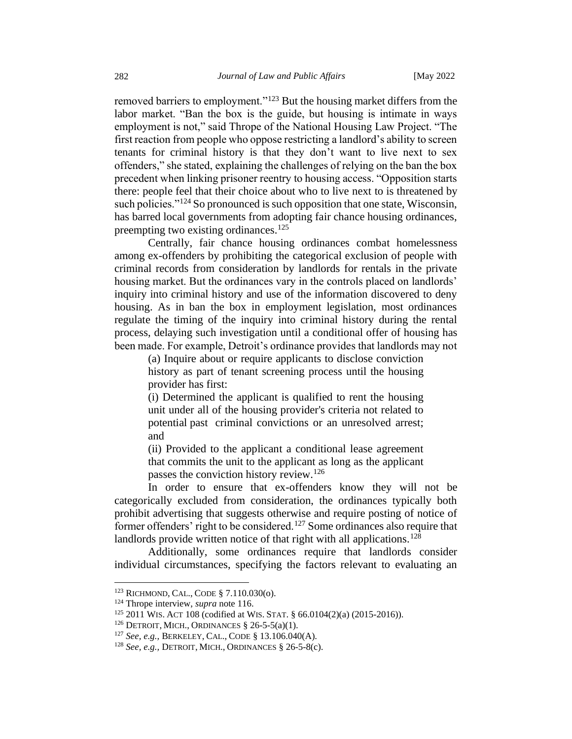removed barriers to employment."[123] But the housing market differs from the labor market. "Ban the box is the guide, but housing is intimate in ways employment is not," said Thrope of the National Housing Law Project. "The first reaction from people who oppose restricting a landlord's ability to screen tenants for criminal history is that they don't want to live next to sex offenders," she stated, explaining the challenges of relying on the ban the box precedent when linking prisoner reentry to housing access. "Opposition starts there: people feel that their choice about who to live next to is threatened by such policies."[124] So pronounced is such opposition that one state, Wisconsin, has barred local governments from adopting fair chance housing ordinances, preempting two existing ordinances.[125]

Centrally, fair chance housing ordinances combat homelessness among ex-offenders by prohibiting the categorical exclusion of people with criminal records from consideration by landlords for rentals in the private housing market. But the ordinances vary in the controls placed on landlords' inquiry into criminal history and use of the information discovered to deny housing. As in ban the box in employment legislation, most ordinances regulate the timing of the inquiry into criminal history during the rental process, delaying such investigation until a conditional offer of housing has been made. For example, Detroit's ordinance provides that landlords may not

> (a) Inquire about or require applicants to disclose conviction history as part of tenant screening process until the housing provider has first:
>
> (i) Determined the applicant is qualified to rent the housing unit under all of the housing provider's criteria not related to potential past criminal convictions or an unresolved arrest; and
>
> (ii) Provided to the applicant a conditional lease agreement that commits the unit to the applicant as long as the applicant passes the conviction history review.[126]

In order to ensure that ex-offenders know they will not be categorically excluded from consideration, the ordinances typically both prohibit advertising that suggests otherwise and require posting of notice of former offenders' right to be considered.[127] Some ordinances also require that landlords provide written notice of that right with all applications.[128]

Additionally, some ordinances require that landlords consider individual circumstances, specifying the factors relevant to evaluating an

---

[123] RICHMOND, CAL., CODE § 7.110.030(o).

[124] Thrope interview, *supra* note 116.

[125] 2011 WIS. ACT 108 (codified at WIS. STAT. § 66.0104(2)(a) (2015-2016)).

[126] DETROIT, MICH., ORDINANCES § 26-5-5(a)(1).

[127] *See, e.g.*, BERKELEY, CAL., CODE § 13.106.040(A).

[128] *See, e.g.*, DETROIT, MICH., ORDINANCES § 26-5-8(c).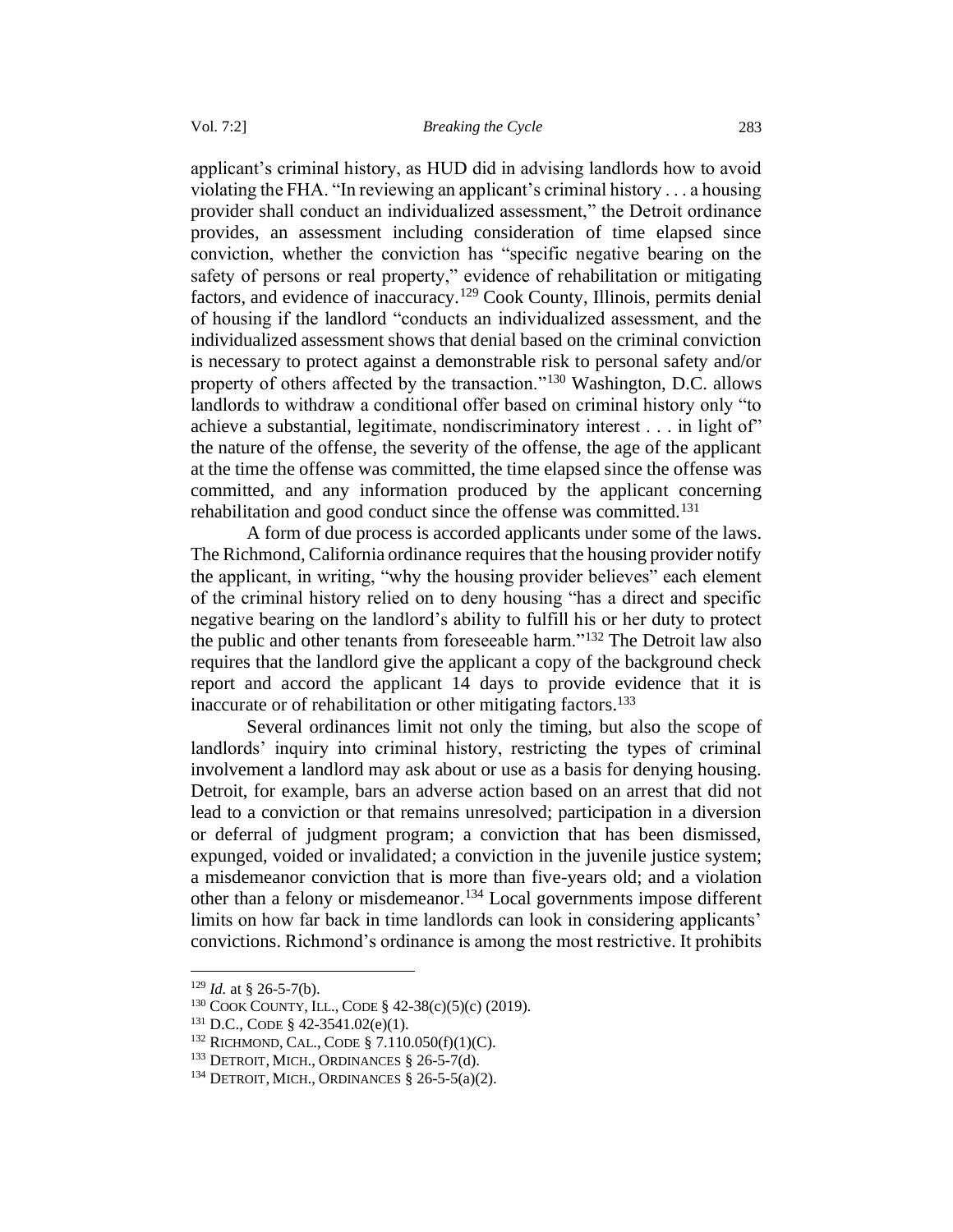applicant's criminal history, as HUD did in advising landlords how to avoid violating the FHA. "In reviewing an applicant's criminal history . . . a housing provider shall conduct an individualized assessment," the Detroit ordinance provides, an assessment including consideration of time elapsed since conviction, whether the conviction has "specific negative bearing on the safety of persons or real property," evidence of rehabilitation or mitigating factors, and evidence of inaccuracy.[129] Cook County, Illinois, permits denial of housing if the landlord "conducts an individualized assessment, and the individualized assessment shows that denial based on the criminal conviction is necessary to protect against a demonstrable risk to personal safety and/or property of others affected by the transaction."[130] Washington, D.C. allows landlords to withdraw a conditional offer based on criminal history only "to achieve a substantial, legitimate, nondiscriminatory interest . . . in light of" the nature of the offense, the severity of the offense, the age of the applicant at the time the offense was committed, the time elapsed since the offense was committed, and any information produced by the applicant concerning rehabilitation and good conduct since the offense was committed.[131]

A form of due process is accorded applicants under some of the laws. The Richmond, California ordinance requires that the housing provider notify the applicant, in writing, "why the housing provider believes" each element of the criminal history relied on to deny housing "has a direct and specific negative bearing on the landlord's ability to fulfill his or her duty to protect the public and other tenants from foreseeable harm."[132] The Detroit law also requires that the landlord give the applicant a copy of the background check report and accord the applicant 14 days to provide evidence that it is inaccurate or of rehabilitation or other mitigating factors.[133]

Several ordinances limit not only the timing, but also the scope of landlords' inquiry into criminal history, restricting the types of criminal involvement a landlord may ask about or use as a basis for denying housing. Detroit, for example, bars an adverse action based on an arrest that did not lead to a conviction or that remains unresolved; participation in a diversion or deferral of judgment program; a conviction that has been dismissed, expunged, voided or invalidated; a conviction in the juvenile justice system; a misdemeanor conviction that is more than five-years old; and a violation other than a felony or misdemeanor.[134] Local governments impose different limits on how far back in time landlords can look in considering applicants' convictions. Richmond's ordinance is among the most restrictive. It prohibits

---

[129] *Id.* at § 26-5-7(b).

[130] COOK COUNTY, ILL., CODE § 42-38(c)(5)(c) (2019).

[131] D.C., CODE § 42-3541.02(e)(1).

[132] RICHMOND, CAL., CODE § 7.110.050(f)(1)(C).

[133] DETROIT, MICH., ORDINANCES § 26-5-7(d).

[134] DETROIT, MICH., ORDINANCES § 26-5-5(a)(2).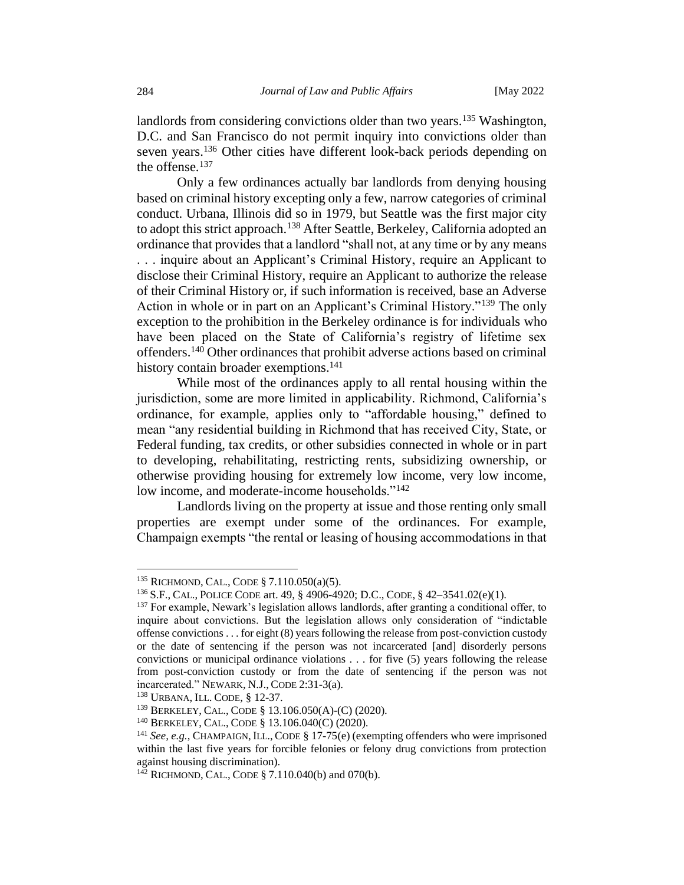landlords from considering convictions older than two years.[135] Washington, D.C. and San Francisco do not permit inquiry into convictions older than seven years.[136] Other cities have different look-back periods depending on the offense.[137]

Only a few ordinances actually bar landlords from denying housing based on criminal history excepting only a few, narrow categories of criminal conduct. Urbana, Illinois did so in 1979, but Seattle was the first major city to adopt this strict approach.[138] After Seattle, Berkeley, California adopted an ordinance that provides that a landlord "shall not, at any time or by any means . . . inquire about an Applicant's Criminal History, require an Applicant to disclose their Criminal History, require an Applicant to authorize the release of their Criminal History or, if such information is received, base an Adverse Action in whole or in part on an Applicant's Criminal History."[139] The only exception to the prohibition in the Berkeley ordinance is for individuals who have been placed on the State of California's registry of lifetime sex offenders.[140] Other ordinances that prohibit adverse actions based on criminal history contain broader exemptions.[141]

While most of the ordinances apply to all rental housing within the jurisdiction, some are more limited in applicability. Richmond, California's ordinance, for example, applies only to "affordable housing," defined to mean "any residential building in Richmond that has received City, State, or Federal funding, tax credits, or other subsidies connected in whole or in part to developing, rehabilitating, restricting rents, subsidizing ownership, or otherwise providing housing for extremely low income, very low income, low income, and moderate-income households."[142]

Landlords living on the property at issue and those renting only small properties are exempt under some of the ordinances. For example, Champaign exempts "the rental or leasing of housing accommodations in that

---

[135] RICHMOND, CAL., CODE § 7.110.050(a)(5).

[136] S.F., CAL., POLICE CODE art. 49, § 4906-4920; D.C., CODE, § 42–3541.02(e)(1).

[137] For example, Newark's legislation allows landlords, after granting a conditional offer, to inquire about convictions. But the legislation allows only consideration of "indictable offense convictions . . . for eight (8) years following the release from post-conviction custody or the date of sentencing if the person was not incarcerated [and] disorderly persons convictions or municipal ordinance violations . . . for five (5) years following the release from post-conviction custody or from the date of sentencing if the person was not incarcerated." NEWARK, N.J., CODE 2:31-3(a).

[138] URBANA, ILL. CODE, § 12-37.

[139] BERKELEY, CAL., CODE § 13.106.050(A)-(C) (2020).

[140] BERKELEY, CAL., CODE § 13.106.040(C) (2020).

[141] *See, e.g.*, CHAMPAIGN, ILL., CODE § 17-75(e) (exempting offenders who were imprisoned within the last five years for forcible felonies or felony drug convictions from protection against housing discrimination).

[142] RICHMOND, CAL., CODE § 7.110.040(b) and 070(b).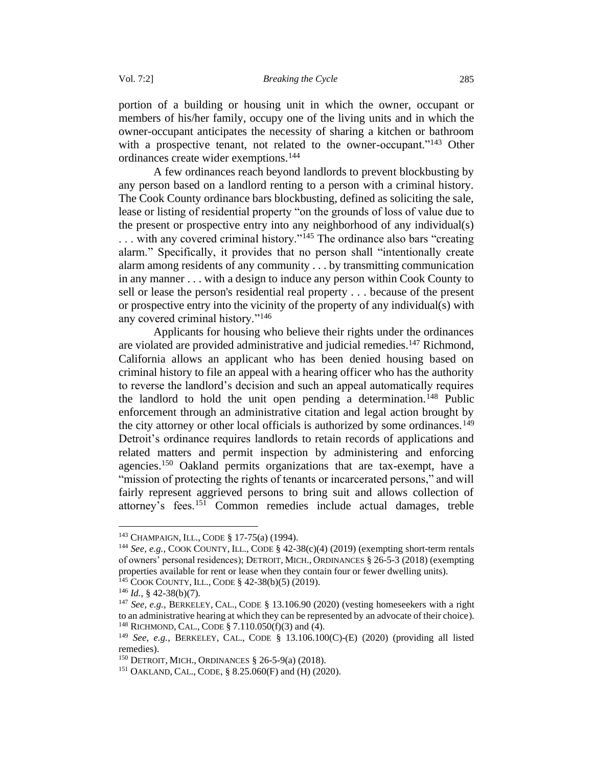portion of a building or housing unit in which the owner, occupant or members of his/her family, occupy one of the living units and in which the owner-occupant anticipates the necessity of sharing a kitchen or bathroom with a prospective tenant, not related to the owner-occupant."[143] Other ordinances create wider exemptions.[144]

A few ordinances reach beyond landlords to prevent blockbusting by any person based on a landlord renting to a person with a criminal history. The Cook County ordinance bars blockbusting, defined as soliciting the sale, lease or listing of residential property "on the grounds of loss of value due to the present or prospective entry into any neighborhood of any individual(s) . . . with any covered criminal history."[145] The ordinance also bars "creating alarm." Specifically, it provides that no person shall "intentionally create alarm among residents of any community . . . by transmitting communication in any manner . . . with a design to induce any person within Cook County to sell or lease the person's residential real property . . . because of the present or prospective entry into the vicinity of the property of any individual(s) with any covered criminal history."[146]

Applicants for housing who believe their rights under the ordinances are violated are provided administrative and judicial remedies.[147] Richmond, California allows an applicant who has been denied housing based on criminal history to file an appeal with a hearing officer who has the authority to reverse the landlord's decision and such an appeal automatically requires the landlord to hold the unit open pending a determination.[148] Public enforcement through an administrative citation and legal action brought by the city attorney or other local officials is authorized by some ordinances.[149] Detroit's ordinance requires landlords to retain records of applications and related matters and permit inspection by administering and enforcing agencies.[150] Oakland permits organizations that are tax-exempt, have a "mission of protecting the rights of tenants or incarcerated persons," and will fairly represent aggrieved persons to bring suit and allows collection of attorney's fees.[151] Common remedies include actual damages, treble

---

[143] CHAMPAIGN, ILL., CODE § 17-75(a) (1994).

[144] *See, e.g.*, COOK COUNTY, ILL., CODE § 42-38(c)(4) (2019) (exempting short-term rentals of owners' personal residences); DETROIT, MICH., ORDINANCES § 26-5-3 (2018) (exempting properties available for rent or lease when they contain four or fewer dwelling units).

[145] COOK COUNTY, ILL., CODE § 42-38(b)(5) (2019).

[146] *Id.*, § 42-38(b)(7).

[147] *See, e.g.*, BERKELEY, CAL., CODE § 13.106.90 (2020) (vesting homeseekers with a right to an administrative hearing at which they can be represented by an advocate of their choice).

[148] RICHMOND, CAL., CODE § 7.110.050(f)(3) and (4).

[149] *See, e.g.*, BERKELEY, CAL., CODE § 13.106.100(C)-(E) (2020) (providing all listed remedies).

[150] DETROIT, MICH., ORDINANCES § 26-5-9(a) (2018).

[151] OAKLAND, CAL., CODE, § 8.25.060(F) and (H) (2020).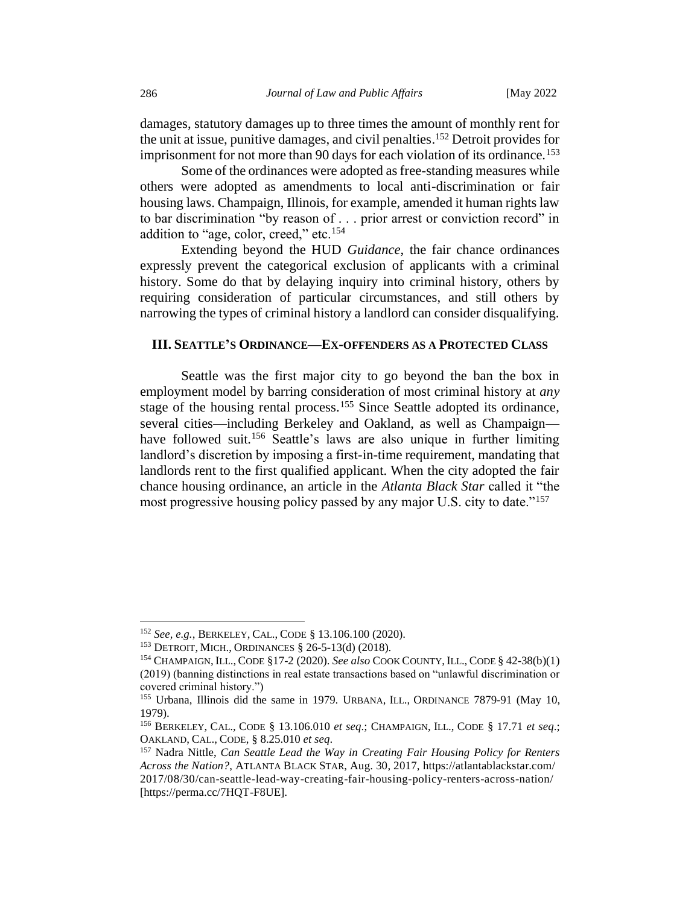damages, statutory damages up to three times the amount of monthly rent for the unit at issue, punitive damages, and civil penalties.[152] Detroit provides for imprisonment for not more than 90 days for each violation of its ordinance.[153]

Some of the ordinances were adopted as free-standing measures while others were adopted as amendments to local anti-discrimination or fair housing laws. Champaign, Illinois, for example, amended it human rights law to bar discrimination "by reason of . . . prior arrest or conviction record" in addition to "age, color, creed," etc.[154]

Extending beyond the HUD *Guidance*, the fair chance ordinances expressly prevent the categorical exclusion of applicants with a criminal history. Some do that by delaying inquiry into criminal history, others by requiring consideration of particular circumstances, and still others by narrowing the types of criminal history a landlord can consider disqualifying.

## III. SEATTLE'S ORDINANCE—EX-OFFENDERS AS A PROTECTED CLASS

Seattle was the first major city to go beyond the ban the box in employment model by barring consideration of most criminal history at *any* stage of the housing rental process.[155] Since Seattle adopted its ordinance, several cities—including Berkeley and Oakland, as well as Champaign—have followed suit.[156] Seattle's laws are also unique in further limiting landlord's discretion by imposing a first-in-time requirement, mandating that landlords rent to the first qualified applicant. When the city adopted the fair chance housing ordinance, an article in the *Atlanta Black Star* called it "the most progressive housing policy passed by any major U.S. city to date."[157]

---

[152] *See, e.g.*, BERKELEY, CAL., CODE § 13.106.100 (2020).

[153] DETROIT, MICH., ORDINANCES § 26-5-13(d) (2018).

[154] CHAMPAIGN, ILL., CODE §17-2 (2020). *See also* COOK COUNTY, ILL., CODE § 42-38(b)(1) (2019) (banning distinctions in real estate transactions based on "unlawful discrimination or covered criminal history.")

[155] Urbana, Illinois did the same in 1979. URBANA, ILL., ORDINANCE 7879-91 (May 10, 1979).

[156] BERKELEY, CAL., CODE § 13.106.010 *et seq*.; CHAMPAIGN, ILL., CODE § 17.71 *et seq*.; OAKLAND, CAL., CODE, § 8.25.010 *et seq*.

[157] Nadra Nittle, *Can Seattle Lead the Way in Creating Fair Housing Policy for Renters Across the Nation?*, ATLANTA BLACK STAR, Aug. 30, 2017, https://atlantablackstar.com/2017/08/30/can-seattle-lead-way-creating-fair-housing-policy-renters-across-nation/ [https://perma.cc/7HQT-F8UE].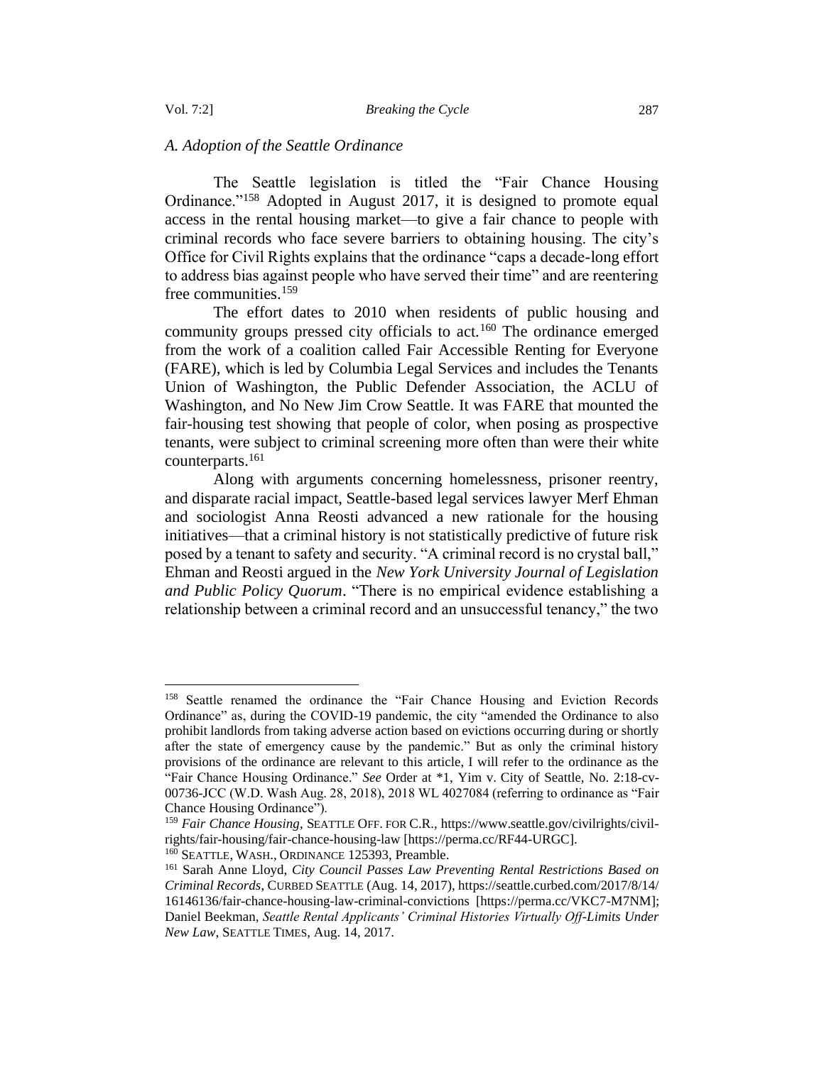### *A. Adoption of the Seattle Ordinance*

The Seattle legislation is titled the "Fair Chance Housing Ordinance."[158] Adopted in August 2017, it is designed to promote equal access in the rental housing market—to give a fair chance to people with criminal records who face severe barriers to obtaining housing. The city's Office for Civil Rights explains that the ordinance "caps a decade-long effort to address bias against people who have served their time" and are reentering free communities.[159]

The effort dates to 2010 when residents of public housing and community groups pressed city officials to act.[160] The ordinance emerged from the work of a coalition called Fair Accessible Renting for Everyone (FARE), which is led by Columbia Legal Services and includes the Tenants Union of Washington, the Public Defender Association, the ACLU of Washington, and No New Jim Crow Seattle. It was FARE that mounted the fair-housing test showing that people of color, when posing as prospective tenants, were subject to criminal screening more often than were their white counterparts.[161]

Along with arguments concerning homelessness, prisoner reentry, and disparate racial impact, Seattle-based legal services lawyer Merf Ehman and sociologist Anna Reosti advanced a new rationale for the housing initiatives—that a criminal history is not statistically predictive of future risk posed by a tenant to safety and security. "A criminal record is no crystal ball," Ehman and Reosti argued in the *New York University Journal of Legislation and Public Policy Quorum*. "There is no empirical evidence establishing a relationship between a criminal record and an unsuccessful tenancy," the two

---

[158] Seattle renamed the ordinance the "Fair Chance Housing and Eviction Records Ordinance" as, during the COVID-19 pandemic, the city "amended the Ordinance to also prohibit landlords from taking adverse action based on evictions occurring during or shortly after the state of emergency cause by the pandemic." But as only the criminal history provisions of the ordinance are relevant to this article, I will refer to the ordinance as the "Fair Chance Housing Ordinance." *See* Order at *1, Yim v. City of Seattle, No. 2:18-cv-00736-JCC (W.D. Wash Aug. 28, 2018), 2018 WL 4027084 (referring to ordinance as "Fair Chance Housing Ordinance").

[159] *Fair Chance Housing*, SEATTLE OFF. FOR C.R., https://www.seattle.gov/civilrights/civil-rights/fair-housing/fair-chance-housing-law [https://perma.cc/RF44-URGC].

[160] SEATTLE, WASH., ORDINANCE 125393, Preamble.

[161] Sarah Anne Lloyd, *City Council Passes Law Preventing Rental Restrictions Based on Criminal Records*, CURBED SEATTLE (Aug. 14, 2017), https://seattle.curbed.com/2017/8/14/16146136/fair-chance-housing-law-criminal-convictions [https://perma.cc/VKC7-M7NM]; Daniel Beekman, *Seattle Rental Applicants' Criminal Histories Virtually Off-Limits Under New Law*, SEATTLE TIMES, Aug. 14, 2017.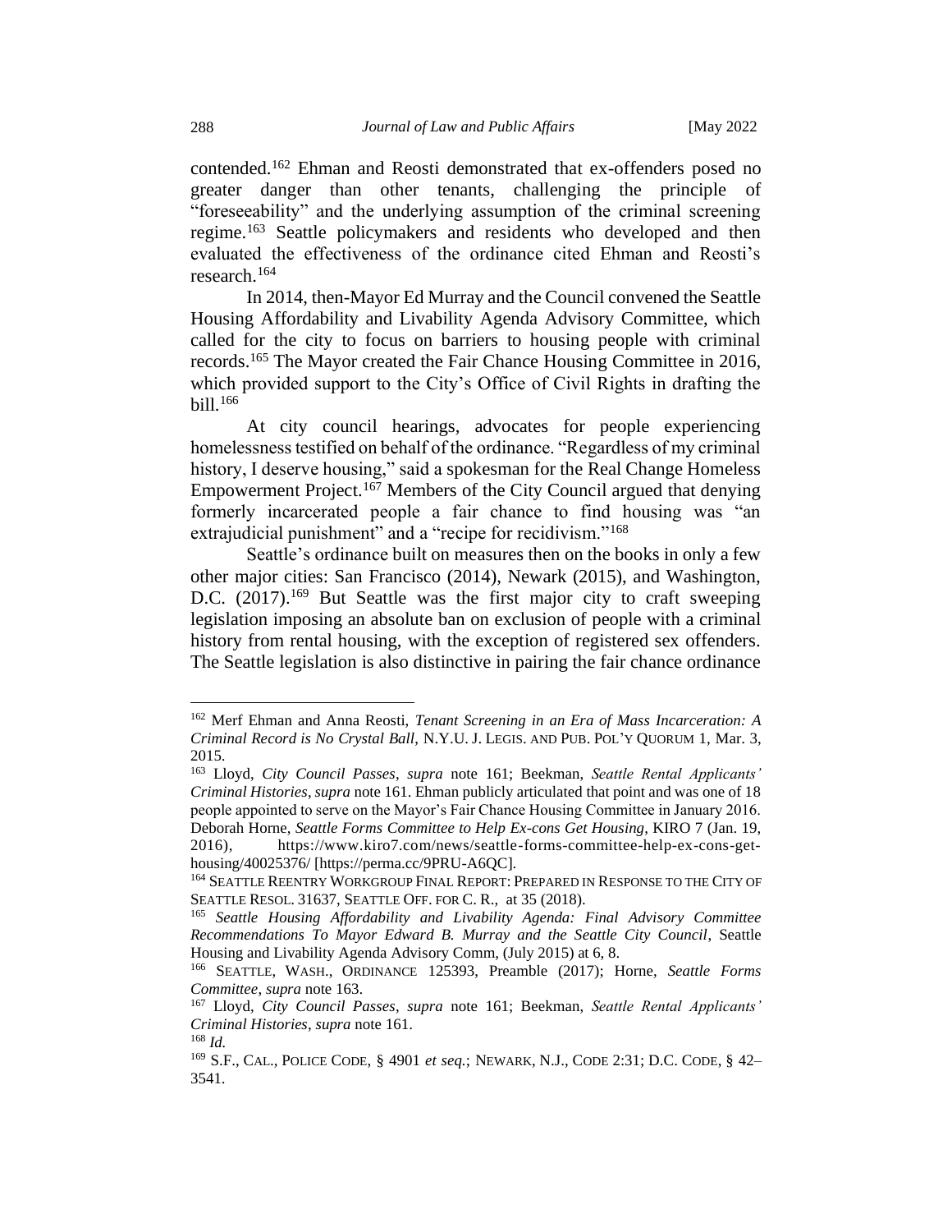contended.[162] Ehman and Reosti demonstrated that ex-offenders posed no greater danger than other tenants, challenging the principle of "foreseeability" and the underlying assumption of the criminal screening regime.[163] Seattle policymakers and residents who developed and then evaluated the effectiveness of the ordinance cited Ehman and Reosti's research.[164]

In 2014, then-Mayor Ed Murray and the Council convened the Seattle Housing Affordability and Livability Agenda Advisory Committee, which called for the city to focus on barriers to housing people with criminal records.[165] The Mayor created the Fair Chance Housing Committee in 2016, which provided support to the City's Office of Civil Rights in drafting the bill.[166]

At city council hearings, advocates for people experiencing homelessness testified on behalf of the ordinance. "Regardless of my criminal history, I deserve housing," said a spokesman for the Real Change Homeless Empowerment Project.[167] Members of the City Council argued that denying formerly incarcerated people a fair chance to find housing was "an extrajudicial punishment" and a "recipe for recidivism."[168]

Seattle's ordinance built on measures then on the books in only a few other major cities: San Francisco (2014), Newark (2015), and Washington, D.C. (2017).[169] But Seattle was the first major city to craft sweeping legislation imposing an absolute ban on exclusion of people with a criminal history from rental housing, with the exception of registered sex offenders. The Seattle legislation is also distinctive in pairing the fair chance ordinance

---

[162] Merf Ehman and Anna Reosti, *Tenant Screening in an Era of Mass Incarceration: A Criminal Record is No Crystal Ball*, N.Y.U. J. LEGIS. AND PUB. POL'Y QUORUM 1, Mar. 3, 2015.

[163] Lloyd, *City Council Passes*, *supra* note 161; Beekman, *Seattle Rental Applicants' Criminal Histories*, *supra* note 161. Ehman publicly articulated that point and was one of 18 people appointed to serve on the Mayor's Fair Chance Housing Committee in January 2016. Deborah Horne, *Seattle Forms Committee to Help Ex-cons Get Housing*, KIRO 7 (Jan. 19, 2016), https://www.kiro7.com/news/seattle-forms-committee-help-ex-cons-get-housing/40025376/ [https://perma.cc/9PRU-A6QC].

[164] SEATTLE REENTRY WORKGROUP FINAL REPORT: PREPARED IN RESPONSE TO THE CITY OF SEATTLE RESOL. 31637, SEATTLE OFF. FOR C. R., at 35 (2018).

[165] *Seattle Housing Affordability and Livability Agenda: Final Advisory Committee Recommendations To Mayor Edward B. Murray and the Seattle City Council*, Seattle Housing and Livability Agenda Advisory Comm, (July 2015) at 6, 8.

[166] SEATTLE, WASH., ORDINANCE 125393, Preamble (2017); Horne, *Seattle Forms Committee*, *supra* note 163.

[167] Lloyd, *City Council Passes*, *supra* note 161; Beekman, *Seattle Rental Applicants' Criminal Histories*, *supra* note 161.

[168] *Id.*

[169] S.F., CAL., POLICE CODE, § 4901 *et seq.*; NEWARK, N.J., CODE 2:31; D.C. CODE, § 42–3541.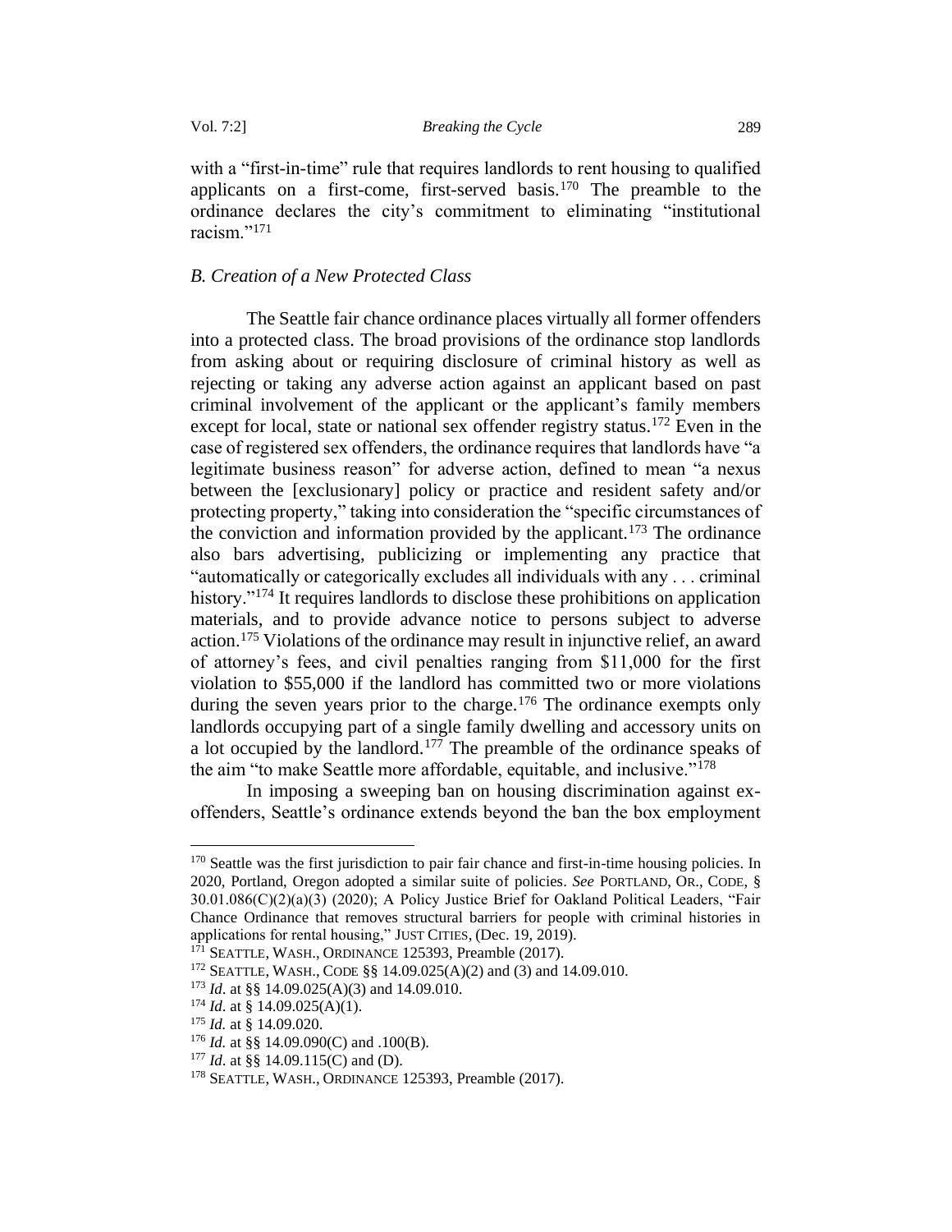with a "first-in-time" rule that requires landlords to rent housing to qualified applicants on a first-come, first-served basis.[170] The preamble to the ordinance declares the city's commitment to eliminating "institutional racism."[171]

### *B. Creation of a New Protected Class*

The Seattle fair chance ordinance places virtually all former offenders into a protected class. The broad provisions of the ordinance stop landlords from asking about or requiring disclosure of criminal history as well as rejecting or taking any adverse action against an applicant based on past criminal involvement of the applicant or the applicant's family members except for local, state or national sex offender registry status.[172] Even in the case of registered sex offenders, the ordinance requires that landlords have "a legitimate business reason" for adverse action, defined to mean "a nexus between the [exclusionary] policy or practice and resident safety and/or protecting property," taking into consideration the "specific circumstances of the conviction and information provided by the applicant.[173] The ordinance also bars advertising, publicizing or implementing any practice that "automatically or categorically excludes all individuals with any . . . criminal history."[174] It requires landlords to disclose these prohibitions on application materials, and to provide advance notice to persons subject to adverse action.[175] Violations of the ordinance may result in injunctive relief, an award of attorney's fees, and civil penalties ranging from $11,000 for the first violation to $55,000 if the landlord has committed two or more violations during the seven years prior to the charge.[176] The ordinance exempts only landlords occupying part of a single family dwelling and accessory units on a lot occupied by the landlord.[177] The preamble of the ordinance speaks of the aim "to make Seattle more affordable, equitable, and inclusive."[178]

In imposing a sweeping ban on housing discrimination against ex-offenders, Seattle's ordinance extends beyond the ban the box employment

---

[170] Seattle was the first jurisdiction to pair fair chance and first-in-time housing policies. In 2020, Portland, Oregon adopted a similar suite of policies. *See* PORTLAND, OR., CODE, § 30.01.086(C)(2)(a)(3) (2020); A Policy Justice Brief for Oakland Political Leaders, "Fair Chance Ordinance that removes structural barriers for people with criminal histories in applications for rental housing," JUST CITIES, (Dec. 19, 2019).

[171] SEATTLE, WASH., ORDINANCE 125393, Preamble (2017).

[172] SEATTLE, WASH., CODE §§ 14.09.025(A)(2) and (3) and 14.09.010.

[173] *Id*. at §§ 14.09.025(A)(3) and 14.09.010.

[174] *Id*. at § 14.09.025(A)(1).

[175] *Id.* at § 14.09.020.

[176] *Id.* at §§ 14.09.090(C) and .100(B).

[177] *Id*. at §§ 14.09.115(C) and (D).

[178] SEATTLE, WASH., ORDINANCE 125393, Preamble (2017).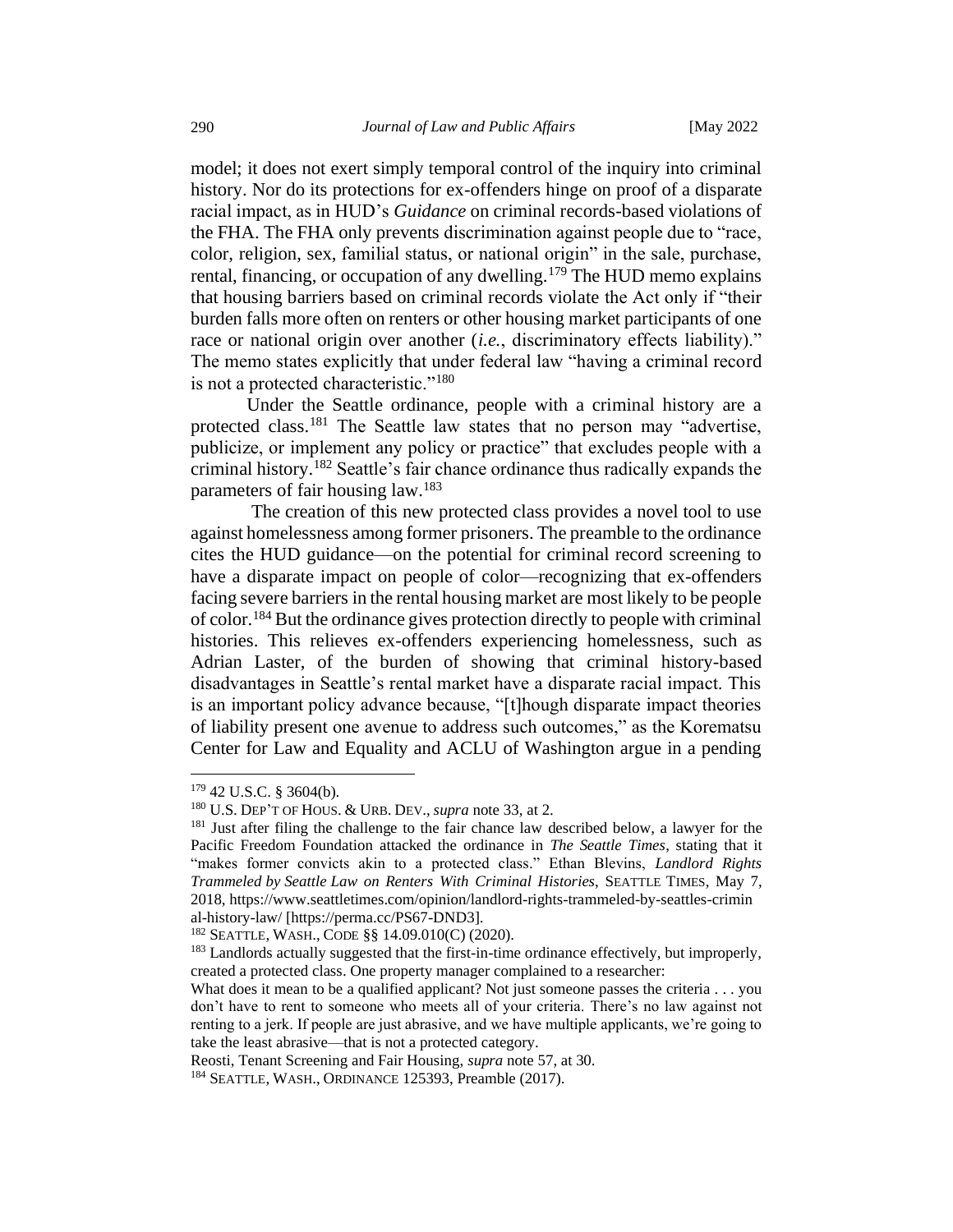model; it does not exert simply temporal control of the inquiry into criminal history. Nor do its protections for ex-offenders hinge on proof of a disparate racial impact, as in HUD's *Guidance* on criminal records-based violations of the FHA. The FHA only prevents discrimination against people due to "race, color, religion, sex, familial status, or national origin" in the sale, purchase, rental, financing, or occupation of any dwelling.[179] The HUD memo explains that housing barriers based on criminal records violate the Act only if "their burden falls more often on renters or other housing market participants of one race or national origin over another (*i.e.*, discriminatory effects liability)." The memo states explicitly that under federal law "having a criminal record is not a protected characteristic."[180]

Under the Seattle ordinance, people with a criminal history are a protected class.[181] The Seattle law states that no person may "advertise, publicize, or implement any policy or practice" that excludes people with a criminal history.[182] Seattle's fair chance ordinance thus radically expands the parameters of fair housing law.[183]

The creation of this new protected class provides a novel tool to use against homelessness among former prisoners. The preamble to the ordinance cites the HUD guidance—on the potential for criminal record screening to have a disparate impact on people of color—recognizing that ex-offenders facing severe barriers in the rental housing market are most likely to be people of color.[184] But the ordinance gives protection directly to people with criminal histories. This relieves ex-offenders experiencing homelessness, such as Adrian Laster, of the burden of showing that criminal history-based disadvantages in Seattle's rental market have a disparate racial impact. This is an important policy advance because, "[t]hough disparate impact theories of liability present one avenue to address such outcomes," as the Korematsu Center for Law and Equality and ACLU of Washington argue in a pending

---

[179] 42 U.S.C. § 3604(b).

[180] U.S. DEP'T OF HOUS. & URB. DEV., *supra* note 33, at 2.

[181] Just after filing the challenge to the fair chance law described below, a lawyer for the Pacific Freedom Foundation attacked the ordinance in *The Seattle Times*, stating that it "makes former convicts akin to a protected class." Ethan Blevins, *Landlord Rights Trammeled by Seattle Law on Renters With Criminal Histories*, SEATTLE TIMES, May 7, 2018, https://www.seattletimes.com/opinion/landlord-rights-trammeled-by-seattles-criminal-history-law/ [https://perma.cc/PS67-DND3].

[182] SEATTLE, WASH., CODE §§ 14.09.010(C) (2020).

[183] Landlords actually suggested that the first-in-time ordinance effectively, but improperly, created a protected class. One property manager complained to a researcher:

What does it mean to be a qualified applicant? Not just someone passes the criteria . . . you don't have to rent to someone who meets all of your criteria. There's no law against not renting to a jerk. If people are just abrasive, and we have multiple applicants, we're going to take the least abrasive—that is not a protected category.

Reosti, Tenant Screening and Fair Housing, *supra* note 57, at 30.

[184] SEATTLE, WASH., ORDINANCE 125393, Preamble (2017).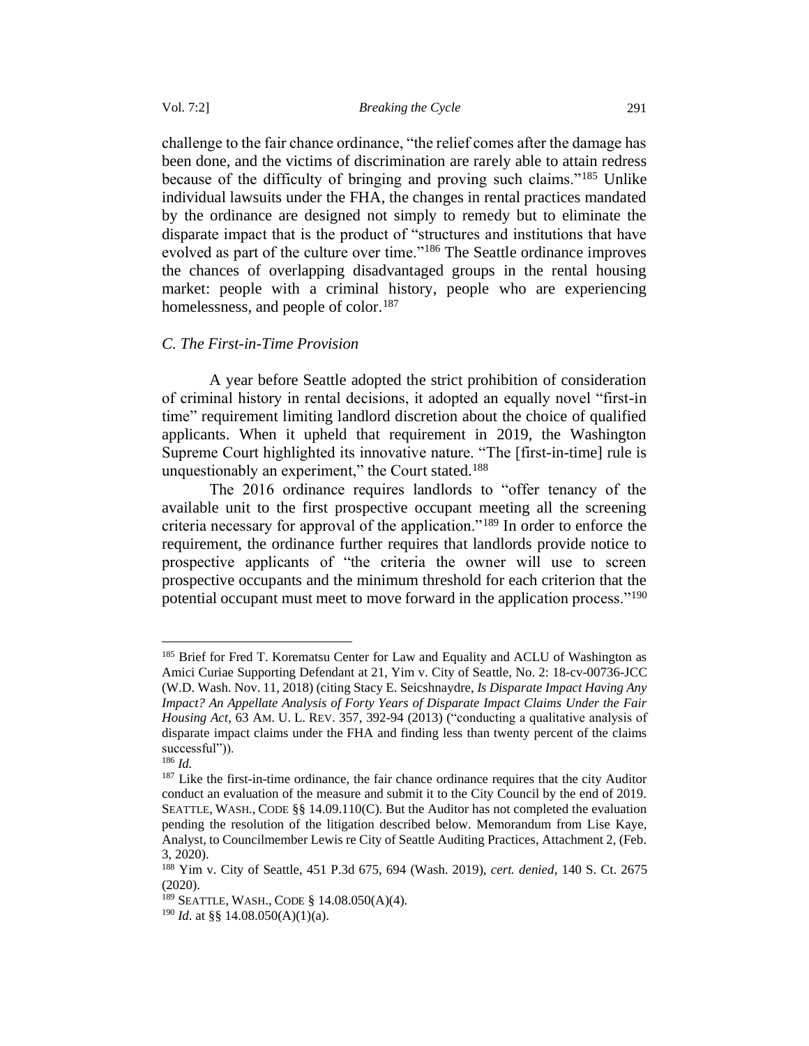challenge to the fair chance ordinance, "the relief comes after the damage has been done, and the victims of discrimination are rarely able to attain redress because of the difficulty of bringing and proving such claims."[185] Unlike individual lawsuits under the FHA, the changes in rental practices mandated by the ordinance are designed not simply to remedy but to eliminate the disparate impact that is the product of "structures and institutions that have evolved as part of the culture over time."[186] The Seattle ordinance improves the chances of overlapping disadvantaged groups in the rental housing market: people with a criminal history, people who are experiencing homelessness, and people of color.[187]

### *C. The First-in-Time Provision*

A year before Seattle adopted the strict prohibition of consideration of criminal history in rental decisions, it adopted an equally novel "first-in time" requirement limiting landlord discretion about the choice of qualified applicants. When it upheld that requirement in 2019, the Washington Supreme Court highlighted its innovative nature. "The [first-in-time] rule is unquestionably an experiment," the Court stated.[188]

The 2016 ordinance requires landlords to "offer tenancy of the available unit to the first prospective occupant meeting all the screening criteria necessary for approval of the application."[189] In order to enforce the requirement, the ordinance further requires that landlords provide notice to prospective applicants of "the criteria the owner will use to screen prospective occupants and the minimum threshold for each criterion that the potential occupant must meet to move forward in the application process."[190]

---

[185] Brief for Fred T. Korematsu Center for Law and Equality and ACLU of Washington as Amici Curiae Supporting Defendant at 21, Yim v. City of Seattle, No. 2: 18-cv-00736-JCC (W.D. Wash. Nov. 11, 2018) (citing Stacy E. Seicshnaydre, *Is Disparate Impact Having Any Impact? An Appellate Analysis of Forty Years of Disparate Impact Claims Under the Fair Housing Act*, 63 AM. U. L. REV. 357, 392-94 (2013) ("conducting a qualitative analysis of disparate impact claims under the FHA and finding less than twenty percent of the claims successful")).

[186] *Id.*

[187] Like the first-in-time ordinance, the fair chance ordinance requires that the city Auditor conduct an evaluation of the measure and submit it to the City Council by the end of 2019. SEATTLE, WASH., CODE §§ 14.09.110(C). But the Auditor has not completed the evaluation pending the resolution of the litigation described below. Memorandum from Lise Kaye, Analyst, to Councilmember Lewis re City of Seattle Auditing Practices, Attachment 2, (Feb. 3, 2020).

[188] Yim v. City of Seattle, 451 P.3d 675, 694 (Wash. 2019), *cert. denied*, 140 S. Ct. 2675 (2020).

[189] SEATTLE, WASH., CODE § 14.08.050(A)(4).

[190] *Id*. at §§ 14.08.050(A)(1)(a).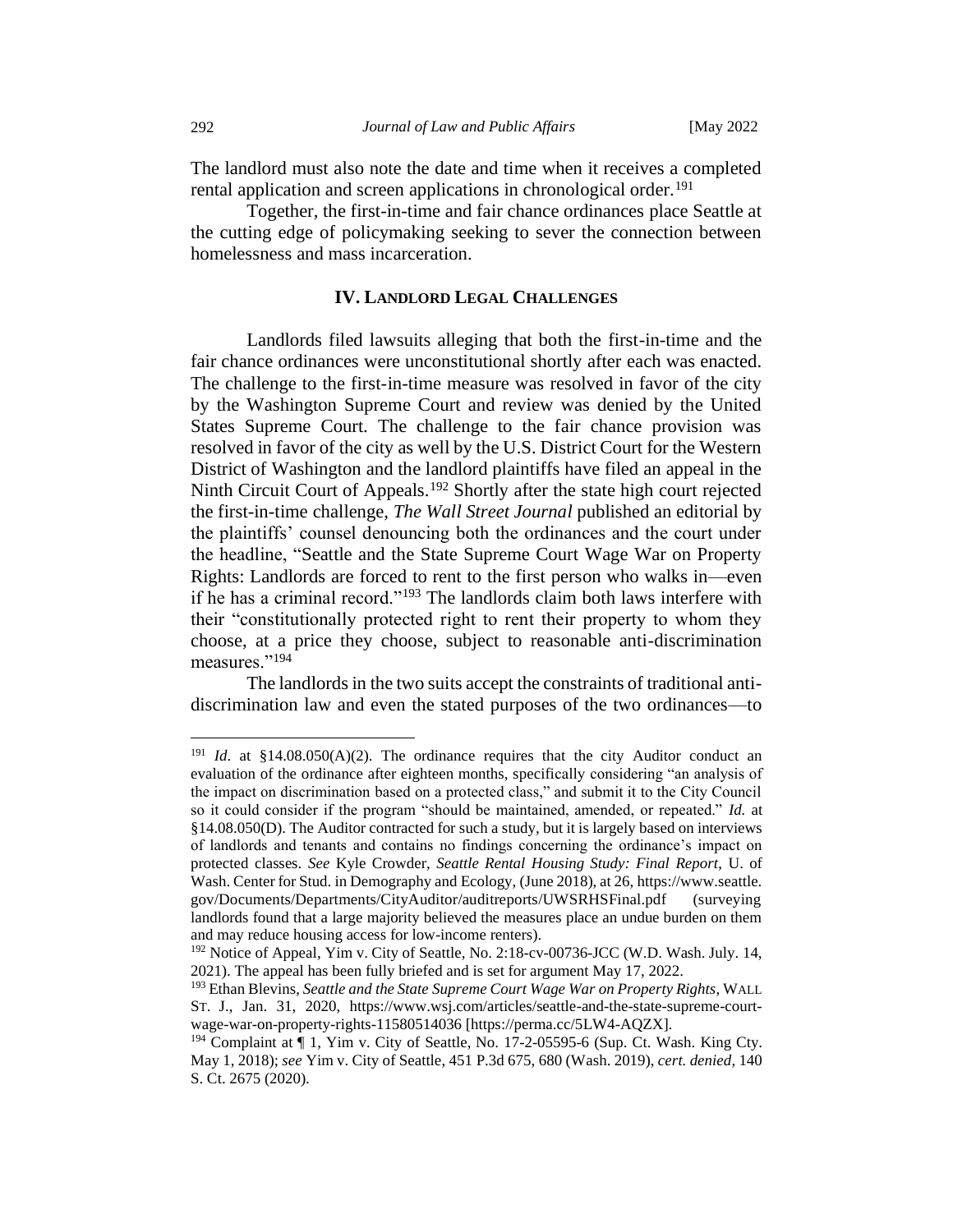The landlord must also note the date and time when it receives a completed rental application and screen applications in chronological order.[191]

Together, the first-in-time and fair chance ordinances place Seattle at the cutting edge of policymaking seeking to sever the connection between homelessness and mass incarceration.

## IV. LANDLORD LEGAL CHALLENGES

Landlords filed lawsuits alleging that both the first-in-time and the fair chance ordinances were unconstitutional shortly after each was enacted. The challenge to the first-in-time measure was resolved in favor of the city by the Washington Supreme Court and review was denied by the United States Supreme Court. The challenge to the fair chance provision was resolved in favor of the city as well by the U.S. District Court for the Western District of Washington and the landlord plaintiffs have filed an appeal in the Ninth Circuit Court of Appeals.[192] Shortly after the state high court rejected the first-in-time challenge, *The Wall Street Journal* published an editorial by the plaintiffs' counsel denouncing both the ordinances and the court under the headline, "Seattle and the State Supreme Court Wage War on Property Rights: Landlords are forced to rent to the first person who walks in—even if he has a criminal record."[193] The landlords claim both laws interfere with their "constitutionally protected right to rent their property to whom they choose, at a price they choose, subject to reasonable anti-discrimination measures."[194]

The landlords in the two suits accept the constraints of traditional anti-discrimination law and even the stated purposes of the two ordinances—to

---

[191] *Id*. at §14.08.050(A)(2). The ordinance requires that the city Auditor conduct an evaluation of the ordinance after eighteen months, specifically considering "an analysis of the impact on discrimination based on a protected class," and submit it to the City Council so it could consider if the program "should be maintained, amended, or repeated." *Id.* at §14.08.050(D). The Auditor contracted for such a study, but it is largely based on interviews of landlords and tenants and contains no findings concerning the ordinance's impact on protected classes. *See* Kyle Crowder, *Seattle Rental Housing Study: Final Report*, U. of Wash. Center for Stud. in Demography and Ecology, (June 2018), at 26, https://www.seattle.gov/Documents/Departments/CityAuditor/auditreports/UWSRHSFinal.pdf (surveying landlords found that a large majority believed the measures place an undue burden on them and may reduce housing access for low-income renters).

[192] Notice of Appeal, Yim v. City of Seattle, No. 2:18-cv-00736-JCC (W.D. Wash. July. 14, 2021). The appeal has been fully briefed and is set for argument May 17, 2022.

[193] Ethan Blevins, *Seattle and the State Supreme Court Wage War on Property Rights*, WALL ST. J., Jan. 31, 2020, https://www.wsj.com/articles/seattle-and-the-state-supreme-court-wage-war-on-property-rights-11580514036 [https://perma.cc/5LW4-AQZX].

[194] Complaint at ¶ 1, Yim v. City of Seattle, No. 17-2-05595-6 (Sup. Ct. Wash. King Cty. May 1, 2018); *see* Yim v. City of Seattle, 451 P.3d 675, 680 (Wash. 2019), *cert. denied*, 140 S. Ct. 2675 (2020).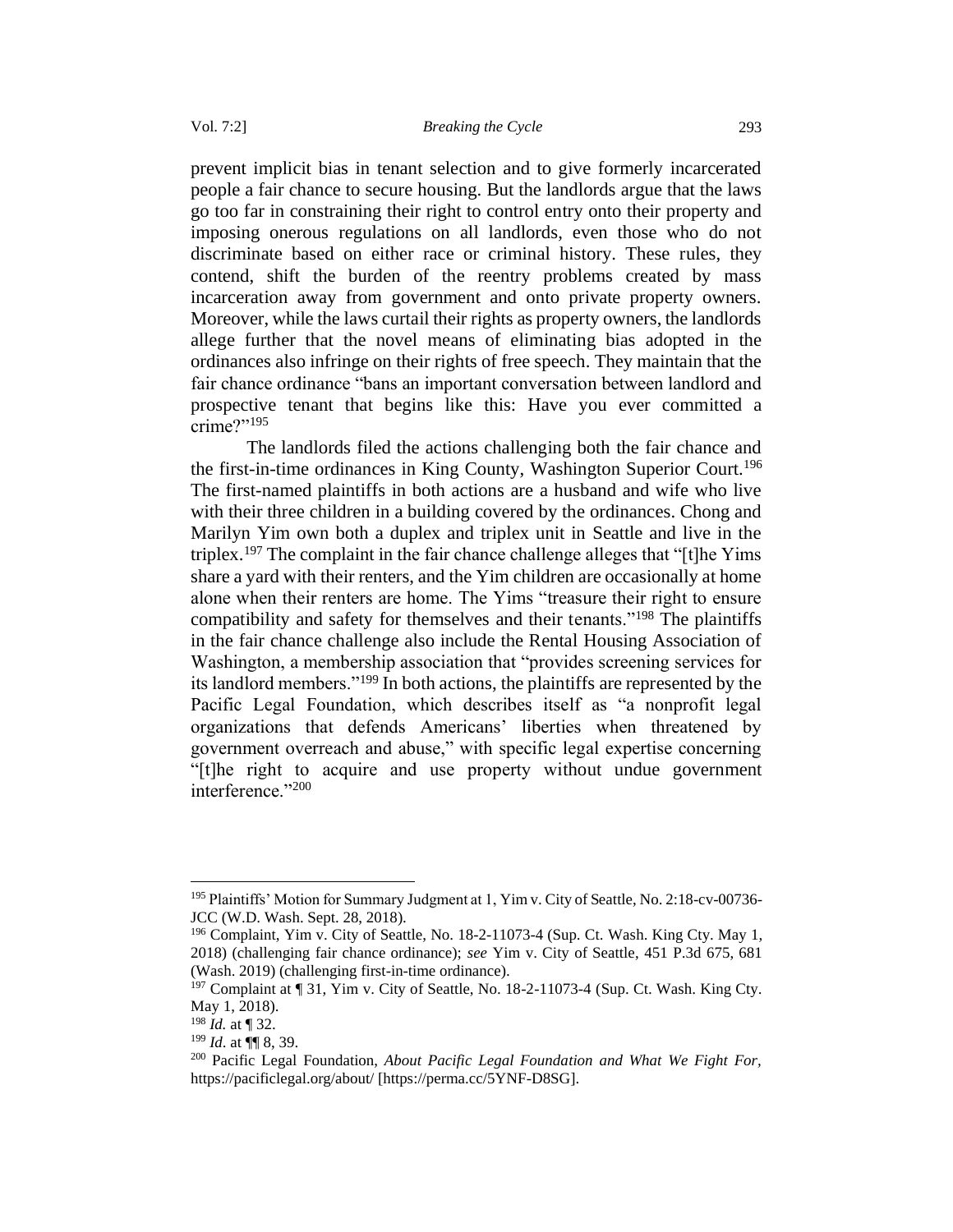prevent implicit bias in tenant selection and to give formerly incarcerated people a fair chance to secure housing. But the landlords argue that the laws go too far in constraining their right to control entry onto their property and imposing onerous regulations on all landlords, even those who do not discriminate based on either race or criminal history. These rules, they contend, shift the burden of the reentry problems created by mass incarceration away from government and onto private property owners. Moreover, while the laws curtail their rights as property owners, the landlords allege further that the novel means of eliminating bias adopted in the ordinances also infringe on their rights of free speech. They maintain that the fair chance ordinance "bans an important conversation between landlord and prospective tenant that begins like this: Have you ever committed a crime?"[195]

The landlords filed the actions challenging both the fair chance and the first-in-time ordinances in King County, Washington Superior Court.[196] The first-named plaintiffs in both actions are a husband and wife who live with their three children in a building covered by the ordinances. Chong and Marilyn Yim own both a duplex and triplex unit in Seattle and live in the triplex.[197] The complaint in the fair chance challenge alleges that "[t]he Yims share a yard with their renters, and the Yim children are occasionally at home alone when their renters are home. The Yims "treasure their right to ensure compatibility and safety for themselves and their tenants."[198] The plaintiffs in the fair chance challenge also include the Rental Housing Association of Washington, a membership association that "provides screening services for its landlord members."[199] In both actions, the plaintiffs are represented by the Pacific Legal Foundation, which describes itself as "a nonprofit legal organizations that defends Americans' liberties when threatened by government overreach and abuse," with specific legal expertise concerning "[t]he right to acquire and use property without undue government interference."[200]

---

[195] Plaintiffs' Motion for Summary Judgment at 1, Yim v. City of Seattle, No. 2:18-cv-00736-JCC (W.D. Wash. Sept. 28, 2018).

[196] Complaint, Yim v. City of Seattle, No. 18-2-11073-4 (Sup. Ct. Wash. King Cty. May 1, 2018) (challenging fair chance ordinance); *see* Yim v. City of Seattle, 451 P.3d 675, 681 (Wash. 2019) (challenging first-in-time ordinance).

[197] Complaint at ¶ 31, Yim v. City of Seattle, No. 18-2-11073-4 (Sup. Ct. Wash. King Cty. May 1, 2018).

[198] *Id.* at ¶ 32.

[199] *Id*. at ¶¶ 8, 39.

[200] Pacific Legal Foundation, *About Pacific Legal Foundation and What We Fight For*, https://pacificlegal.org/about/ [https://perma.cc/5YNF-D8SG].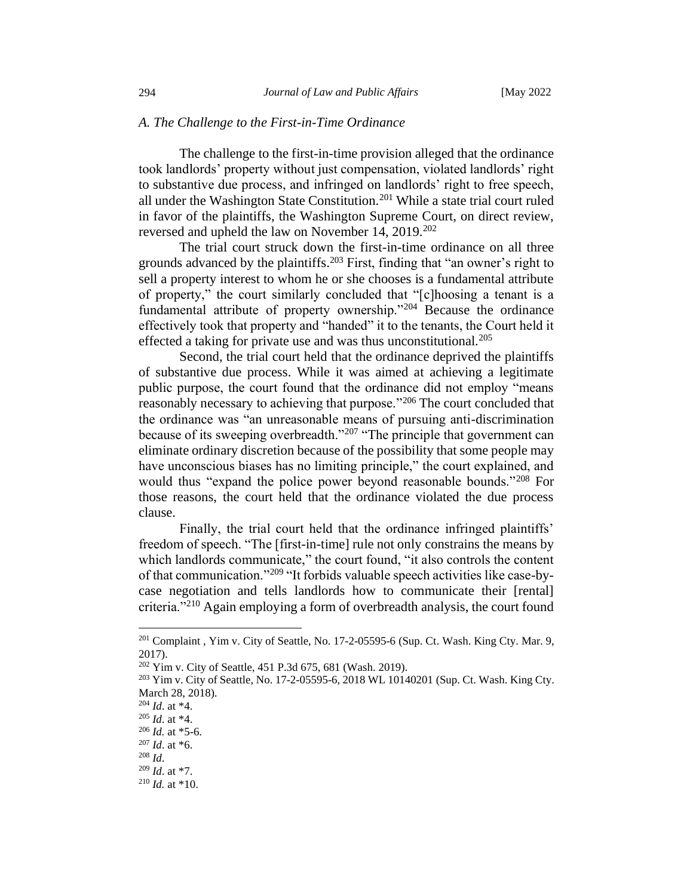### *A. The Challenge to the First-in-Time Ordinance*

The challenge to the first-in-time provision alleged that the ordinance took landlords' property without just compensation, violated landlords' right to substantive due process, and infringed on landlords' right to free speech, all under the Washington State Constitution.[201] While a state trial court ruled in favor of the plaintiffs, the Washington Supreme Court, on direct review, reversed and upheld the law on November 14, 2019.[202]

The trial court struck down the first-in-time ordinance on all three grounds advanced by the plaintiffs.[203] First, finding that "an owner's right to sell a property interest to whom he or she chooses is a fundamental attribute of property," the court similarly concluded that "[c]hoosing a tenant is a fundamental attribute of property ownership."[204] Because the ordinance effectively took that property and "handed" it to the tenants, the Court held it effected a taking for private use and was thus unconstitutional.[205]

Second, the trial court held that the ordinance deprived the plaintiffs of substantive due process. While it was aimed at achieving a legitimate public purpose, the court found that the ordinance did not employ "means reasonably necessary to achieving that purpose."[206] The court concluded that the ordinance was "an unreasonable means of pursuing anti-discrimination because of its sweeping overbreadth."[207] "The principle that government can eliminate ordinary discretion because of the possibility that some people may have unconscious biases has no limiting principle," the court explained, and would thus "expand the police power beyond reasonable bounds."[208] For those reasons, the court held that the ordinance violated the due process clause.

Finally, the trial court held that the ordinance infringed plaintiffs' freedom of speech. "The [first-in-time] rule not only constrains the means by which landlords communicate," the court found, "it also controls the content of that communication."[209] "It forbids valuable speech activities like case-by-case negotiation and tells landlords how to communicate their [rental] criteria."[210] Again employing a form of overbreadth analysis, the court found

---

[201] Complaint , Yim v. City of Seattle, No. 17-2-05595-6 (Sup. Ct. Wash. King Cty. Mar. 9, 2017).

[202] Yim v. City of Seattle, 451 P.3d 675, 681 (Wash. 2019).

[203] Yim v. City of Seattle, No. 17-2-05595-6, 2018 WL 10140201 (Sup. Ct. Wash. King Cty. March 28, 2018).

[204] *Id*. at *4.

[205] *Id*. at *4.

[206] *Id.* at *5-6.

[207] *Id*. at *6.

[208] *Id*.

[209] *Id*. at *7.

[210] *Id.* at *10.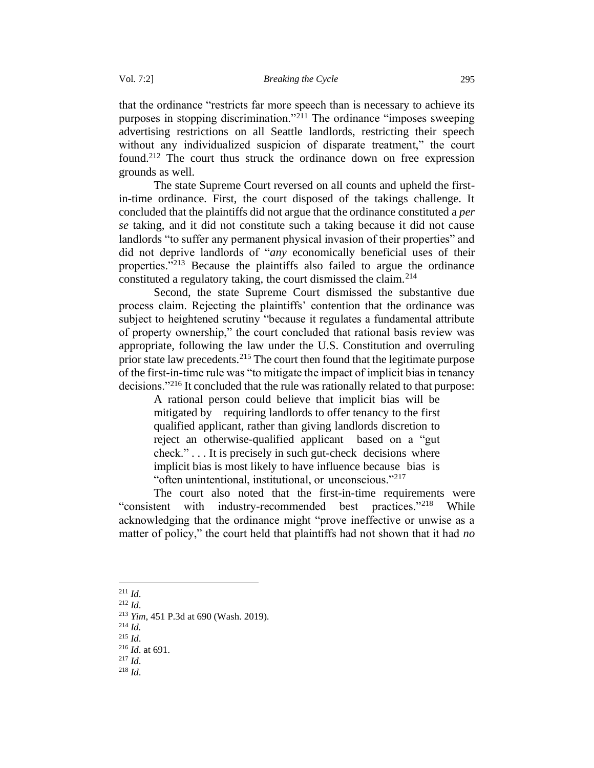that the ordinance "restricts far more speech than is necessary to achieve its purposes in stopping discrimination."[211] The ordinance "imposes sweeping advertising restrictions on all Seattle landlords, restricting their speech without any individualized suspicion of disparate treatment," the court found.[212] The court thus struck the ordinance down on free expression grounds as well.

The state Supreme Court reversed on all counts and upheld the first-in-time ordinance. First, the court disposed of the takings challenge. It concluded that the plaintiffs did not argue that the ordinance constituted a *per se* taking, and it did not constitute such a taking because it did not cause landlords "to suffer any permanent physical invasion of their properties" and did not deprive landlords of "*any* economically beneficial uses of their properties."[213] Because the plaintiffs also failed to argue the ordinance constituted a regulatory taking, the court dismissed the claim.[214]

Second, the state Supreme Court dismissed the substantive due process claim. Rejecting the plaintiffs' contention that the ordinance was subject to heightened scrutiny "because it regulates a fundamental attribute of property ownership," the court concluded that rational basis review was appropriate, following the law under the U.S. Constitution and overruling prior state law precedents.[215] The court then found that the legitimate purpose of the first-in-time rule was "to mitigate the impact of implicit bias in tenancy decisions."[216] It concluded that the rule was rationally related to that purpose:

> A rational person could believe that implicit bias will be mitigated by requiring landlords to offer tenancy to the first qualified applicant, rather than giving landlords discretion to reject an otherwise-qualified applicant based on a "gut check." . . . It is precisely in such gut-check decisions where implicit bias is most likely to have influence because bias is "often unintentional, institutional, or unconscious."[217]

The court also noted that the first-in-time requirements were "consistent with industry-recommended best practices."[218] While acknowledging that the ordinance might "prove ineffective or unwise as a matter of policy," the court held that plaintiffs had not shown that it had *no*

---

[211] *Id*.

[212] *Id*.

[213] *Yim,* 451 P.3d at 690 (Wash. 2019).

[214] *Id.*

[215] *Id*.

[216] *Id*. at 691.

[217] *Id*.

[218] *Id*.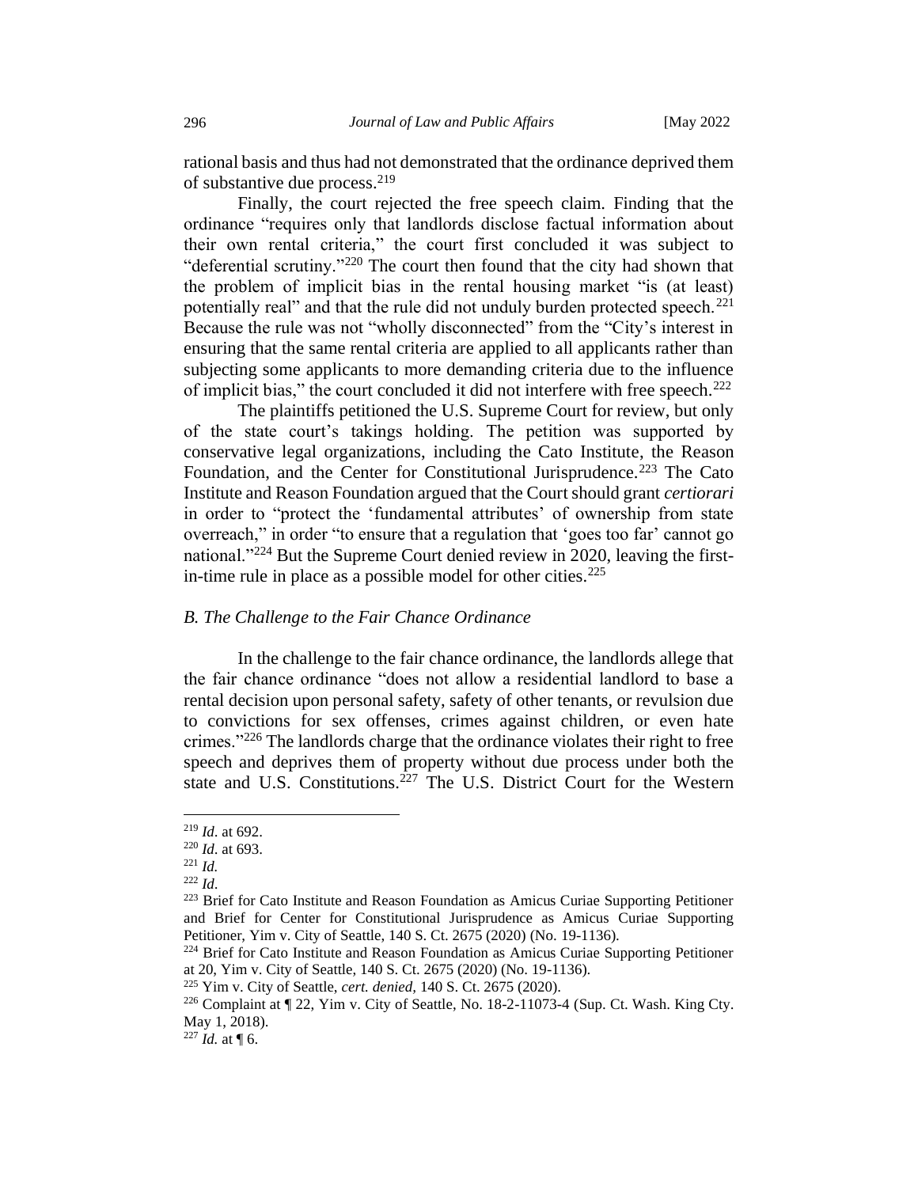rational basis and thus had not demonstrated that the ordinance deprived them of substantive due process.[219]

Finally, the court rejected the free speech claim. Finding that the ordinance "requires only that landlords disclose factual information about their own rental criteria," the court first concluded it was subject to "deferential scrutiny."[220] The court then found that the city had shown that the problem of implicit bias in the rental housing market "is (at least) potentially real" and that the rule did not unduly burden protected speech.[221] Because the rule was not "wholly disconnected" from the "City's interest in ensuring that the same rental criteria are applied to all applicants rather than subjecting some applicants to more demanding criteria due to the influence of implicit bias," the court concluded it did not interfere with free speech.[222]

The plaintiffs petitioned the U.S. Supreme Court for review, but only of the state court's takings holding. The petition was supported by conservative legal organizations, including the Cato Institute, the Reason Foundation, and the Center for Constitutional Jurisprudence.[223] The Cato Institute and Reason Foundation argued that the Court should grant *certiorari* in order to "protect the 'fundamental attributes' of ownership from state overreach," in order "to ensure that a regulation that 'goes too far' cannot go national."[224] But the Supreme Court denied review in 2020, leaving the first-in-time rule in place as a possible model for other cities.[225]

### *B. The Challenge to the Fair Chance Ordinance*

In the challenge to the fair chance ordinance, the landlords allege that the fair chance ordinance "does not allow a residential landlord to base a rental decision upon personal safety, safety of other tenants, or revulsion due to convictions for sex offenses, crimes against children, or even hate crimes."[226] The landlords charge that the ordinance violates their right to free speech and deprives them of property without due process under both the state and U.S. Constitutions.[227] The U.S. District Court for the Western

---

[219] *Id*. at 692.

[220] *Id*. at 693.

[221] *Id.*

[222] *Id*.

[223] Brief for Cato Institute and Reason Foundation as Amicus Curiae Supporting Petitioner and Brief for Center for Constitutional Jurisprudence as Amicus Curiae Supporting Petitioner, Yim v. City of Seattle, 140 S. Ct. 2675 (2020) (No. 19-1136).

[224] Brief for Cato Institute and Reason Foundation as Amicus Curiae Supporting Petitioner at 20, Yim v. City of Seattle, 140 S. Ct. 2675 (2020) (No. 19-1136).

[225] Yim v. City of Seattle, *cert. denied*, 140 S. Ct. 2675 (2020).

[226] Complaint at ¶ 22, Yim v. City of Seattle, No. 18-2-11073-4 (Sup. Ct. Wash. King Cty. May 1, 2018).

[227] *Id.* at ¶ 6.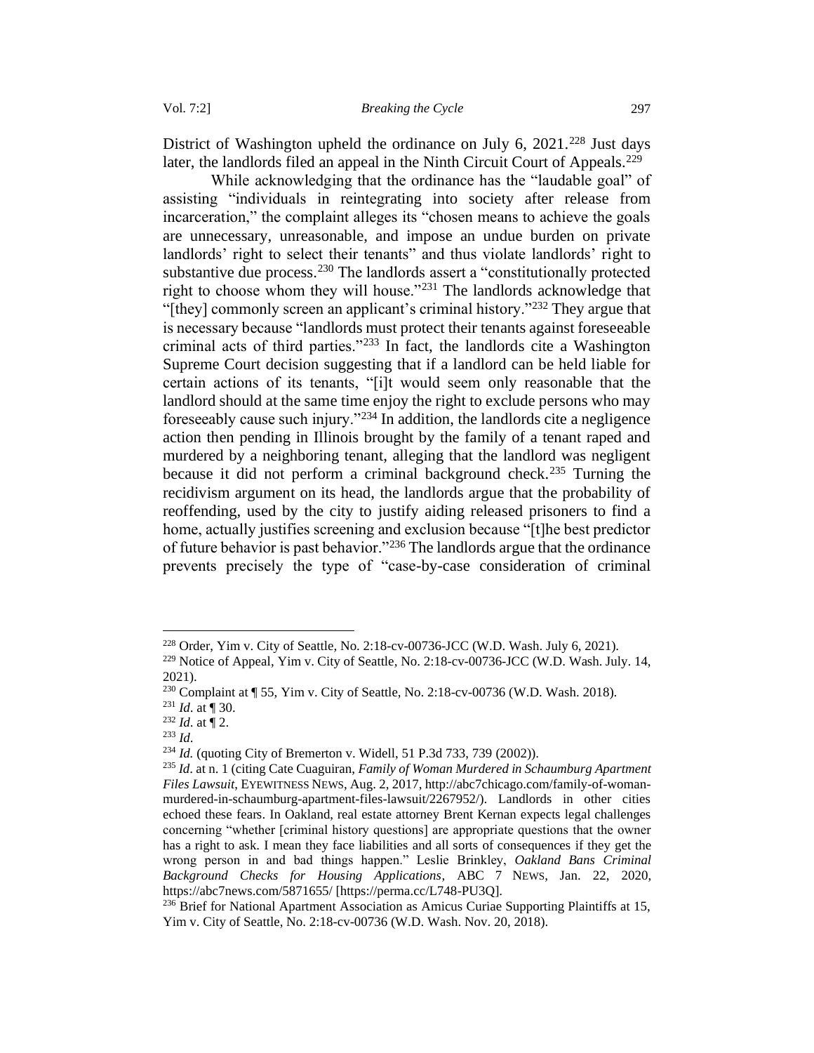District of Washington upheld the ordinance on July 6, 2021.[228] Just days later, the landlords filed an appeal in the Ninth Circuit Court of Appeals.[229]

While acknowledging that the ordinance has the "laudable goal" of assisting "individuals in reintegrating into society after release from incarceration," the complaint alleges its "chosen means to achieve the goals are unnecessary, unreasonable, and impose an undue burden on private landlords' right to select their tenants" and thus violate landlords' right to substantive due process.[230] The landlords assert a "constitutionally protected right to choose whom they will house."[231] The landlords acknowledge that "[they] commonly screen an applicant's criminal history."[232] They argue that is necessary because "landlords must protect their tenants against foreseeable criminal acts of third parties."[233] In fact, the landlords cite a Washington Supreme Court decision suggesting that if a landlord can be held liable for certain actions of its tenants, "[i]t would seem only reasonable that the landlord should at the same time enjoy the right to exclude persons who may foreseeably cause such injury."[234] In addition, the landlords cite a negligence action then pending in Illinois brought by the family of a tenant raped and murdered by a neighboring tenant, alleging that the landlord was negligent because it did not perform a criminal background check.[235] Turning the recidivism argument on its head, the landlords argue that the probability of reoffending, used by the city to justify aiding released prisoners to find a home, actually justifies screening and exclusion because "[t]he best predictor of future behavior is past behavior."[236] The landlords argue that the ordinance prevents precisely the type of "case-by-case consideration of criminal

---

[228] Order, Yim v. City of Seattle, No. 2:18-cv-00736-JCC (W.D. Wash. July 6, 2021).

[229] Notice of Appeal, Yim v. City of Seattle, No. 2:18-cv-00736-JCC (W.D. Wash. July. 14, 2021).

[230] Complaint at ¶ 55, Yim v. City of Seattle, No. 2:18-cv-00736 (W.D. Wash. 2018).

[231] *Id*. at ¶ 30.

[232] *Id*. at ¶ 2.

[233] *Id*.

[234] *Id.* (quoting City of Bremerton v. Widell, 51 P.3d 733, 739 (2002)).

[235] *Id*. at n. 1 (citing Cate Cuaguiran, *Family of Woman Murdered in Schaumburg Apartment Files Lawsuit*, EYEWITNESS NEWS, Aug. 2, 2017, http://abc7chicago.com/family-of-woman-murdered-in-schaumburg-apartment-files-lawsuit/2267952/). Landlords in other cities echoed these fears. In Oakland, real estate attorney Brent Kernan expects legal challenges concerning "whether [criminal history questions] are appropriate questions that the owner has a right to ask. I mean they face liabilities and all sorts of consequences if they get the wrong person in and bad things happen." Leslie Brinkley, *Oakland Bans Criminal Background Checks for Housing Applications*, ABC 7 NEWS, Jan. 22, 2020, https://abc7news.com/5871655/ [https://perma.cc/L748-PU3Q].

[236] Brief for National Apartment Association as Amicus Curiae Supporting Plaintiffs at 15, Yim v. City of Seattle, No. 2:18-cv-00736 (W.D. Wash. Nov. 20, 2018).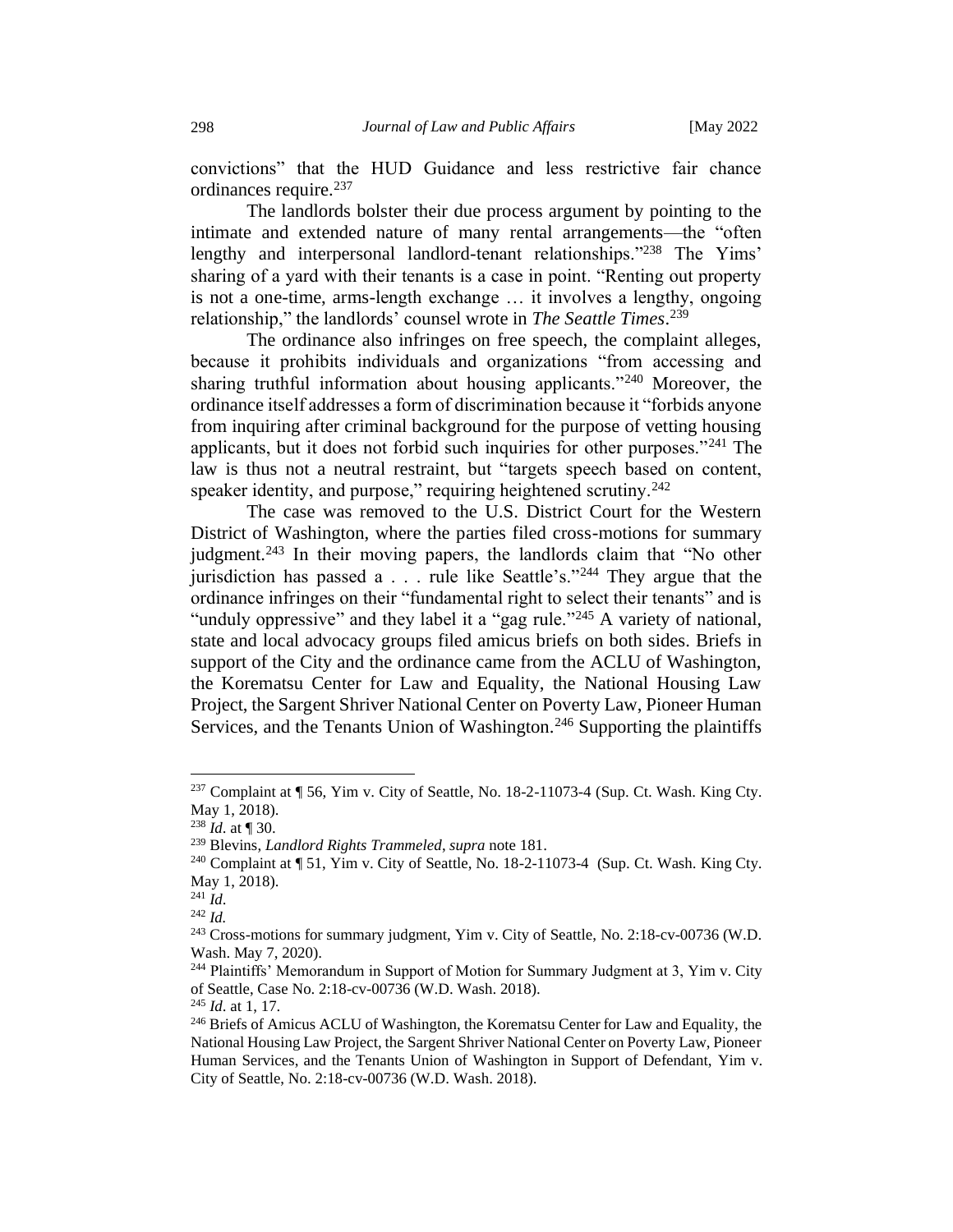convictions" that the HUD Guidance and less restrictive fair chance ordinances require.[237]

The landlords bolster their due process argument by pointing to the intimate and extended nature of many rental arrangements—the "often lengthy and interpersonal landlord-tenant relationships."[238] The Yims' sharing of a yard with their tenants is a case in point. "Renting out property is not a one-time, arms-length exchange … it involves a lengthy, ongoing relationship," the landlords' counsel wrote in *The Seattle Times*.[239]

The ordinance also infringes on free speech, the complaint alleges, because it prohibits individuals and organizations "from accessing and sharing truthful information about housing applicants."[240] Moreover, the ordinance itself addresses a form of discrimination because it "forbids anyone from inquiring after criminal background for the purpose of vetting housing applicants, but it does not forbid such inquiries for other purposes."[241] The law is thus not a neutral restraint, but "targets speech based on content, speaker identity, and purpose," requiring heightened scrutiny.[242]

The case was removed to the U.S. District Court for the Western District of Washington, where the parties filed cross-motions for summary judgment.[243] In their moving papers, the landlords claim that "No other jurisdiction has passed a . . . rule like Seattle's."[244] They argue that the ordinance infringes on their "fundamental right to select their tenants" and is "unduly oppressive" and they label it a "gag rule."[245] A variety of national, state and local advocacy groups filed amicus briefs on both sides. Briefs in support of the City and the ordinance came from the ACLU of Washington, the Korematsu Center for Law and Equality, the National Housing Law Project, the Sargent Shriver National Center on Poverty Law, Pioneer Human Services, and the Tenants Union of Washington.[246] Supporting the plaintiffs

---

[237] Complaint at ¶ 56, Yim v. City of Seattle, No. 18-2-11073-4 (Sup. Ct. Wash. King Cty. May 1, 2018).

[238] *Id*. at ¶ 30.

[239] Blevins, *Landlord Rights Trammeled*, *supra* note 181.

[240] Complaint at ¶ 51, Yim v. City of Seattle, No. 18-2-11073-4 (Sup. Ct. Wash. King Cty. May 1, 2018).

[241] *Id*.

[242] *Id.*

[243] Cross-motions for summary judgment, Yim v. City of Seattle, No. 2:18-cv-00736 (W.D. Wash. May 7, 2020).

[244] Plaintiffs' Memorandum in Support of Motion for Summary Judgment at 3, Yim v. City of Seattle, Case No. 2:18-cv-00736 (W.D. Wash. 2018).

[245] *Id*. at 1, 17.

[246] Briefs of Amicus ACLU of Washington, the Korematsu Center for Law and Equality, the National Housing Law Project, the Sargent Shriver National Center on Poverty Law, Pioneer Human Services, and the Tenants Union of Washington in Support of Defendant, Yim v. City of Seattle, No. 2:18-cv-00736 (W.D. Wash. 2018).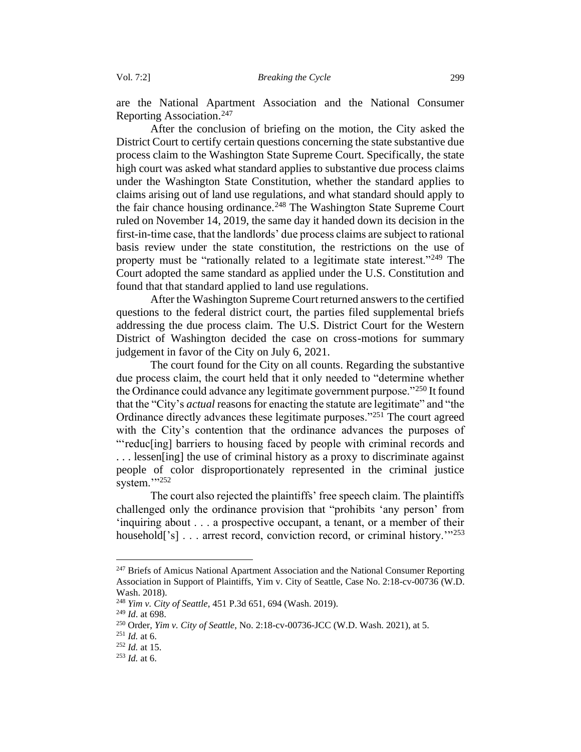are the National Apartment Association and the National Consumer Reporting Association.[247]

After the conclusion of briefing on the motion, the City asked the District Court to certify certain questions concerning the state substantive due process claim to the Washington State Supreme Court. Specifically, the state high court was asked what standard applies to substantive due process claims under the Washington State Constitution, whether the standard applies to claims arising out of land use regulations, and what standard should apply to the fair chance housing ordinance.[248] The Washington State Supreme Court ruled on November 14, 2019, the same day it handed down its decision in the first-in-time case, that the landlords' due process claims are subject to rational basis review under the state constitution, the restrictions on the use of property must be "rationally related to a legitimate state interest."[249] The Court adopted the same standard as applied under the U.S. Constitution and found that that standard applied to land use regulations.

After the Washington Supreme Court returned answers to the certified questions to the federal district court, the parties filed supplemental briefs addressing the due process claim. The U.S. District Court for the Western District of Washington decided the case on cross-motions for summary judgement in favor of the City on July 6, 2021.

The court found for the City on all counts. Regarding the substantive due process claim, the court held that it only needed to "determine whether the Ordinance could advance any legitimate government purpose."[250] It found that the "City's *actual* reasons for enacting the statute are legitimate" and "the Ordinance directly advances these legitimate purposes."[251] The court agreed with the City's contention that the ordinance advances the purposes of "'reduc[ing] barriers to housing faced by people with criminal records and . . . lessen[ing] the use of criminal history as a proxy to discriminate against people of color disproportionately represented in the criminal justice system.'"[252]

The court also rejected the plaintiffs' free speech claim. The plaintiffs challenged only the ordinance provision that "prohibits 'any person' from 'inquiring about . . . a prospective occupant, a tenant, or a member of their household['s] . . . arrest record, conviction record, or criminal history.'"[253]

---

[247] Briefs of Amicus National Apartment Association and the National Consumer Reporting Association in Support of Plaintiffs, Yim v. City of Seattle, Case No. 2:18-cv-00736 (W.D. Wash. 2018).

[248] *Yim v. City of Seattle*, 451 P.3d 651, 694 (Wash. 2019).

[249] *Id*. at 698.

[250] Order, *Yim v. City of Seattle*, No. 2:18-cv-00736-JCC (W.D. Wash. 2021), at 5.

[251] *Id.* at 6.

[252] *Id.* at 15.

[253] *Id.* at 6.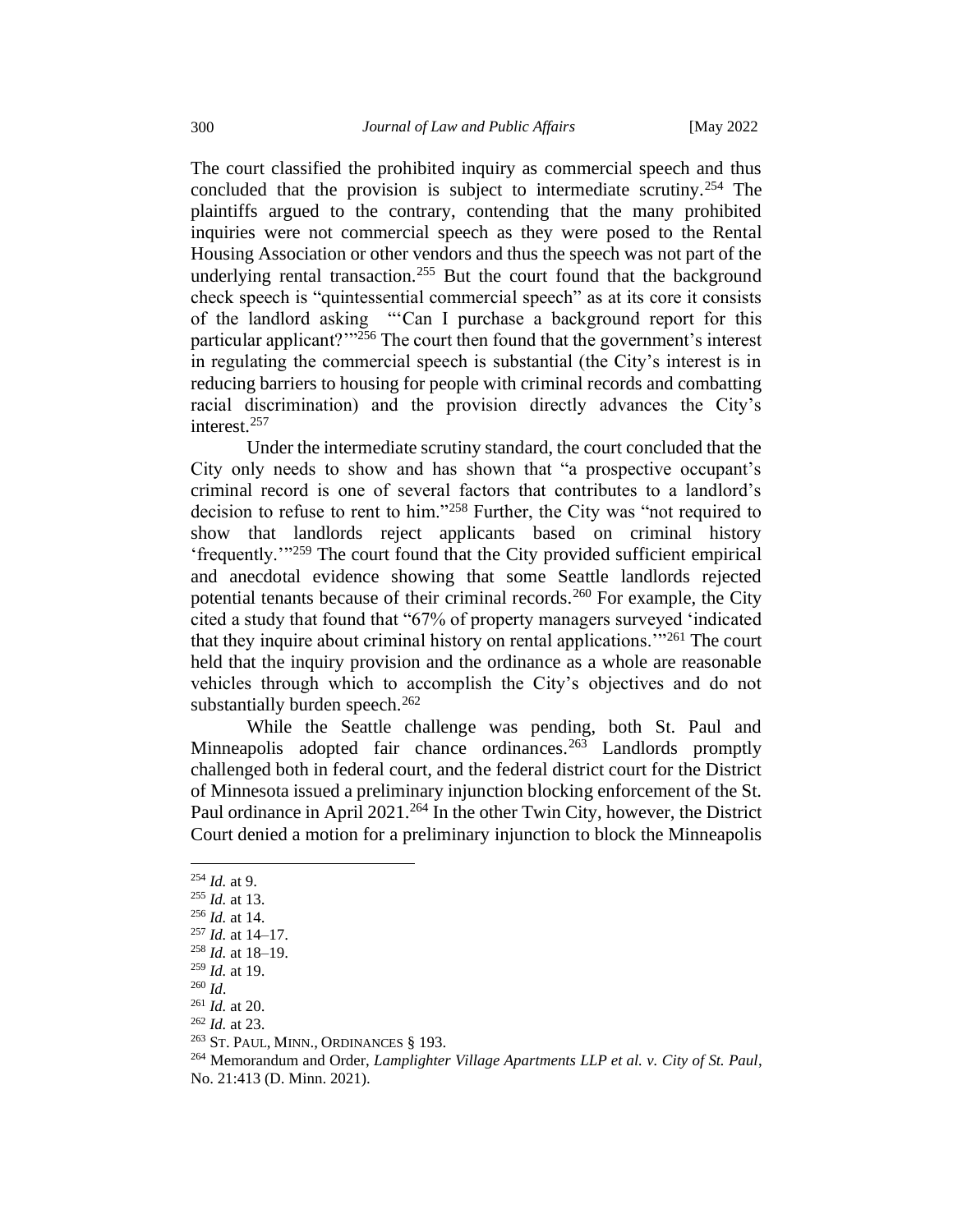The court classified the prohibited inquiry as commercial speech and thus concluded that the provision is subject to intermediate scrutiny.[254] The plaintiffs argued to the contrary, contending that the many prohibited inquiries were not commercial speech as they were posed to the Rental Housing Association or other vendors and thus the speech was not part of the underlying rental transaction.[255] But the court found that the background check speech is "quintessential commercial speech" as at its core it consists of the landlord asking "'Can I purchase a background report for this particular applicant?'"[256] The court then found that the government's interest in regulating the commercial speech is substantial (the City's interest is in reducing barriers to housing for people with criminal records and combatting racial discrimination) and the provision directly advances the City's interest.[257]

Under the intermediate scrutiny standard, the court concluded that the City only needs to show and has shown that "a prospective occupant's criminal record is one of several factors that contributes to a landlord's decision to refuse to rent to him."[258] Further, the City was "not required to show that landlords reject applicants based on criminal history 'frequently.'"[259] The court found that the City provided sufficient empirical and anecdotal evidence showing that some Seattle landlords rejected potential tenants because of their criminal records.[260] For example, the City cited a study that found that "67% of property managers surveyed 'indicated that they inquire about criminal history on rental applications.'"[261] The court held that the inquiry provision and the ordinance as a whole are reasonable vehicles through which to accomplish the City's objectives and do not substantially burden speech.[262]

While the Seattle challenge was pending, both St. Paul and Minneapolis adopted fair chance ordinances.[263] Landlords promptly challenged both in federal court, and the federal district court for the District of Minnesota issued a preliminary injunction blocking enforcement of the St. Paul ordinance in April 2021.[264] In the other Twin City, however, the District Court denied a motion for a preliminary injunction to block the Minneapolis

---

[254] *Id.* at 9.

[255] *Id.* at 13.

[256] *Id.* at 14.

[257] *Id.* at 14–17.

[258] *Id.* at 18–19.

[259] *Id.* at 19.

[260] *Id*.

[261] *Id.* at 20.

[262] *Id.* at 23.

[263] ST. PAUL, MINN., ORDINANCES § 193.

[264] Memorandum and Order, *Lamplighter Village Apartments LLP et al. v. City of St. Paul*, No. 21:413 (D. Minn. 2021).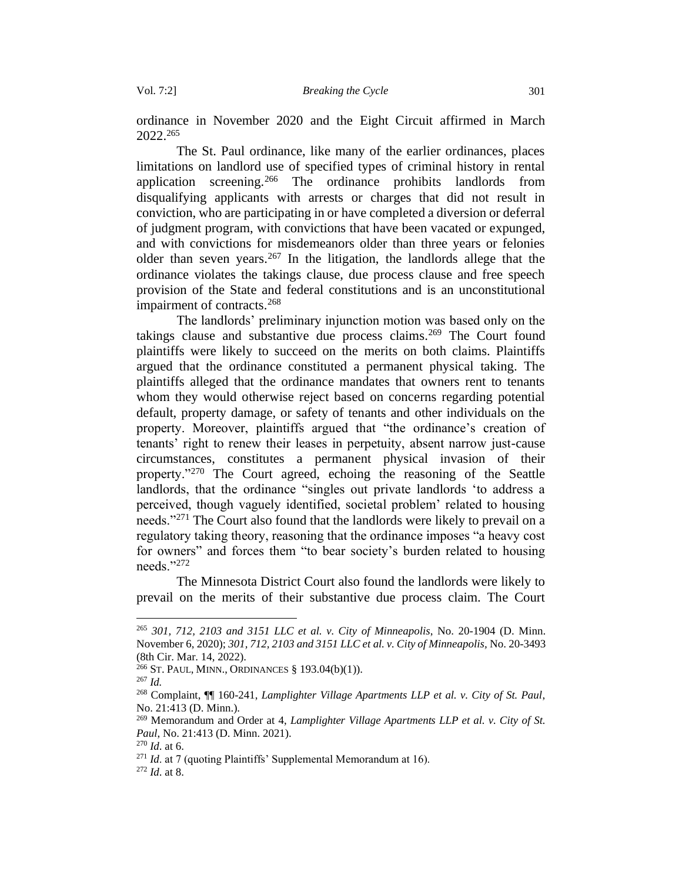ordinance in November 2020 and the Eight Circuit affirmed in March 2022.[265]

The St. Paul ordinance, like many of the earlier ordinances, places limitations on landlord use of specified types of criminal history in rental application screening.[266] The ordinance prohibits landlords from disqualifying applicants with arrests or charges that did not result in conviction, who are participating in or have completed a diversion or deferral of judgment program, with convictions that have been vacated or expunged, and with convictions for misdemeanors older than three years or felonies older than seven years.[267] In the litigation, the landlords allege that the ordinance violates the takings clause, due process clause and free speech provision of the State and federal constitutions and is an unconstitutional impairment of contracts.[268]

The landlords' preliminary injunction motion was based only on the takings clause and substantive due process claims.[269] The Court found plaintiffs were likely to succeed on the merits on both claims. Plaintiffs argued that the ordinance constituted a permanent physical taking. The plaintiffs alleged that the ordinance mandates that owners rent to tenants whom they would otherwise reject based on concerns regarding potential default, property damage, or safety of tenants and other individuals on the property. Moreover, plaintiffs argued that "the ordinance's creation of tenants' right to renew their leases in perpetuity, absent narrow just-cause circumstances, constitutes a permanent physical invasion of their property."[270] The Court agreed, echoing the reasoning of the Seattle landlords, that the ordinance "singles out private landlords 'to address a perceived, though vaguely identified, societal problem' related to housing needs."[271] The Court also found that the landlords were likely to prevail on a regulatory taking theory, reasoning that the ordinance imposes "a heavy cost for owners" and forces them "to bear society's burden related to housing needs."[272]

The Minnesota District Court also found the landlords were likely to prevail on the merits of their substantive due process claim. The Court

---

[265] *301, 712, 2103 and 3151 LLC et al. v. City of Minneapolis*, No. 20-1904 (D. Minn. November 6, 2020); *301, 712, 2103 and 3151 LLC et al. v. City of Minneapolis*, No. 20-3493 (8th Cir. Mar. 14, 2022).

[266] ST. PAUL, MINN., ORDINANCES § 193.04(b)(1)).

[267] *Id.*

[268] Complaint, ¶¶ 160-241, *Lamplighter Village Apartments LLP et al. v. City of St. Paul*, No. 21:413 (D. Minn.).

[269] Memorandum and Order at 4, *Lamplighter Village Apartments LLP et al. v. City of St. Paul*, No. 21:413 (D. Minn. 2021).

[270] *Id*. at 6.

[271] *Id*. at 7 (quoting Plaintiffs' Supplemental Memorandum at 16).

[272] *Id*. at 8.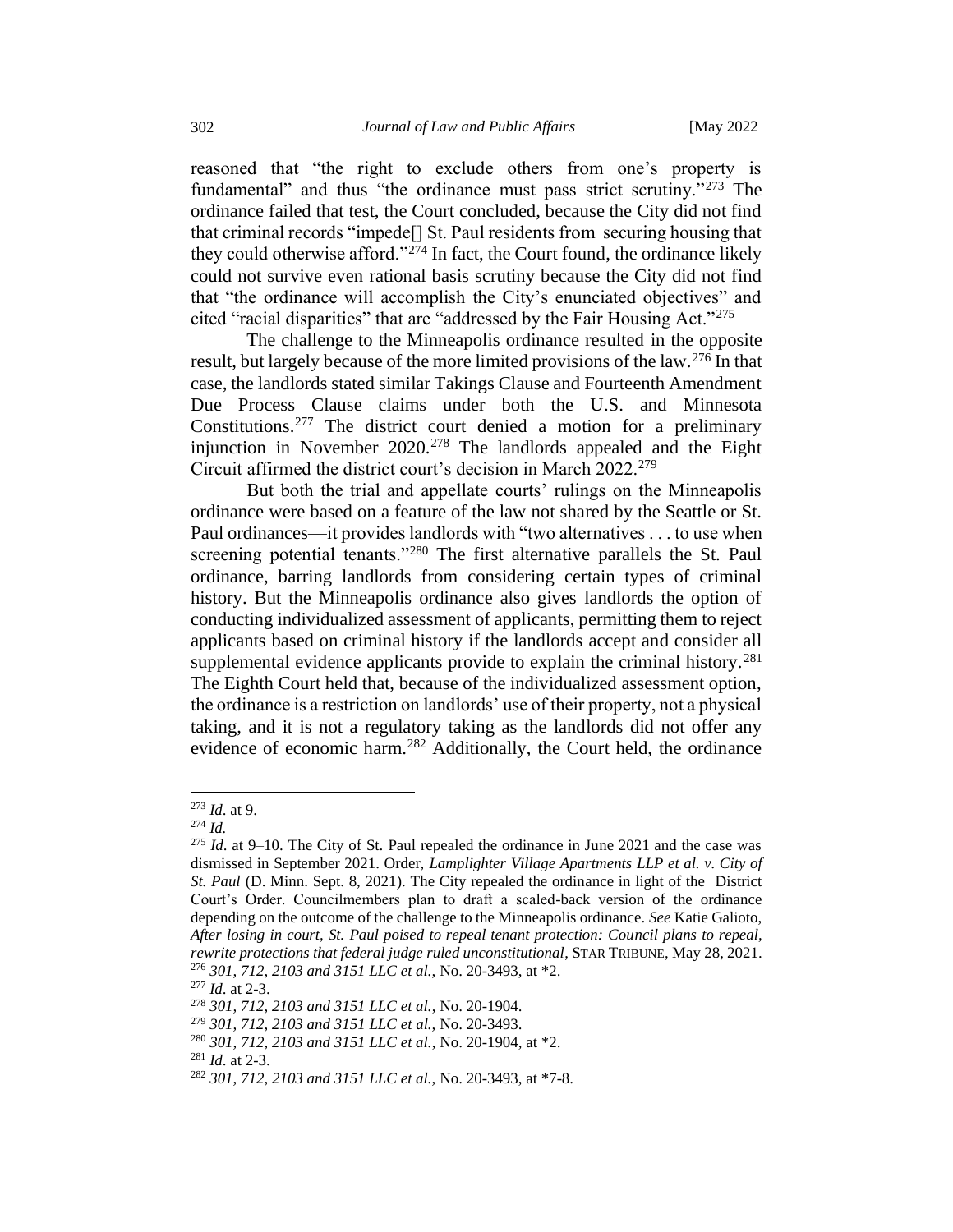reasoned that "the right to exclude others from one's property is fundamental" and thus "the ordinance must pass strict scrutiny."[273] The ordinance failed that test, the Court concluded, because the City did not find that criminal records "impede[] St. Paul residents from securing housing that they could otherwise afford."[274] In fact, the Court found, the ordinance likely could not survive even rational basis scrutiny because the City did not find that "the ordinance will accomplish the City's enunciated objectives" and cited "racial disparities" that are "addressed by the Fair Housing Act."[275]

The challenge to the Minneapolis ordinance resulted in the opposite result, but largely because of the more limited provisions of the law.[276] In that case, the landlords stated similar Takings Clause and Fourteenth Amendment Due Process Clause claims under both the U.S. and Minnesota Constitutions.[277] The district court denied a motion for a preliminary injunction in November 2020.[278] The landlords appealed and the Eight Circuit affirmed the district court's decision in March 2022.[279]

But both the trial and appellate courts' rulings on the Minneapolis ordinance were based on a feature of the law not shared by the Seattle or St. Paul ordinances—it provides landlords with "two alternatives . . . to use when screening potential tenants."[280] The first alternative parallels the St. Paul ordinance, barring landlords from considering certain types of criminal history. But the Minneapolis ordinance also gives landlords the option of conducting individualized assessment of applicants, permitting them to reject applicants based on criminal history if the landlords accept and consider all supplemental evidence applicants provide to explain the criminal history.[281] The Eighth Court held that, because of the individualized assessment option, the ordinance is a restriction on landlords' use of their property, not a physical taking, and it is not a regulatory taking as the landlords did not offer any evidence of economic harm.[282] Additionally, the Court held, the ordinance

---

[273] *Id*. at 9.

[274] *Id.*

[275] *Id*. at 9–10. The City of St. Paul repealed the ordinance in June 2021 and the case was dismissed in September 2021. Order, *Lamplighter Village Apartments LLP et al. v. City of St. Paul* (D. Minn. Sept. 8, 2021). The City repealed the ordinance in light of the District Court's Order. Councilmembers plan to draft a scaled-back version of the ordinance depending on the outcome of the challenge to the Minneapolis ordinance. *See* Katie Galioto, *After losing in court, St. Paul poised to repeal tenant protection: Council plans to repeal, rewrite protections that federal judge ruled unconstitutional*, STAR TRIBUNE, May 28, 2021.

[276] *301, 712, 2103 and 3151 LLC et al.,* No. 20-3493, at *2.

[277] *Id*. at 2-3.

[278] *301, 712, 2103 and 3151 LLC et al.,* No. 20-1904.

[279] *301, 712, 2103 and 3151 LLC et al.,* No. 20-3493.

[280] *301, 712, 2103 and 3151 LLC et al.,* No. 20-1904, at *2.

[281] *Id*. at 2-3.

[282] *301, 712, 2103 and 3151 LLC et al.,* No. 20-3493, at *7-8.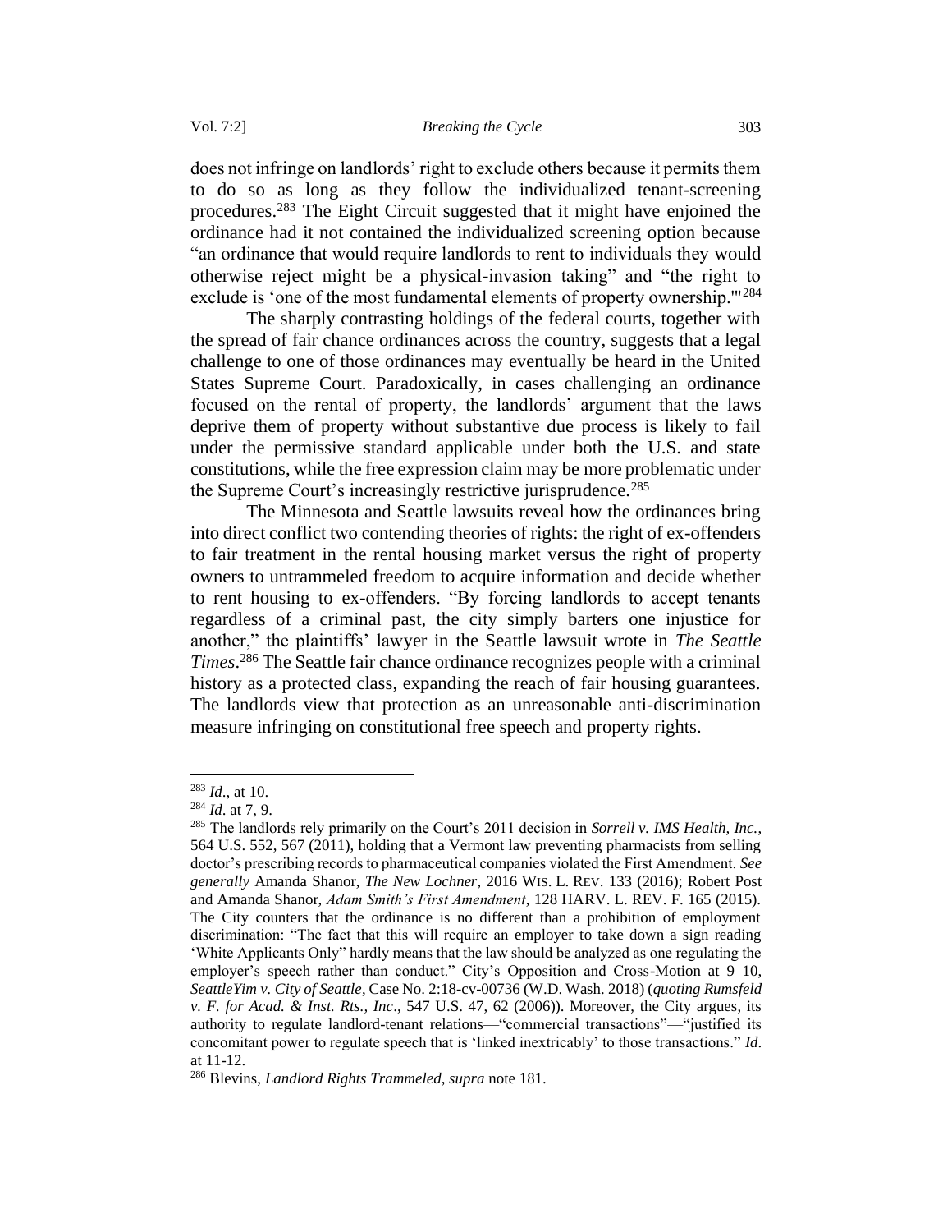does not infringe on landlords' right to exclude others because it permits them to do so as long as they follow the individualized tenant-screening procedures.[283] The Eight Circuit suggested that it might have enjoined the ordinance had it not contained the individualized screening option because "an ordinance that would require landlords to rent to individuals they would otherwise reject might be a physical-invasion taking" and "the right to exclude is 'one of the most fundamental elements of property ownership.'"[284]

The sharply contrasting holdings of the federal courts, together with the spread of fair chance ordinances across the country, suggests that a legal challenge to one of those ordinances may eventually be heard in the United States Supreme Court. Paradoxically, in cases challenging an ordinance focused on the rental of property, the landlords' argument that the laws deprive them of property without substantive due process is likely to fail under the permissive standard applicable under both the U.S. and state constitutions, while the free expression claim may be more problematic under the Supreme Court's increasingly restrictive jurisprudence.[285]

The Minnesota and Seattle lawsuits reveal how the ordinances bring into direct conflict two contending theories of rights: the right of ex-offenders to fair treatment in the rental housing market versus the right of property owners to untrammeled freedom to acquire information and decide whether to rent housing to ex-offenders. "By forcing landlords to accept tenants regardless of a criminal past, the city simply barters one injustice for another," the plaintiffs' lawyer in the Seattle lawsuit wrote in *The Seattle Times*.[286] The Seattle fair chance ordinance recognizes people with a criminal history as a protected class, expanding the reach of fair housing guarantees. The landlords view that protection as an unreasonable anti-discrimination measure infringing on constitutional free speech and property rights.

---

[283] *Id*., at 10.

[284] *Id*. at 7, 9.

[285] The landlords rely primarily on the Court's 2011 decision in *Sorrell v. IMS Health, Inc.*, 564 U.S. 552, 567 (2011), holding that a Vermont law preventing pharmacists from selling doctor's prescribing records to pharmaceutical companies violated the First Amendment. *See generally* Amanda Shanor, *The New Lochner*, 2016 WIS. L. REV. 133 (2016); Robert Post and Amanda Shanor, *Adam Smith's First Amendment*, 128 HARV. L. REV. F. 165 (2015). The City counters that the ordinance is no different than a prohibition of employment discrimination: "The fact that this will require an employer to take down a sign reading 'White Applicants Only' hardly means that the law should be analyzed as one regulating the employer's speech rather than conduct." City's Opposition and Cross-Motion at 9–10, *SeattleYim v. City of Seattle*, Case No. 2:18-cv-00736 (W.D. Wash. 2018) (*quoting Rumsfeld v. F. for Acad. & Inst. Rts., Inc*., 547 U.S. 47, 62 (2006)). Moreover, the City argues, its authority to regulate landlord-tenant relations—"commercial transactions"—"justified its concomitant power to regulate speech that is 'linked inextricably' to those transactions." *Id*. at 11-12.

[286] Blevins, *Landlord Rights Trammeled, supra* note 181.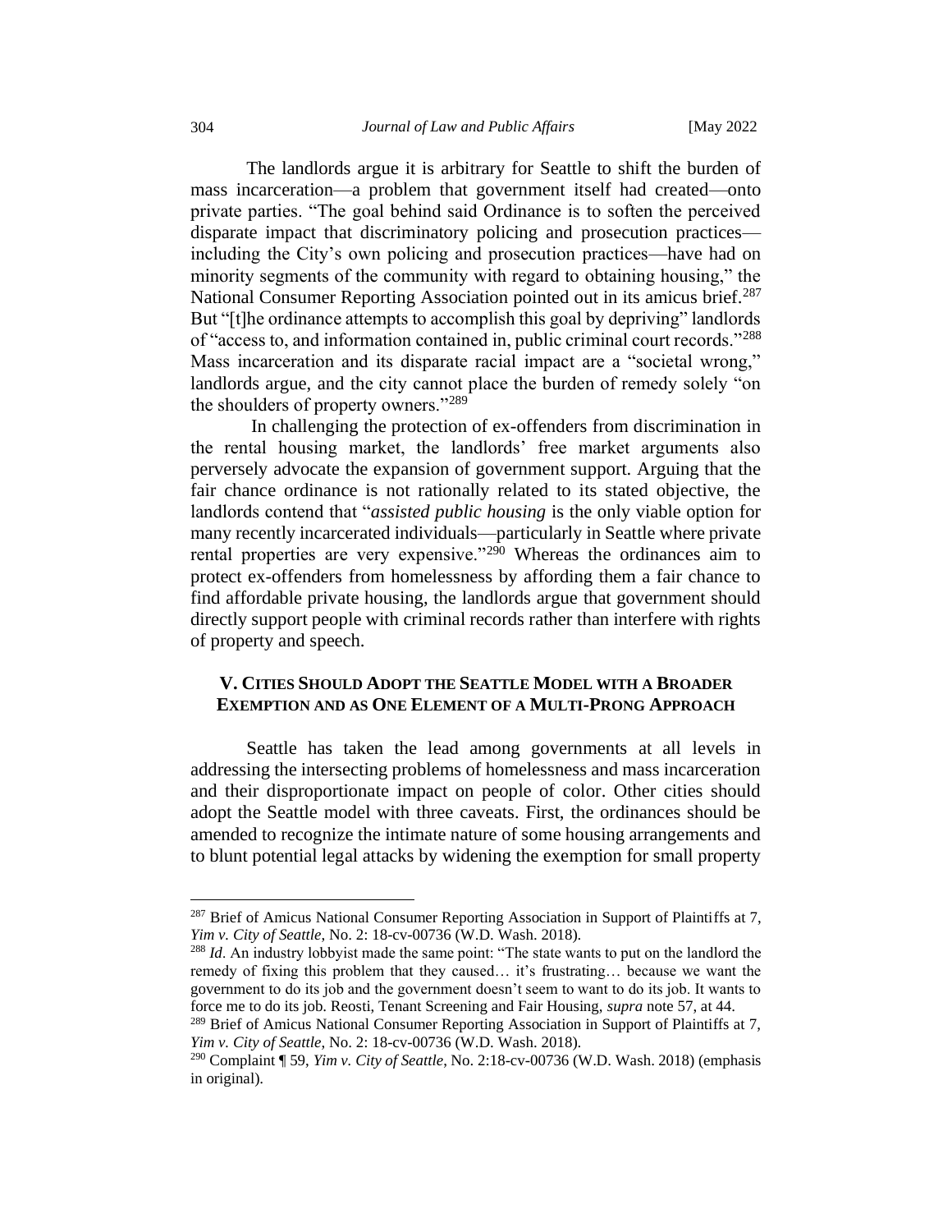The landlords argue it is arbitrary for Seattle to shift the burden of mass incarceration—a problem that government itself had created—onto private parties. "The goal behind said Ordinance is to soften the perceived disparate impact that discriminatory policing and prosecution practices—including the City's own policing and prosecution practices—have had on minority segments of the community with regard to obtaining housing," the National Consumer Reporting Association pointed out in its amicus brief.[287] But "[t]he ordinance attempts to accomplish this goal by depriving" landlords of "access to, and information contained in, public criminal court records."[288] Mass incarceration and its disparate racial impact are a "societal wrong," landlords argue, and the city cannot place the burden of remedy solely "on the shoulders of property owners."[289]

In challenging the protection of ex-offenders from discrimination in the rental housing market, the landlords' free market arguments also perversely advocate the expansion of government support. Arguing that the fair chance ordinance is not rationally related to its stated objective, the landlords contend that "*assisted public housing* is the only viable option for many recently incarcerated individuals—particularly in Seattle where private rental properties are very expensive."[290] Whereas the ordinances aim to protect ex-offenders from homelessness by affording them a fair chance to find affordable private housing, the landlords argue that government should directly support people with criminal records rather than interfere with rights of property and speech.

## V. Cities Should Adopt the Seattle Model with a Broader Exemption and as One Element of a Multi-Prong Approach

Seattle has taken the lead among governments at all levels in addressing the intersecting problems of homelessness and mass incarceration and their disproportionate impact on people of color. Other cities should adopt the Seattle model with three caveats. First, the ordinances should be amended to recognize the intimate nature of some housing arrangements and to blunt potential legal attacks by widening the exemption for small property

---

[287] Brief of Amicus National Consumer Reporting Association in Support of Plaintiffs at 7, *Yim v. City of Seattle*, No. 2: 18-cv-00736 (W.D. Wash. 2018).

[288] *Id*. An industry lobbyist made the same point: "The state wants to put on the landlord the remedy of fixing this problem that they caused… it's frustrating… because we want the government to do its job and the government doesn't seem to want to do its job. It wants to force me to do its job. Reosti, Tenant Screening and Fair Housing, *supra* note 57, at 44.

[289] Brief of Amicus National Consumer Reporting Association in Support of Plaintiffs at 7, *Yim v. City of Seattle*, No. 2: 18-cv-00736 (W.D. Wash. 2018).

[290] Complaint ¶ 59, *Yim v. City of Seattle*, No. 2:18-cv-00736 (W.D. Wash. 2018) (emphasis in original).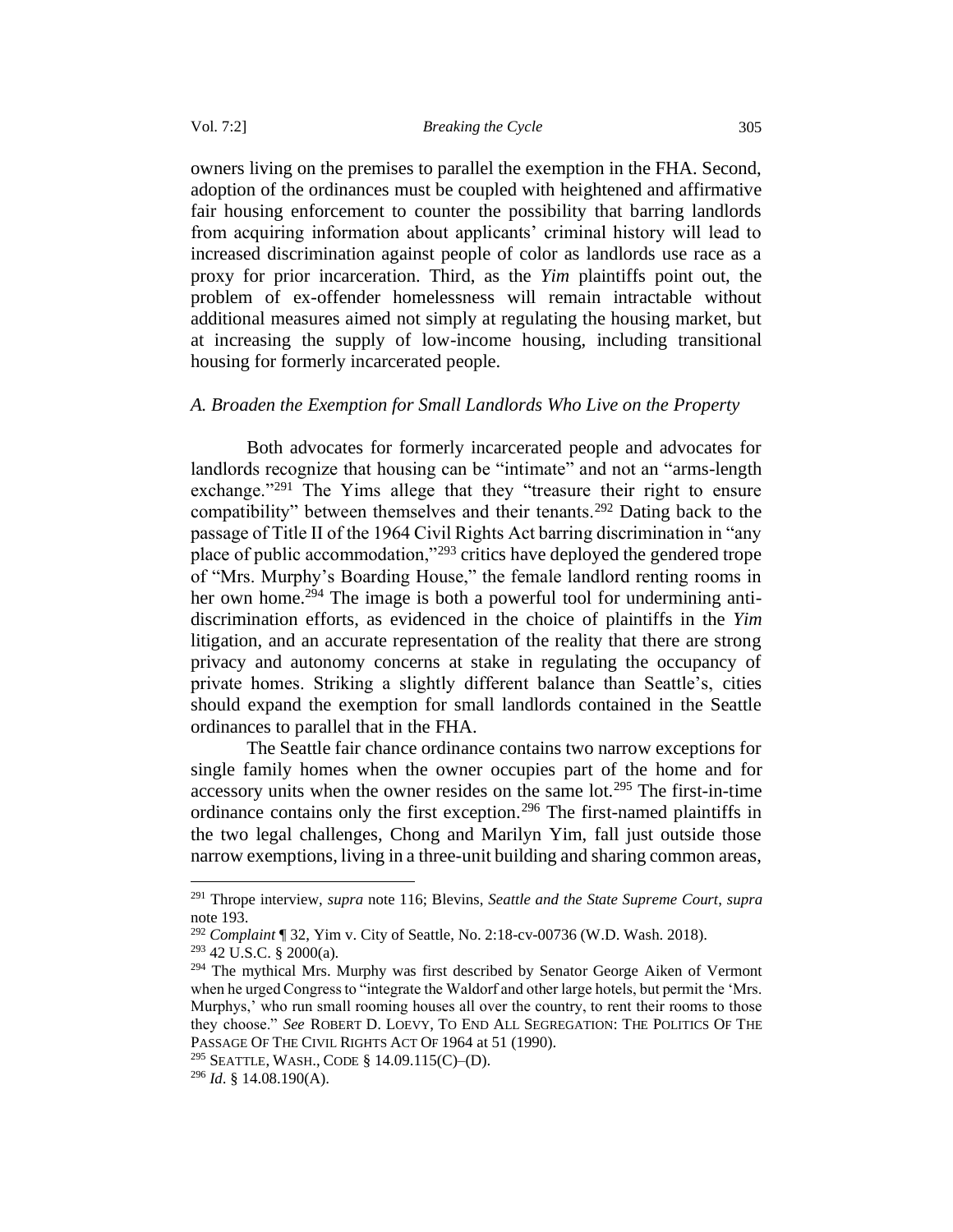owners living on the premises to parallel the exemption in the FHA. Second, adoption of the ordinances must be coupled with heightened and affirmative fair housing enforcement to counter the possibility that barring landlords from acquiring information about applicants' criminal history will lead to increased discrimination against people of color as landlords use race as a proxy for prior incarceration. Third, as the *Yim* plaintiffs point out, the problem of ex-offender homelessness will remain intractable without additional measures aimed not simply at regulating the housing market, but at increasing the supply of low-income housing, including transitional housing for formerly incarcerated people.

### *A. Broaden the Exemption for Small Landlords Who Live on the Property*

Both advocates for formerly incarcerated people and advocates for landlords recognize that housing can be "intimate" and not an "arms-length exchange."[291] The Yims allege that they "treasure their right to ensure compatibility" between themselves and their tenants.[292] Dating back to the passage of Title II of the 1964 Civil Rights Act barring discrimination in "any place of public accommodation,"[293] critics have deployed the gendered trope of "Mrs. Murphy's Boarding House," the female landlord renting rooms in her own home.[294] The image is both a powerful tool for undermining anti-discrimination efforts, as evidenced in the choice of plaintiffs in the *Yim* litigation, and an accurate representation of the reality that there are strong privacy and autonomy concerns at stake in regulating the occupancy of private homes. Striking a slightly different balance than Seattle's, cities should expand the exemption for small landlords contained in the Seattle ordinances to parallel that in the FHA.

The Seattle fair chance ordinance contains two narrow exceptions for single family homes when the owner occupies part of the home and for accessory units when the owner resides on the same lot.[295] The first-in-time ordinance contains only the first exception.[296] The first-named plaintiffs in the two legal challenges, Chong and Marilyn Yim, fall just outside those narrow exemptions, living in a three-unit building and sharing common areas,

---

[291] Thrope interview, *supra* note 116; Blevins, *Seattle and the State Supreme Court*, *supra* note 193.

[292] *Complaint* ¶ 32, Yim v. City of Seattle, No. 2:18-cv-00736 (W.D. Wash. 2018).

[293] 42 U.S.C. § 2000(a).

[294] The mythical Mrs. Murphy was first described by Senator George Aiken of Vermont when he urged Congress to "integrate the Waldorf and other large hotels, but permit the 'Mrs. Murphys,' who run small rooming houses all over the country, to rent their rooms to those they choose." *See* ROBERT D. LOEVY, TO END ALL SEGREGATION: THE POLITICS OF THE PASSAGE OF THE CIVIL RIGHTS ACT OF 1964 at 51 (1990).

[295] SEATTLE, WASH., CODE § 14.09.115(C)–(D).

[296] *Id*. § 14.08.190(A).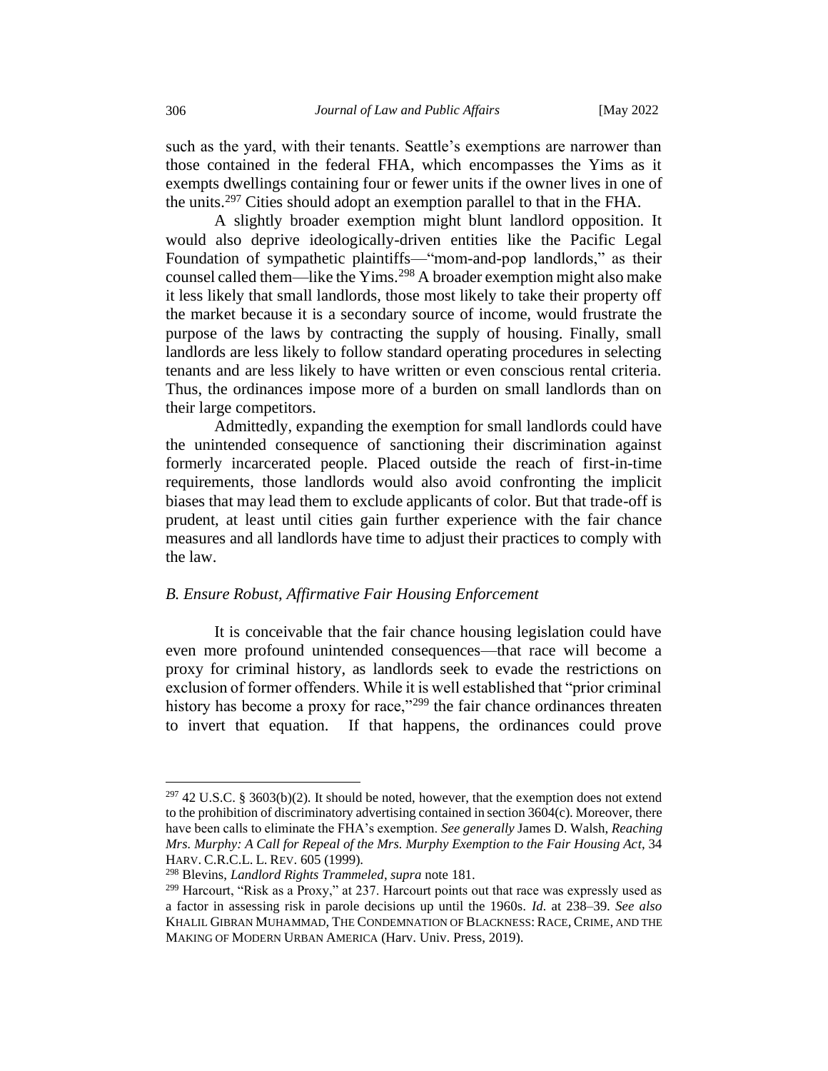such as the yard, with their tenants. Seattle's exemptions are narrower than those contained in the federal FHA, which encompasses the Yims as it exempts dwellings containing four or fewer units if the owner lives in one of the units.[297] Cities should adopt an exemption parallel to that in the FHA.

A slightly broader exemption might blunt landlord opposition. It would also deprive ideologically-driven entities like the Pacific Legal Foundation of sympathetic plaintiffs—"mom-and-pop landlords," as their counsel called them—like the Yims.[298] A broader exemption might also make it less likely that small landlords, those most likely to take their property off the market because it is a secondary source of income, would frustrate the purpose of the laws by contracting the supply of housing. Finally, small landlords are less likely to follow standard operating procedures in selecting tenants and are less likely to have written or even conscious rental criteria. Thus, the ordinances impose more of a burden on small landlords than on their large competitors.

Admittedly, expanding the exemption for small landlords could have the unintended consequence of sanctioning their discrimination against formerly incarcerated people. Placed outside the reach of first-in-time requirements, those landlords would also avoid confronting the implicit biases that may lead them to exclude applicants of color. But that trade-off is prudent, at least until cities gain further experience with the fair chance measures and all landlords have time to adjust their practices to comply with the law.

### *B. Ensure Robust, Affirmative Fair Housing Enforcement*

It is conceivable that the fair chance housing legislation could have even more profound unintended consequences—that race will become a proxy for criminal history, as landlords seek to evade the restrictions on exclusion of former offenders. While it is well established that "prior criminal history has become a proxy for race,"[299] the fair chance ordinances threaten to invert that equation. If that happens, the ordinances could prove

---

[297] 42 U.S.C. § 3603(b)(2). It should be noted, however, that the exemption does not extend to the prohibition of discriminatory advertising contained in section 3604(c). Moreover, there have been calls to eliminate the FHA's exemption. *See generally* James D. Walsh, *Reaching Mrs. Murphy: A Call for Repeal of the Mrs. Murphy Exemption to the Fair Housing Act*, 34 HARV. C.R.C.L. L. REV. 605 (1999).

[298] Blevins, *Landlord Rights Trammeled*, *supra* note 181.

[299] Harcourt, "Risk as a Proxy," at 237. Harcourt points out that race was expressly used as a factor in assessing risk in parole decisions up until the 1960s. *Id.* at 238–39. *See also* KHALIL GIBRAN MUHAMMAD, THE CONDEMNATION OF BLACKNESS: RACE, CRIME, AND THE MAKING OF MODERN URBAN AMERICA (Harv. Univ. Press, 2019).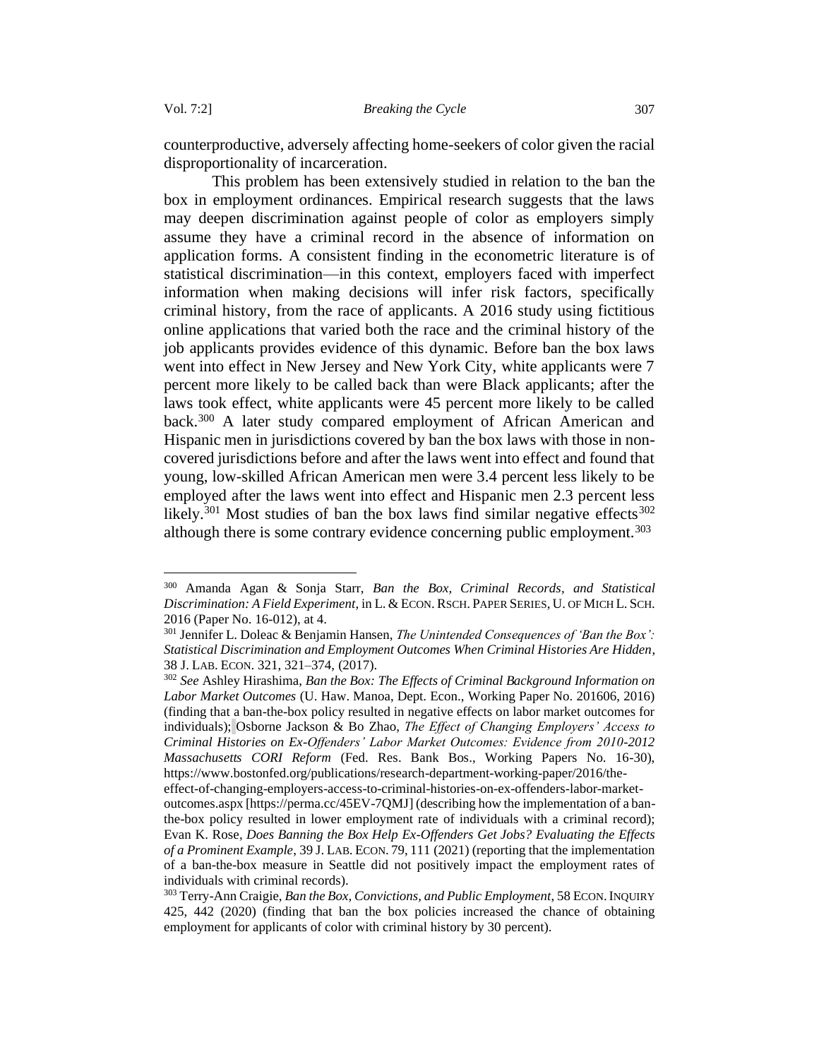counterproductive, adversely affecting home-seekers of color given the racial disproportionality of incarceration.

This problem has been extensively studied in relation to the ban the box in employment ordinances. Empirical research suggests that the laws may deepen discrimination against people of color as employers simply assume they have a criminal record in the absence of information on application forms. A consistent finding in the econometric literature is of statistical discrimination—in this context, employers faced with imperfect information when making decisions will infer risk factors, specifically criminal history, from the race of applicants. A 2016 study using fictitious online applications that varied both the race and the criminal history of the job applicants provides evidence of this dynamic. Before ban the box laws went into effect in New Jersey and New York City, white applicants were 7 percent more likely to be called back than were Black applicants; after the laws took effect, white applicants were 45 percent more likely to be called back.[300] A later study compared employment of African American and Hispanic men in jurisdictions covered by ban the box laws with those in non-covered jurisdictions before and after the laws went into effect and found that young, low-skilled African American men were 3.4 percent less likely to be employed after the laws went into effect and Hispanic men 2.3 percent less likely.[301] Most studies of ban the box laws find similar negative effects[302] although there is some contrary evidence concerning public employment.[303]

---

[300] Amanda Agan & Sonja Starr, *Ban the Box, Criminal Records, and Statistical Discrimination: A Field Experiment*, in L. & ECON. RSCH. PAPER SERIES, U. OF MICH L. SCH. 2016 (Paper No. 16-012), at 4.

[301] Jennifer L. Doleac & Benjamin Hansen, *The Unintended Consequences of 'Ban the Box': Statistical Discrimination and Employment Outcomes When Criminal Histories Are Hidden*, 38 J. LAB. ECON. 321, 321–374, (2017).

[302] *See* Ashley Hirashima, *Ban the Box: The Effects of Criminal Background Information on Labor Market Outcomes* (U. Haw. Manoa, Dept. Econ., Working Paper No. 201606, 2016) (finding that a ban-the-box policy resulted in negative effects on labor market outcomes for individuals); Osborne Jackson & Bo Zhao, *The Effect of Changing Employers' Access to Criminal Histories on Ex-Offenders' Labor Market Outcomes: Evidence from 2010-2012 Massachusetts CORI Reform* (Fed. Res. Bank Bos., Working Papers No. 16-30), https://www.bostonfed.org/publications/research-department-working-paper/2016/the-effect-of-changing-employers-access-to-criminal-histories-on-ex-offenders-labor-market-outcomes.aspx [https://perma.cc/45EV-7QMJ] (describing how the implementation of a ban-the-box policy resulted in lower employment rate of individuals with a criminal record); Evan K. Rose, *Does Banning the Box Help Ex-Offenders Get Jobs? Evaluating the Effects of a Prominent Example*, 39 J. LAB. ECON. 79, 111 (2021) (reporting that the implementation of a ban-the-box measure in Seattle did not positively impact the employment rates of individuals with criminal records).

[303] Terry-Ann Craigie, *Ban the Box, Convictions, and Public Employment*, 58 ECON. INQUIRY 425, 442 (2020) (finding that ban the box policies increased the chance of obtaining employment for applicants of color with criminal history by 30 percent).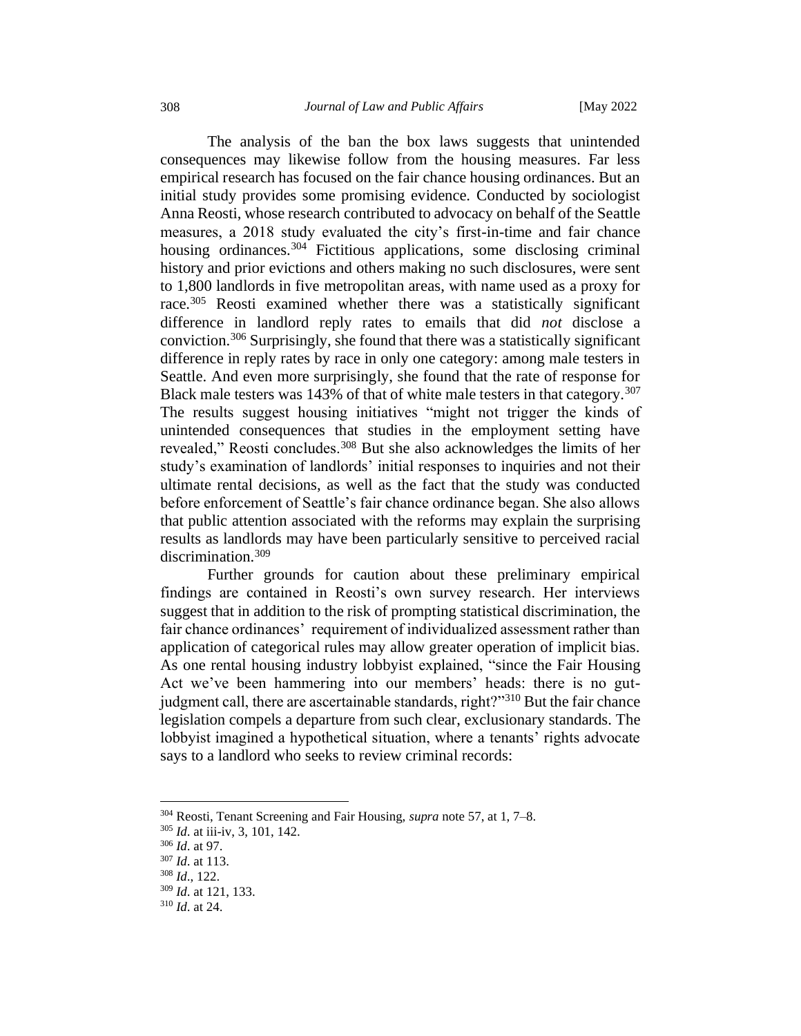The analysis of the ban the box laws suggests that unintended consequences may likewise follow from the fair chance housing measures. Far less empirical research has focused on the fair chance housing ordinances. But an initial study provides some promising evidence. Conducted by sociologist Anna Reosti, whose research contributed to advocacy on behalf of the Seattle measures, a 2018 study evaluated the city's first-in-time and fair chance housing ordinances.[304] Fictitious applications, some disclosing criminal history and prior evictions and others making no such disclosures, were sent to 1,800 landlords in five metropolitan areas, with name used as a proxy for race.[305] Reosti examined whether there was a statistically significant difference in landlord reply rates to emails that did *not* disclose a conviction.[306] Surprisingly, she found that there was a statistically significant difference in reply rates by race in only one category: among male testers in Seattle. And even more surprisingly, she found that the rate of response for Black male testers was 143% of that of white male testers in that category.[307] The results suggest housing initiatives "might not trigger the kinds of unintended consequences that studies in the employment setting have revealed," Reosti concludes.[308] But she also acknowledges the limits of her study's examination of landlords' initial responses to inquiries and not their ultimate rental decisions, as well as the fact that the study was conducted before enforcement of Seattle's fair chance ordinance began. She also allows that public attention associated with the reforms may explain the surprising results as landlords may have been particularly sensitive to perceived racial discrimination.[309]

Further grounds for caution about these preliminary empirical findings are contained in Reosti's own survey research. Her interviews suggest that in addition to the risk of prompting statistical discrimination, the fair chance ordinances' requirement of individualized assessment rather than application of categorical rules may allow greater operation of implicit bias. As one rental housing industry lobbyist explained, "since the Fair Housing Act we've been hammering into our members' heads: there is no gut-judgment call, there are ascertainable standards, right?"[310] But the fair chance legislation compels a departure from such clear, exclusionary standards. The lobbyist imagined a hypothetical situation, where a tenants' rights advocate says to a landlord who seeks to review criminal records:

---

[304] Reosti, Tenant Screening and Fair Housing, *supra* note 57, at 1, 7–8.

[305] *Id*. at iii-iv, 3, 101, 142.

[306] *Id*. at 97.

[307] *Id*. at 113.

[308] *Id*., 122.

[309] *Id*. at 121, 133.

[310] *Id*. at 24.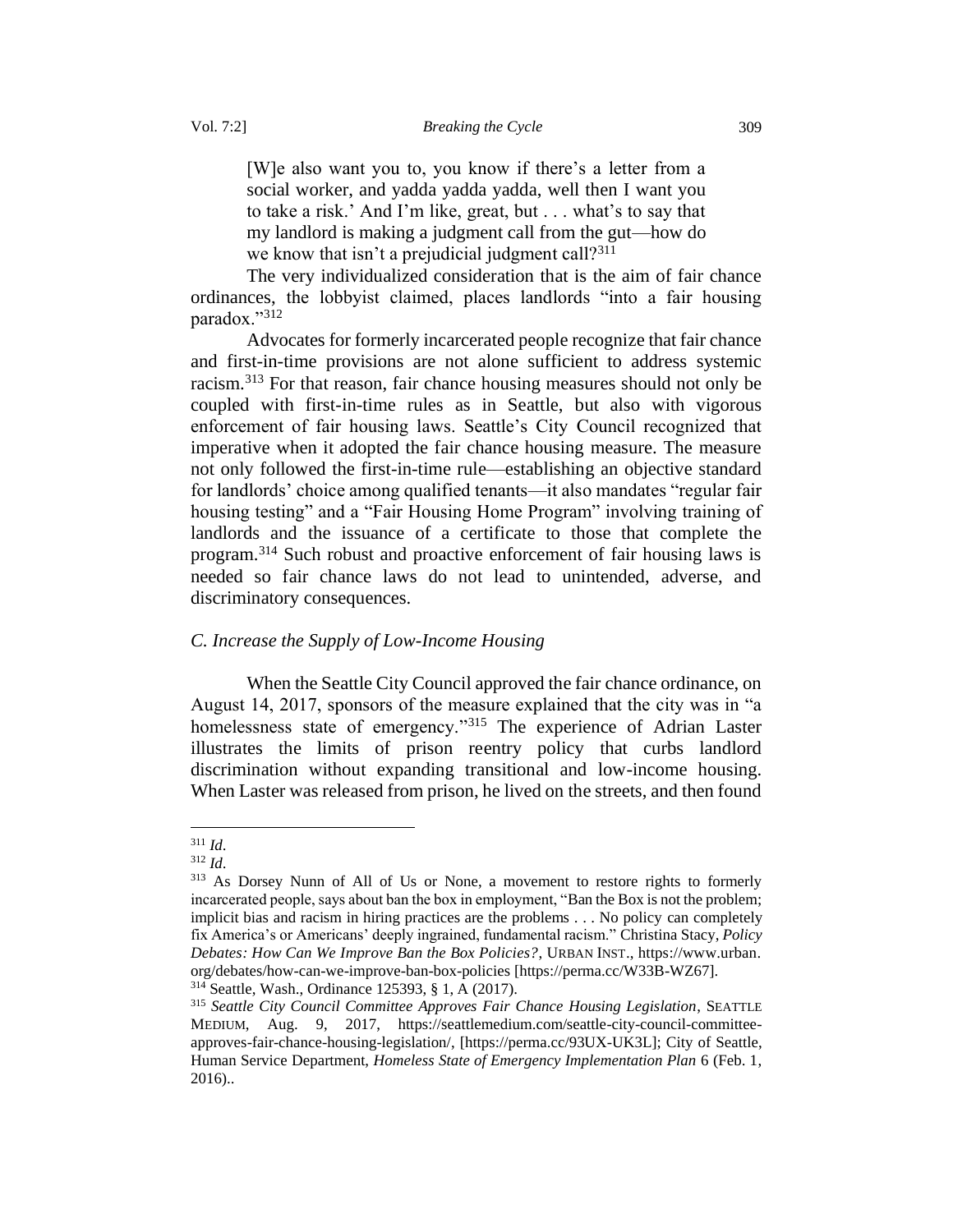> [W]e also want you to, you know if there's a letter from a social worker, and yadda yadda yadda, well then I want you to take a risk.' And I'm like, great, but . . . what's to say that my landlord is making a judgment call from the gut—how do we know that isn't a prejudicial judgment call?[311]

The very individualized consideration that is the aim of fair chance ordinances, the lobbyist claimed, places landlords "into a fair housing paradox."[312]

Advocates for formerly incarcerated people recognize that fair chance and first-in-time provisions are not alone sufficient to address systemic racism.[313] For that reason, fair chance housing measures should not only be coupled with first-in-time rules as in Seattle, but also with vigorous enforcement of fair housing laws. Seattle's City Council recognized that imperative when it adopted the fair chance housing measure. The measure not only followed the first-in-time rule—establishing an objective standard for landlords' choice among qualified tenants—it also mandates "regular fair housing testing" and a "Fair Housing Home Program" involving training of landlords and the issuance of a certificate to those that complete the program.[314] Such robust and proactive enforcement of fair housing laws is needed so fair chance laws do not lead to unintended, adverse, and discriminatory consequences.

### *C. Increase the Supply of Low-Income Housing*

When the Seattle City Council approved the fair chance ordinance, on August 14, 2017, sponsors of the measure explained that the city was in "a homelessness state of emergency."[315] The experience of Adrian Laster illustrates the limits of prison reentry policy that curbs landlord discrimination without expanding transitional and low-income housing. When Laster was released from prison, he lived on the streets, and then found

---

[311] *Id.*

[312] *Id.*

[313] As Dorsey Nunn of All of Us or None, a movement to restore rights to formerly incarcerated people, says about ban the box in employment, "Ban the Box is not the problem; implicit bias and racism in hiring practices are the problems . . . No policy can completely fix America's or Americans' deeply ingrained, fundamental racism." Christina Stacy, *Policy Debates: How Can We Improve Ban the Box Policies?*, URBAN INST., https://www.urban.org/debates/how-can-we-improve-ban-box-policies [https://perma.cc/W33B-WZ67].

[314] Seattle, Wash., Ordinance 125393, § 1, A (2017).

[315] *Seattle City Council Committee Approves Fair Chance Housing Legislation*, SEATTLE MEDIUM, Aug. 9, 2017, https://seattlemedium.com/seattle-city-council-committee-approves-fair-chance-housing-legislation/, [https://perma.cc/93UX-UK3L]; City of Seattle, Human Service Department, *Homeless State of Emergency Implementation Plan* 6 (Feb. 1, 2016)..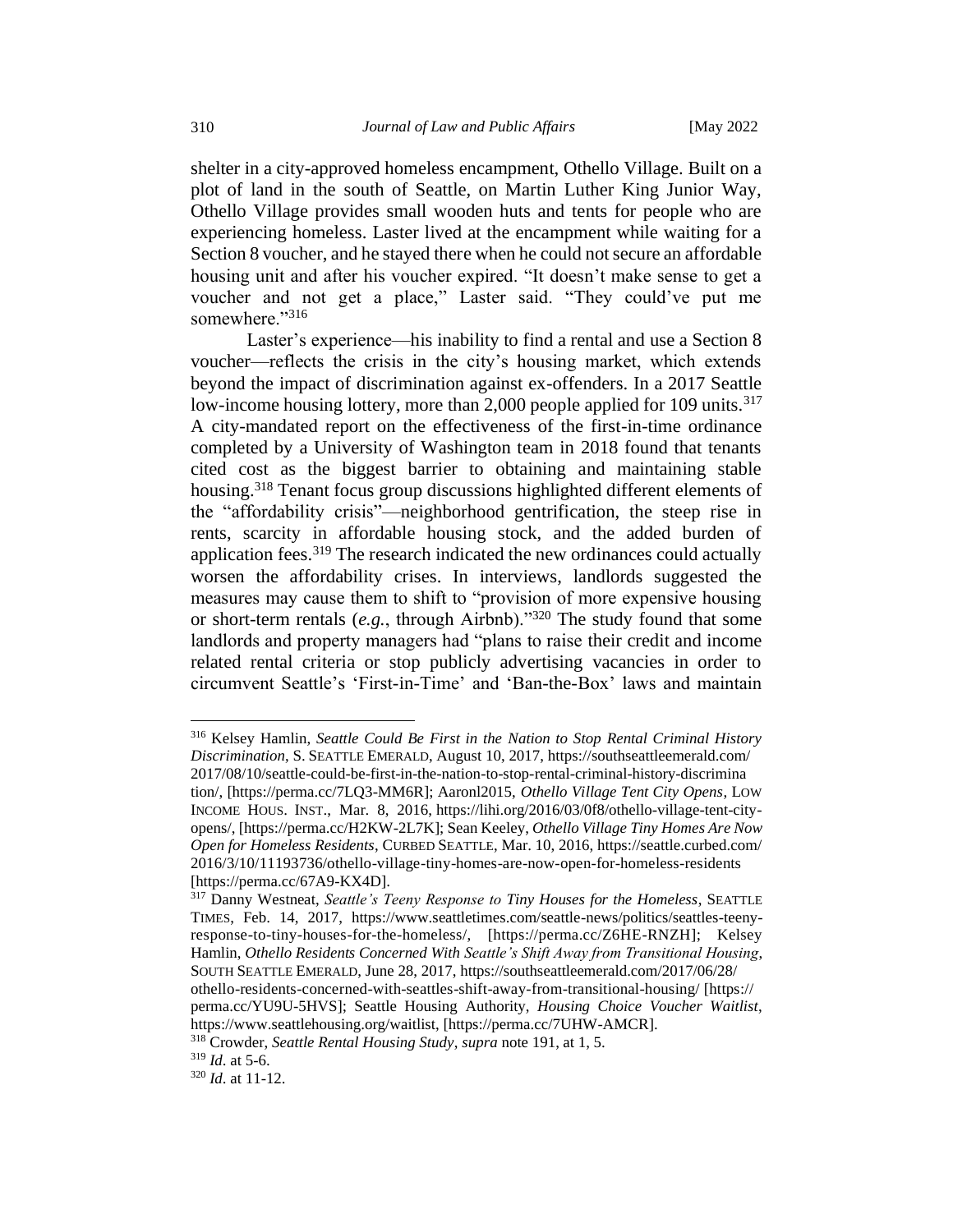shelter in a city-approved homeless encampment, Othello Village. Built on a plot of land in the south of Seattle, on Martin Luther King Junior Way, Othello Village provides small wooden huts and tents for people who are experiencing homeless. Laster lived at the encampment while waiting for a Section 8 voucher, and he stayed there when he could not secure an affordable housing unit and after his voucher expired. "It doesn't make sense to get a voucher and not get a place," Laster said. "They could've put me somewhere."[316]

Laster's experience—his inability to find a rental and use a Section 8 voucher—reflects the crisis in the city's housing market, which extends beyond the impact of discrimination against ex-offenders. In a 2017 Seattle low-income housing lottery, more than 2,000 people applied for 109 units.[317] A city-mandated report on the effectiveness of the first-in-time ordinance completed by a University of Washington team in 2018 found that tenants cited cost as the biggest barrier to obtaining and maintaining stable housing.[318] Tenant focus group discussions highlighted different elements of the "affordability crisis"—neighborhood gentrification, the steep rise in rents, scarcity in affordable housing stock, and the added burden of application fees.[319] The research indicated the new ordinances could actually worsen the affordability crises. In interviews, landlords suggested the measures may cause them to shift to "provision of more expensive housing or short-term rentals (*e.g.*, through Airbnb)."[320] The study found that some landlords and property managers had "plans to raise their credit and income related rental criteria or stop publicly advertising vacancies in order to circumvent Seattle's 'First-in-Time' and 'Ban-the-Box' laws and maintain

---

[316] Kelsey Hamlin, *Seattle Could Be First in the Nation to Stop Rental Criminal History Discrimination*, S. SEATTLE EMERALD, August 10, 2017, https://southseattleemerald.com/2017/08/10/seattle-could-be-first-in-the-nation-to-stop-rental-criminal-history-discrimination/, [https://perma.cc/7LQ3-MM6R]; Aaronl2015, *Othello Village Tent City Opens*, LOW INCOME HOUS. INST., Mar. 8, 2016, https://lihi.org/2016/03/0f8/othello-village-tent-city-opens/, [https://perma.cc/H2KW-2L7K]; Sean Keeley, *Othello Village Tiny Homes Are Now Open for Homeless Residents*, CURBED SEATTLE, Mar. 10, 2016, https://seattle.curbed.com/2016/3/10/11193736/othello-village-tiny-homes-are-now-open-for-homeless-residents [https://perma.cc/67A9-KX4D].

[317] Danny Westneat, *Seattle's Teeny Response to Tiny Houses for the Homeless*, SEATTLE TIMES, Feb. 14, 2017, https://www.seattletimes.com/seattle-news/politics/seattles-teeny-response-to-tiny-houses-for-the-homeless/, [https://perma.cc/Z6HE-RNZH]; Kelsey Hamlin, *Othello Residents Concerned With Seattle's Shift Away from Transitional Housing*, SOUTH SEATTLE EMERALD, June 28, 2017, https://southseattleemerald.com/2017/06/28/othello-residents-concerned-with-seattles-shift-away-from-transitional-housing/ [https://perma.cc/YU9U-5HVS]; Seattle Housing Authority, *Housing Choice Voucher Waitlist*, https://www.seattlehousing.org/waitlist, [https://perma.cc/7UHW-AMCR].

[318] Crowder, *Seattle Rental Housing Study*, *supra* note 191, at 1, 5.

[319] *Id*. at 5-6.

[320] *Id*. at 11-12.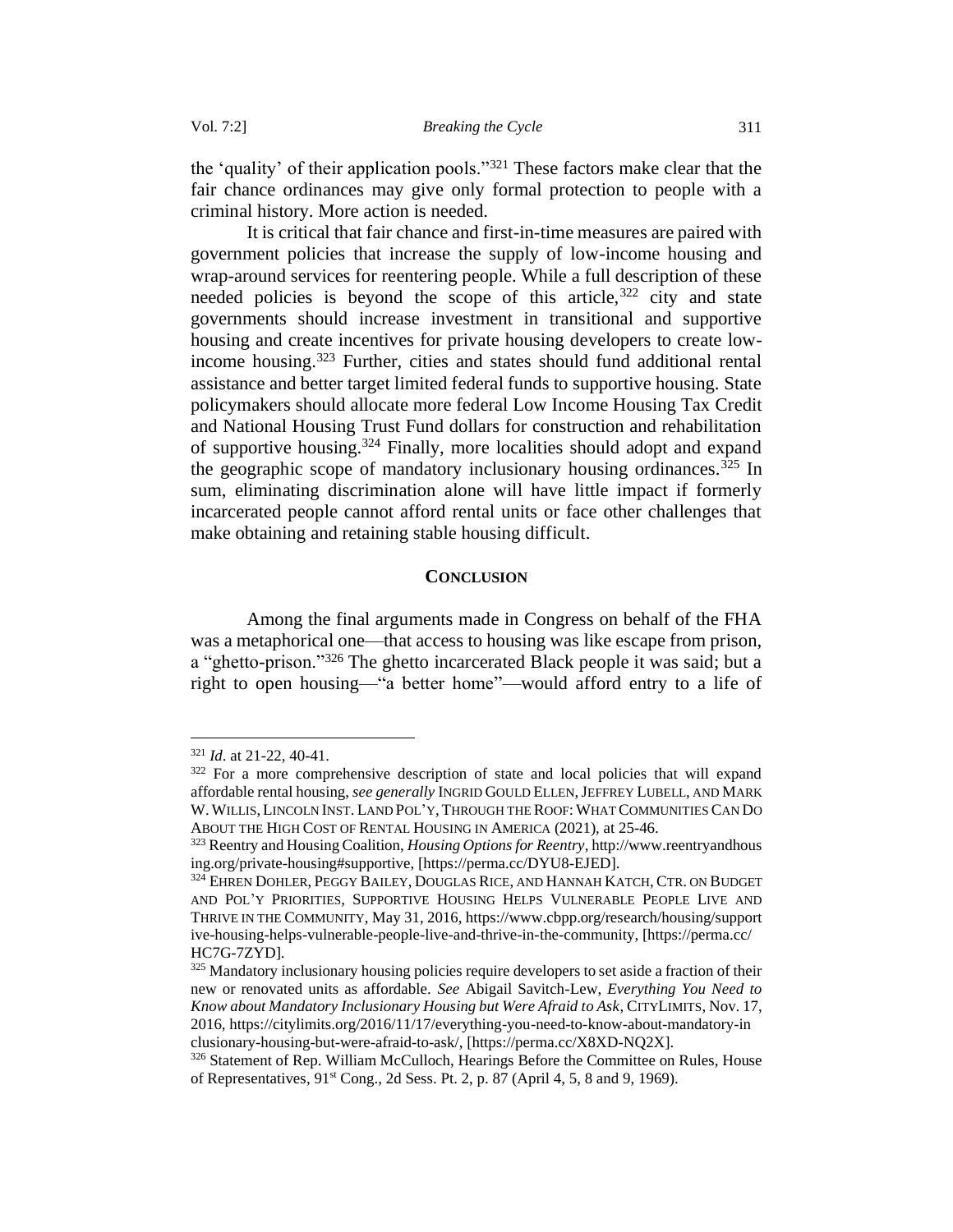the 'quality' of their application pools."[321] These factors make clear that the fair chance ordinances may give only formal protection to people with a criminal history. More action is needed.

It is critical that fair chance and first-in-time measures are paired with government policies that increase the supply of low-income housing and wrap-around services for reentering people. While a full description of these needed policies is beyond the scope of this article,[322] city and state governments should increase investment in transitional and supportive housing and create incentives for private housing developers to create low-income housing.[323] Further, cities and states should fund additional rental assistance and better target limited federal funds to supportive housing. State policymakers should allocate more federal Low Income Housing Tax Credit and National Housing Trust Fund dollars for construction and rehabilitation of supportive housing.[324] Finally, more localities should adopt and expand the geographic scope of mandatory inclusionary housing ordinances.[325] In sum, eliminating discrimination alone will have little impact if formerly incarcerated people cannot afford rental units or face other challenges that make obtaining and retaining stable housing difficult.

## CONCLUSION

Among the final arguments made in Congress on behalf of the FHA was a metaphorical one—that access to housing was like escape from prison, a "ghetto-prison."[326] The ghetto incarcerated Black people it was said; but a right to open housing—"a better home"—would afford entry to a life of

---

[321] *Id*. at 21-22, 40-41.

[322] For a more comprehensive description of state and local policies that will expand affordable rental housing, *see generally* INGRID GOULD ELLEN, JEFFREY LUBELL, AND MARK W. WILLIS, LINCOLN INST. LAND POL'Y, THROUGH THE ROOF: WHAT COMMUNITIES CAN DO ABOUT THE HIGH COST OF RENTAL HOUSING IN AMERICA (2021), at 25-46.

[323] Reentry and Housing Coalition, *Housing Options for Reentry*, http://www.reentryandhousing.org/private-housing#supportive, [https://perma.cc/DYU8-EJED].

[324] EHREN DOHLER, PEGGY BAILEY, DOUGLAS RICE, AND HANNAH KATCH, CTR. ON BUDGET AND POL'Y PRIORITIES, SUPPORTIVE HOUSING HELPS VULNERABLE PEOPLE LIVE AND THRIVE IN THE COMMUNITY, May 31, 2016, https://www.cbpp.org/research/housing/supportive-housing-helps-vulnerable-people-live-and-thrive-in-the-community, [https://perma.cc/HC7G-7ZYD].

[325] Mandatory inclusionary housing policies require developers to set aside a fraction of their new or renovated units as affordable. *See* Abigail Savitch-Lew, *Everything You Need to Know about Mandatory Inclusionary Housing but Were Afraid to Ask*, CITYLIMITS, Nov. 17, 2016, https://citylimits.org/2016/11/17/everything-you-need-to-know-about-mandatory-inclusionary-housing-but-were-afraid-to-ask/, [https://perma.cc/X8XD-NQ2X].

[326] Statement of Rep. William McCulloch, Hearings Before the Committee on Rules, House of Representatives, 91st Cong., 2d Sess. Pt. 2, p. 87 (April 4, 5, 8 and 9, 1969).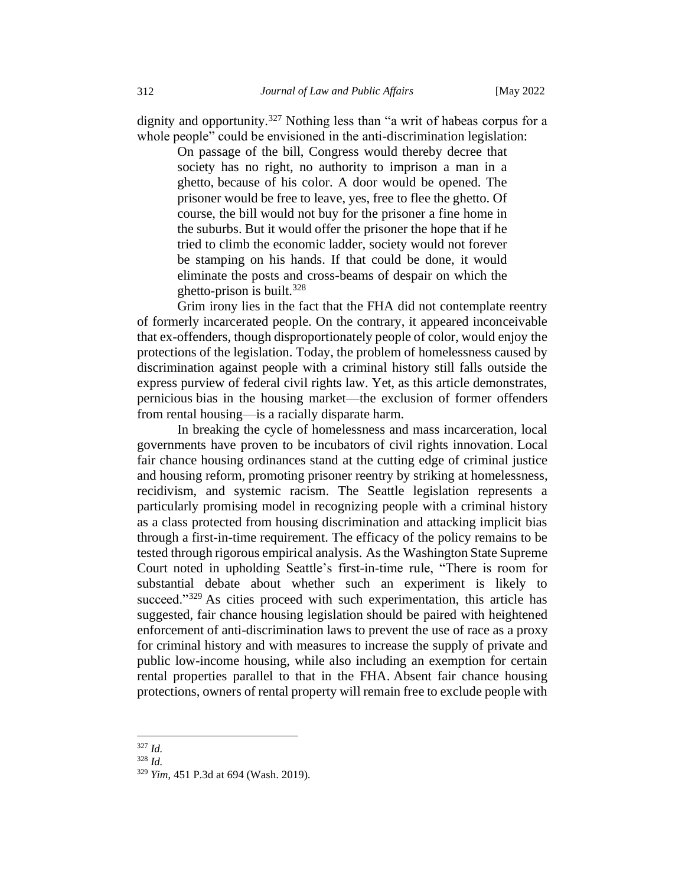dignity and opportunity.[327] Nothing less than "a writ of habeas corpus for a whole people" could be envisioned in the anti-discrimination legislation:

> On passage of the bill, Congress would thereby decree that society has no right, no authority to imprison a man in a ghetto, because of his color. A door would be opened. The prisoner would be free to leave, yes, free to flee the ghetto. Of course, the bill would not buy for the prisoner a fine home in the suburbs. But it would offer the prisoner the hope that if he tried to climb the economic ladder, society would not forever be stamping on his hands. If that could be done, it would eliminate the posts and cross-beams of despair on which the ghetto-prison is built.[328]

Grim irony lies in the fact that the FHA did not contemplate reentry of formerly incarcerated people. On the contrary, it appeared inconceivable that ex-offenders, though disproportionately people of color, would enjoy the protections of the legislation. Today, the problem of homelessness caused by discrimination against people with a criminal history still falls outside the express purview of federal civil rights law. Yet, as this article demonstrates, pernicious bias in the housing market—the exclusion of former offenders from rental housing—is a racially disparate harm.

In breaking the cycle of homelessness and mass incarceration, local governments have proven to be incubators of civil rights innovation. Local fair chance housing ordinances stand at the cutting edge of criminal justice and housing reform, promoting prisoner reentry by striking at homelessness, recidivism, and systemic racism. The Seattle legislation represents a particularly promising model in recognizing people with a criminal history as a class protected from housing discrimination and attacking implicit bias through a first-in-time requirement. The efficacy of the policy remains to be tested through rigorous empirical analysis. As the Washington State Supreme Court noted in upholding Seattle's first-in-time rule, "There is room for substantial debate about whether such an experiment is likely to succeed."[329] As cities proceed with such experimentation, this article has suggested, fair chance housing legislation should be paired with heightened enforcement of anti-discrimination laws to prevent the use of race as a proxy for criminal history and with measures to increase the supply of private and public low-income housing, while also including an exemption for certain rental properties parallel to that in the FHA. Absent fair chance housing protections, owners of rental property will remain free to exclude people with

---

[327] *Id.*

[328] *Id.*

[329] *Yim*, 451 P.3d at 694 (Wash. 2019).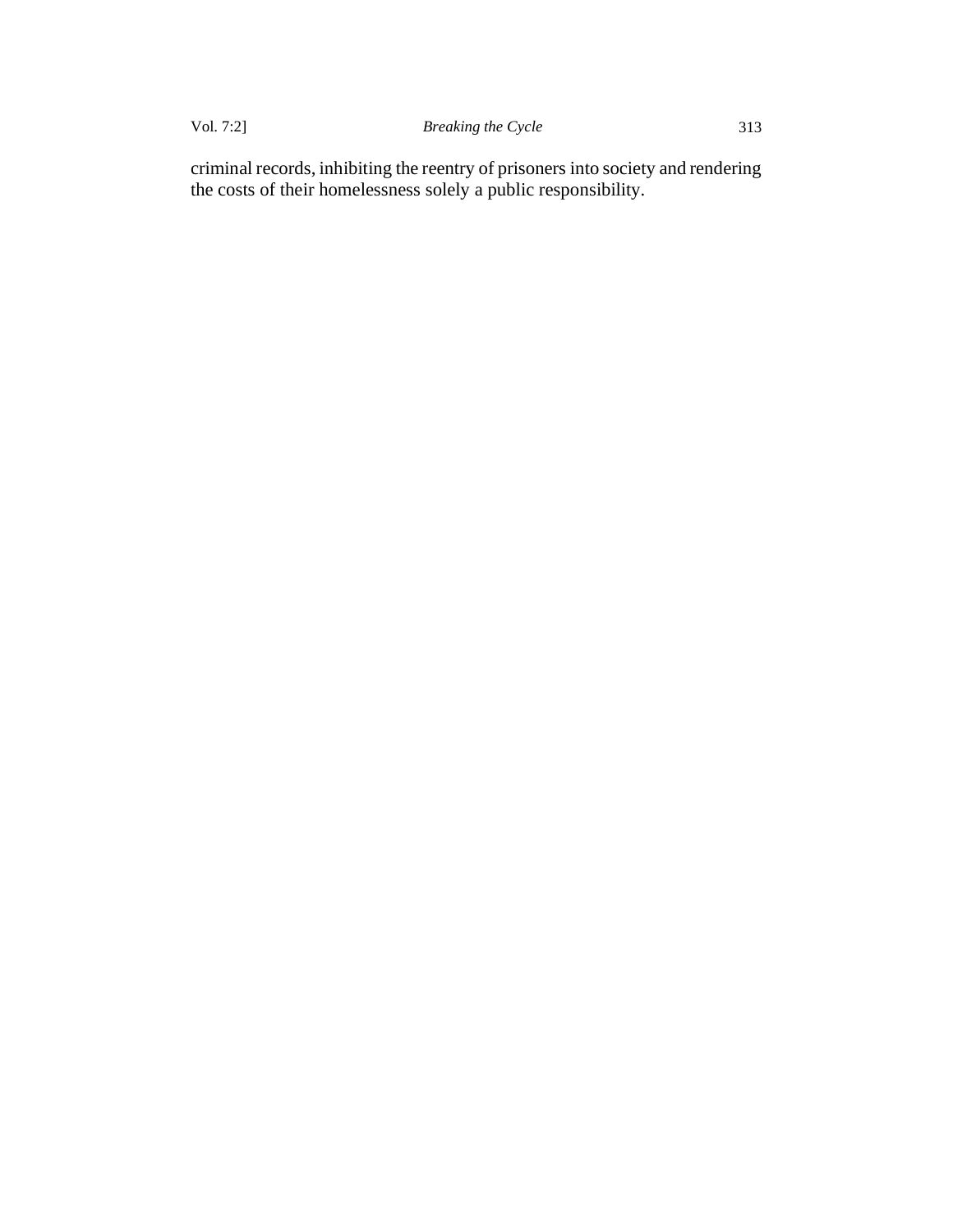criminal records, inhibiting the reentry of prisoners into society and rendering the costs of their homelessness solely a public responsibility.